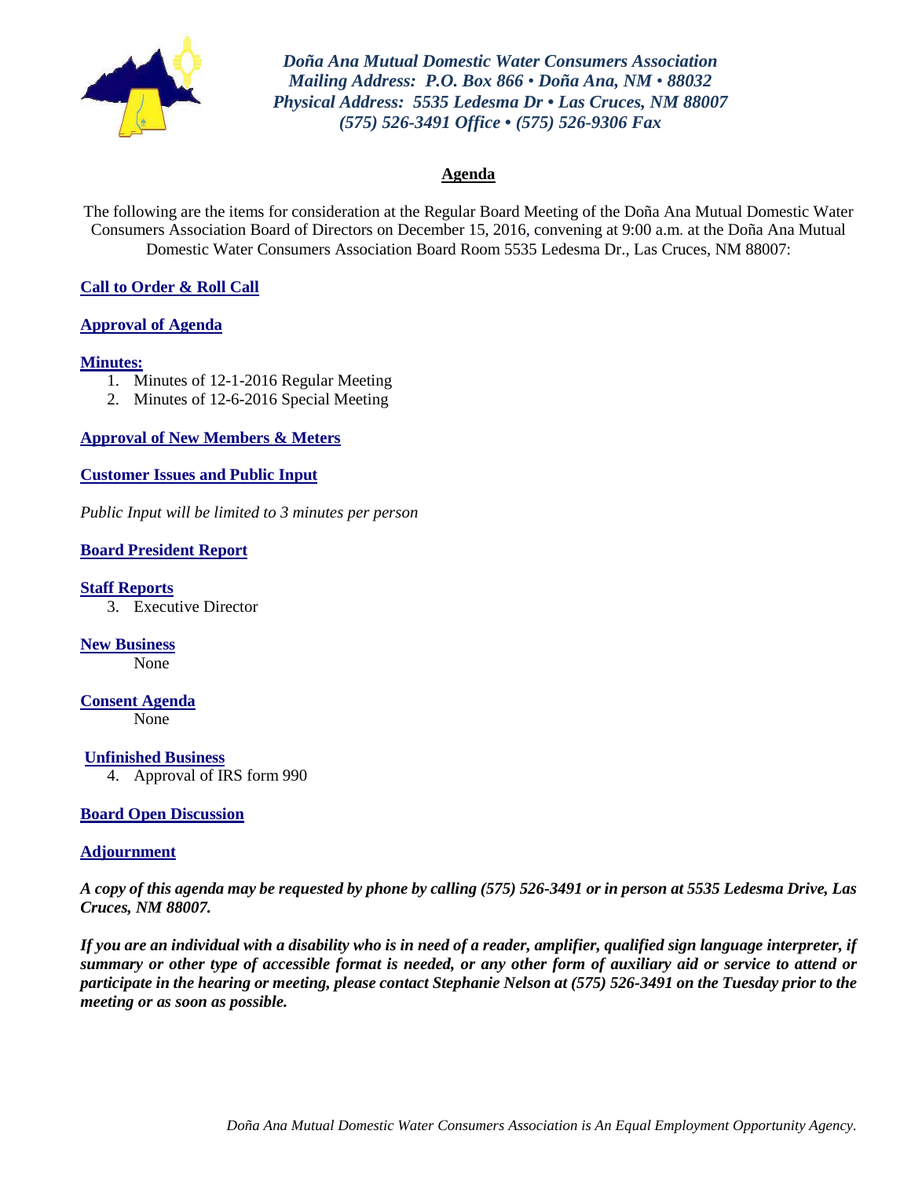*Doña Ana Mutual Domestic Water Consumers Association*
*Mailing Address: P.O. Box 866 • Doña Ana, NM • 88032*
*Physical Address: 5535 Ledesma Dr • Las Cruces, NM 88007*
*(575) 526-3491 Office • (575) 526-9306 Fax*

## Agenda

The following are the items for consideration at the Regular Board Meeting of the Doña Ana Mutual Domestic Water Consumers Association Board of Directors on December 15, 2016, convening at 9:00 a.m. at the Doña Ana Mutual Domestic Water Consumers Association Board Room 5535 Ledesma Dr., Las Cruces, NM 88007:

**Call to Order & Roll Call**

**Approval of Agenda**

**Minutes:**

1. Minutes of 12-1-2016 Regular Meeting
2. Minutes of 12-6-2016 Special Meeting

**Approval of New Members & Meters**

**Customer Issues and Public Input**

*Public Input will be limited to 3 minutes per person*

**Board President Report**

**Staff Reports**

3. Executive Director

**New Business**

None

**Consent Agenda**

None

**Unfinished Business**

4. Approval of IRS form 990

**Board Open Discussion**

**Adjournment**

***A copy of this agenda may be requested by phone by calling (575) 526-3491 or in person at 5535 Ledesma Drive, Las Cruces, NM 88007.***

***If you are an individual with a disability who is in need of a reader, amplifier, qualified sign language interpreter, if summary or other type of accessible format is needed, or any other form of auxiliary aid or service to attend or participate in the hearing or meeting, please contact Stephanie Nelson at (575) 526-3491 on the Tuesday prior to the meeting or as soon as possible.***

*Doña Ana Mutual Domestic Water Consumers Association is An Equal Employment Opportunity Agency.*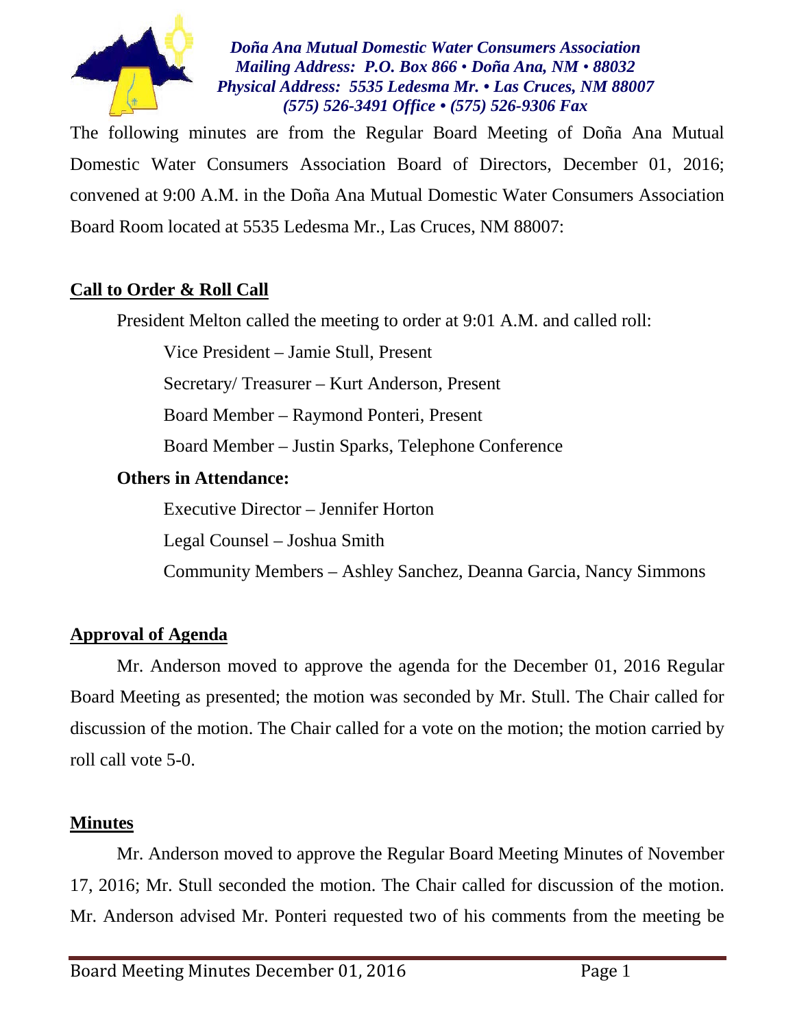*Doña Ana Mutual Domestic Water Consumers Association*
*Mailing Address: P.O. Box 866 • Doña Ana, NM • 88032*
*Physical Address: 5535 Ledesma Mr. • Las Cruces, NM 88007*
*(575) 526-3491 Office • (575) 526-9306 Fax*

The following minutes are from the Regular Board Meeting of Doña Ana Mutual Domestic Water Consumers Association Board of Directors, December 01, 2016; convened at 9:00 A.M. in the Doña Ana Mutual Domestic Water Consumers Association Board Room located at 5535 Ledesma Mr., Las Cruces, NM 88007:

## Call to Order & Roll Call

President Melton called the meeting to order at 9:01 A.M. and called roll:

Vice President – Jamie Stull, Present

Secretary/ Treasurer – Kurt Anderson, Present

Board Member – Raymond Ponteri, Present

Board Member – Justin Sparks, Telephone Conference

**Others in Attendance:**

Executive Director – Jennifer Horton

Legal Counsel – Joshua Smith

Community Members – Ashley Sanchez, Deanna Garcia, Nancy Simmons

## Approval of Agenda

Mr. Anderson moved to approve the agenda for the December 01, 2016 Regular Board Meeting as presented; the motion was seconded by Mr. Stull. The Chair called for discussion of the motion. The Chair called for a vote on the motion; the motion carried by roll call vote 5-0.

## Minutes

Mr. Anderson moved to approve the Regular Board Meeting Minutes of November 17, 2016; Mr. Stull seconded the motion. The Chair called for discussion of the motion. Mr. Anderson advised Mr. Ponteri requested two of his comments from the meeting be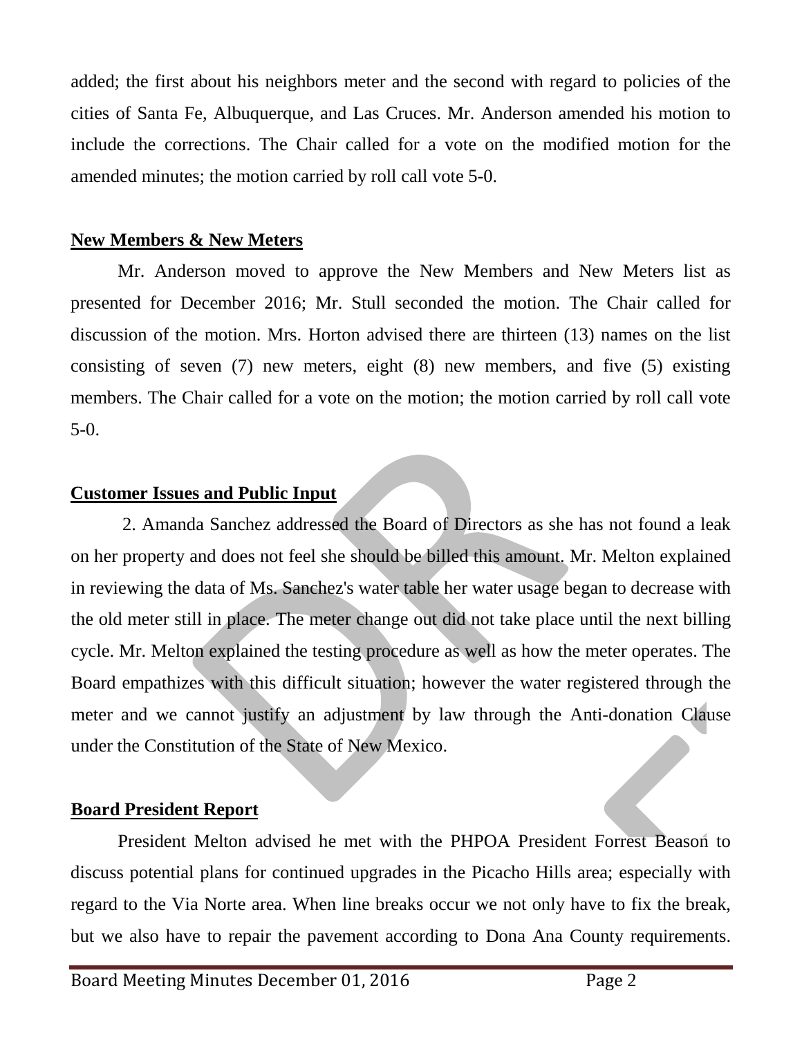added; the first about his neighbors meter and the second with regard to policies of the cities of Santa Fe, Albuquerque, and Las Cruces. Mr. Anderson amended his motion to include the corrections. The Chair called for a vote on the modified motion for the amended minutes; the motion carried by roll call vote 5-0.

## New Members & New Meters

Mr. Anderson moved to approve the New Members and New Meters list as presented for December 2016; Mr. Stull seconded the motion. The Chair called for discussion of the motion. Mrs. Horton advised there are thirteen (13) names on the list consisting of seven (7) new meters, eight (8) new members, and five (5) existing members. The Chair called for a vote on the motion; the motion carried by roll call vote 5-0.

## Customer Issues and Public Input

2. Amanda Sanchez addressed the Board of Directors as she has not found a leak on her property and does not feel she should be billed this amount. Mr. Melton explained in reviewing the data of Ms. Sanchez's water table her water usage began to decrease with the old meter still in place. The meter change out did not take place until the next billing cycle. Mr. Melton explained the testing procedure as well as how the meter operates. The Board empathizes with this difficult situation; however the water registered through the meter and we cannot justify an adjustment by law through the Anti-donation Clause under the Constitution of the State of New Mexico.

## Board President Report

President Melton advised he met with the PHPOA President Forrest Beason to discuss potential plans for continued upgrades in the Picacho Hills area; especially with regard to the Via Norte area. When line breaks occur we not only have to fix the break, but we also have to repair the pavement according to Dona Ana County requirements.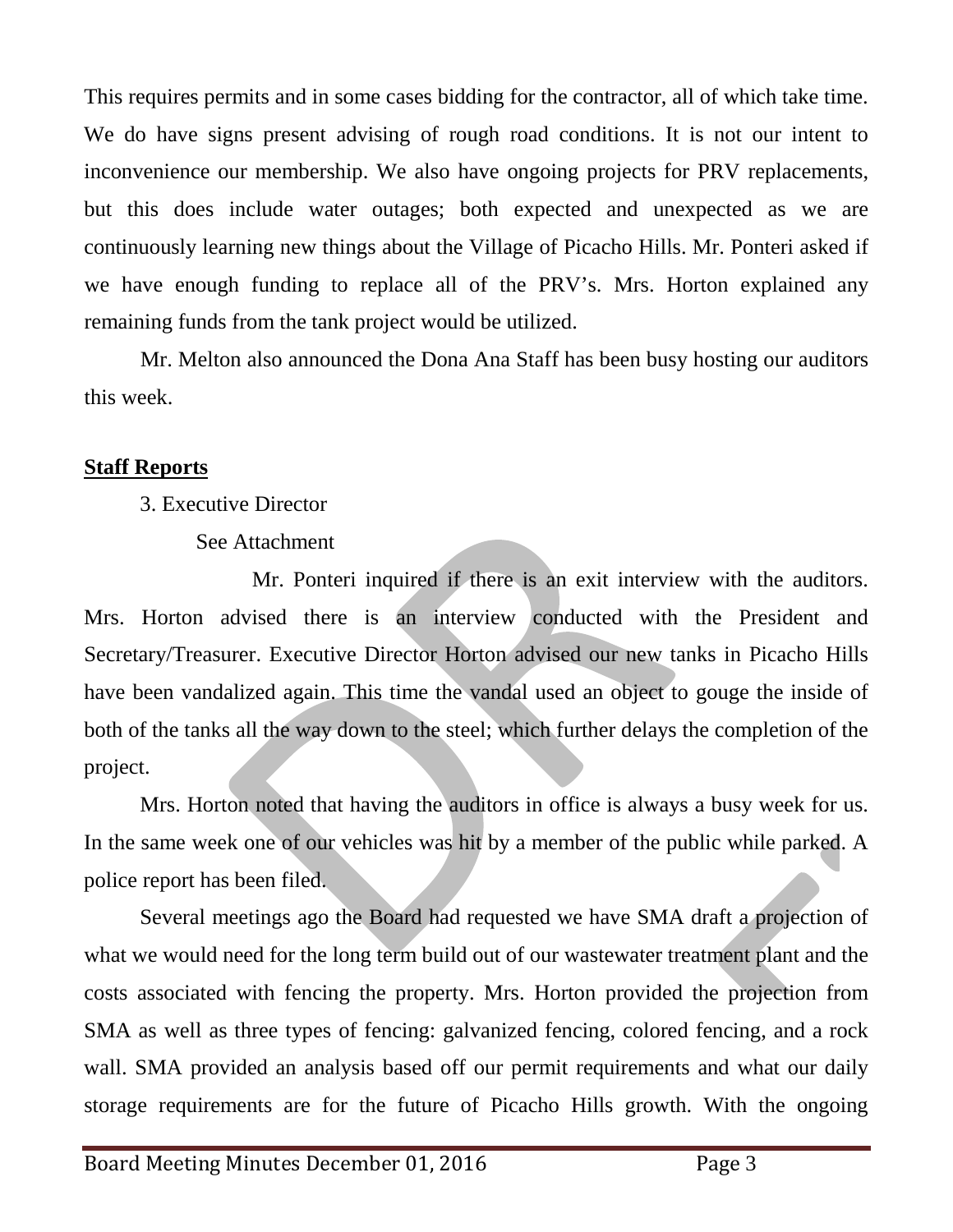This requires permits and in some cases bidding for the contractor, all of which take time. We do have signs present advising of rough road conditions. It is not our intent to inconvenience our membership. We also have ongoing projects for PRV replacements, but this does include water outages; both expected and unexpected as we are continuously learning new things about the Village of Picacho Hills. Mr. Ponteri asked if we have enough funding to replace all of the PRV's. Mrs. Horton explained any remaining funds from the tank project would be utilized.

Mr. Melton also announced the Dona Ana Staff has been busy hosting our auditors this week.

## **Staff Reports**

3. Executive Director

See Attachment

Mr. Ponteri inquired if there is an exit interview with the auditors. Mrs. Horton advised there is an interview conducted with the President and Secretary/Treasurer. Executive Director Horton advised our new tanks in Picacho Hills have been vandalized again. This time the vandal used an object to gouge the inside of both of the tanks all the way down to the steel; which further delays the completion of the project.

Mrs. Horton noted that having the auditors in office is always a busy week for us. In the same week one of our vehicles was hit by a member of the public while parked. A police report has been filed.

Several meetings ago the Board had requested we have SMA draft a projection of what we would need for the long term build out of our wastewater treatment plant and the costs associated with fencing the property. Mrs. Horton provided the projection from SMA as well as three types of fencing: galvanized fencing, colored fencing, and a rock wall. SMA provided an analysis based off our permit requirements and what our daily storage requirements are for the future of Picacho Hills growth. With the ongoing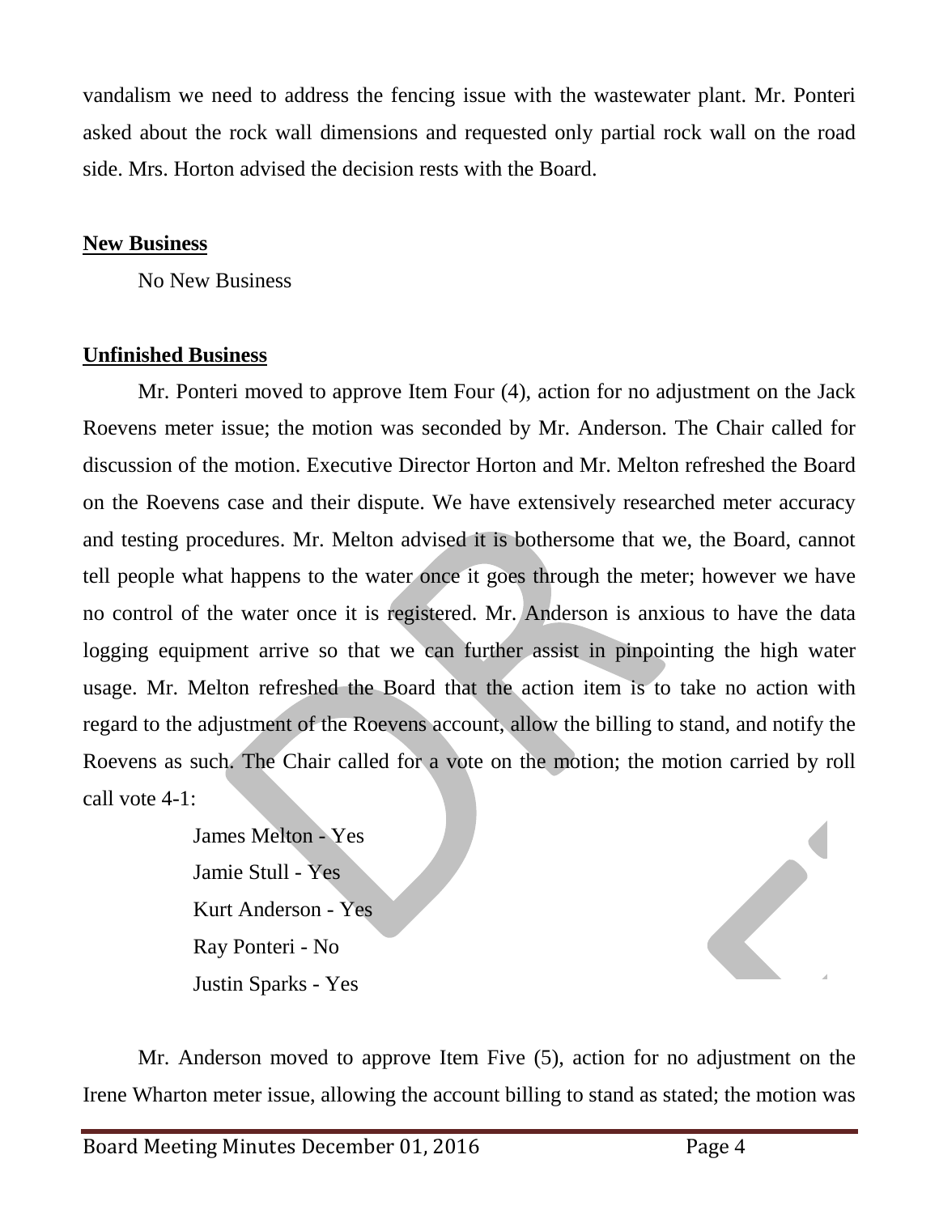vandalism we need to address the fencing issue with the wastewater plant. Mr. Ponteri asked about the rock wall dimensions and requested only partial rock wall on the road side. Mrs. Horton advised the decision rests with the Board.

**New Business**

No New Business

**Unfinished Business**

Mr. Ponteri moved to approve Item Four (4), action for no adjustment on the Jack Roevens meter issue; the motion was seconded by Mr. Anderson. The Chair called for discussion of the motion. Executive Director Horton and Mr. Melton refreshed the Board on the Roevens case and their dispute. We have extensively researched meter accuracy and testing procedures. Mr. Melton advised it is bothersome that we, the Board, cannot tell people what happens to the water once it goes through the meter; however we have no control of the water once it is registered. Mr. Anderson is anxious to have the data logging equipment arrive so that we can further assist in pinpointing the high water usage. Mr. Melton refreshed the Board that the action item is to take no action with regard to the adjustment of the Roevens account, allow the billing to stand, and notify the Roevens as such. The Chair called for a vote on the motion; the motion carried by roll call vote 4-1:

James Melton - Yes
Jamie Stull - Yes
Kurt Anderson - Yes
Ray Ponteri - No
Justin Sparks - Yes

Mr. Anderson moved to approve Item Five (5), action for no adjustment on the Irene Wharton meter issue, allowing the account billing to stand as stated; the motion was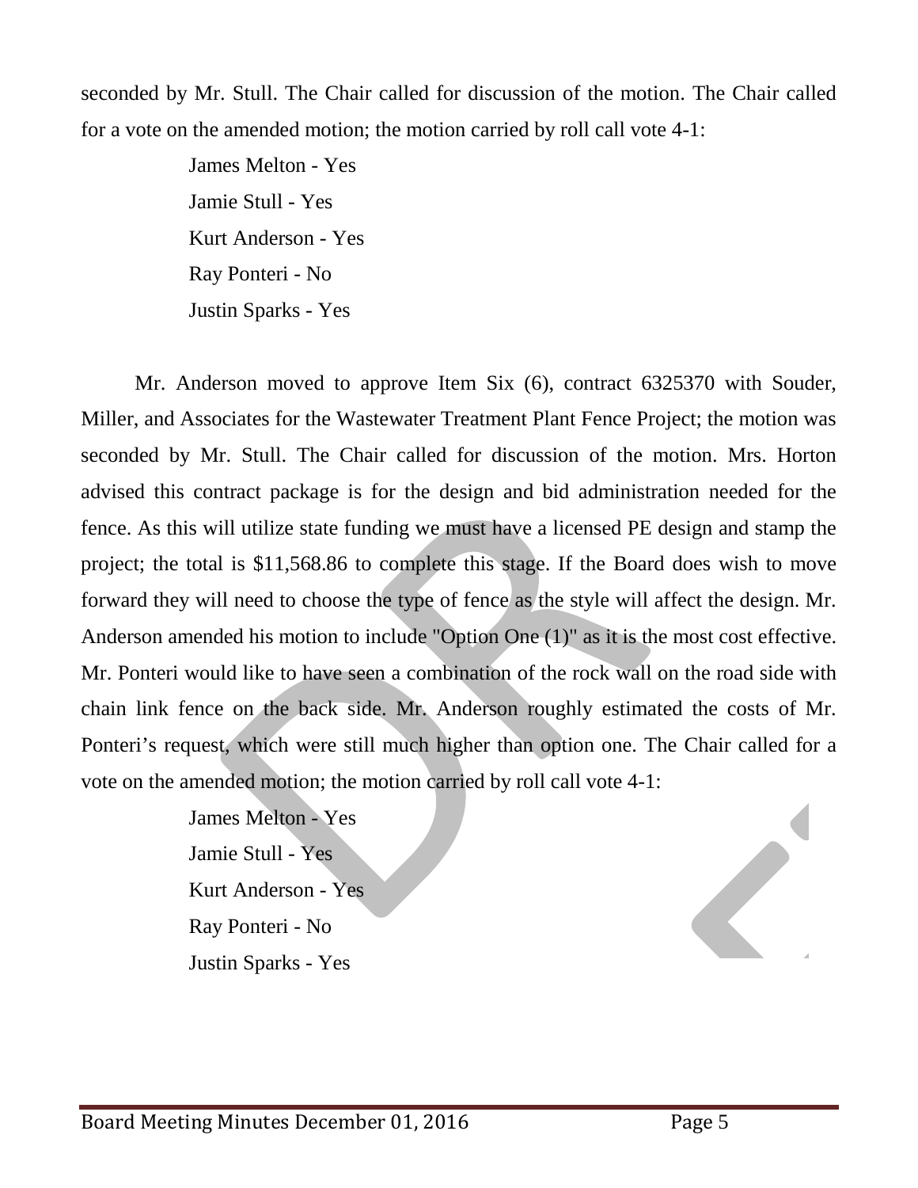seconded by Mr. Stull. The Chair called for discussion of the motion. The Chair called for a vote on the amended motion; the motion carried by roll call vote 4-1:

James Melton - Yes  
Jamie Stull - Yes  
Kurt Anderson - Yes  
Ray Ponteri - No  
Justin Sparks - Yes

Mr. Anderson moved to approve Item Six (6), contract 6325370 with Souder, Miller, and Associates for the Wastewater Treatment Plant Fence Project; the motion was seconded by Mr. Stull. The Chair called for discussion of the motion. Mrs. Horton advised this contract package is for the design and bid administration needed for the fence. As this will utilize state funding we must have a licensed PE design and stamp the project; the total is $11,568.86 to complete this stage. If the Board does wish to move forward they will need to choose the type of fence as the style will affect the design. Mr. Anderson amended his motion to include "Option One (1)" as it is the most cost effective. Mr. Ponteri would like to have seen a combination of the rock wall on the road side with chain link fence on the back side. Mr. Anderson roughly estimated the costs of Mr. Ponteri's request, which were still much higher than option one. The Chair called for a vote on the amended motion; the motion carried by roll call vote 4-1:

James Melton - Yes  
Jamie Stull - Yes  
Kurt Anderson - Yes  
Ray Ponteri - No  
Justin Sparks - Yes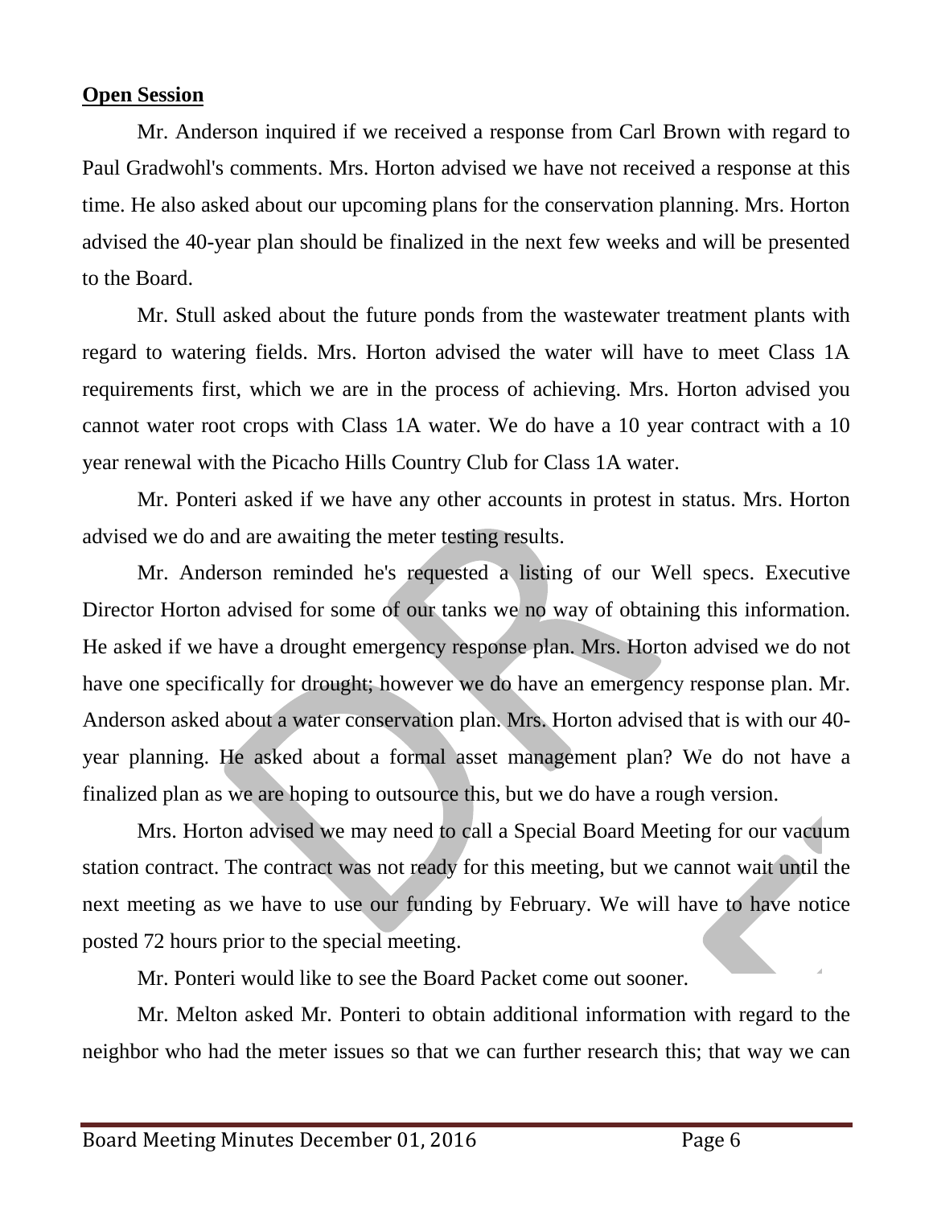## **Open Session**

Mr. Anderson inquired if we received a response from Carl Brown with regard to Paul Gradwohl's comments. Mrs. Horton advised we have not received a response at this time. He also asked about our upcoming plans for the conservation planning. Mrs. Horton advised the 40-year plan should be finalized in the next few weeks and will be presented to the Board.

Mr. Stull asked about the future ponds from the wastewater treatment plants with regard to watering fields. Mrs. Horton advised the water will have to meet Class 1A requirements first, which we are in the process of achieving. Mrs. Horton advised you cannot water root crops with Class 1A water. We do have a 10 year contract with a 10 year renewal with the Picacho Hills Country Club for Class 1A water.

Mr. Ponteri asked if we have any other accounts in protest in status. Mrs. Horton advised we do and are awaiting the meter testing results.

Mr. Anderson reminded he's requested a listing of our Well specs. Executive Director Horton advised for some of our tanks we no way of obtaining this information. He asked if we have a drought emergency response plan. Mrs. Horton advised we do not have one specifically for drought; however we do have an emergency response plan. Mr. Anderson asked about a water conservation plan. Mrs. Horton advised that is with our 40-year planning. He asked about a formal asset management plan? We do not have a finalized plan as we are hoping to outsource this, but we do have a rough version.

Mrs. Horton advised we may need to call a Special Board Meeting for our vacuum station contract. The contract was not ready for this meeting, but we cannot wait until the next meeting as we have to use our funding by February. We will have to have notice posted 72 hours prior to the special meeting.

Mr. Ponteri would like to see the Board Packet come out sooner.

Mr. Melton asked Mr. Ponteri to obtain additional information with regard to the neighbor who had the meter issues so that we can further research this; that way we can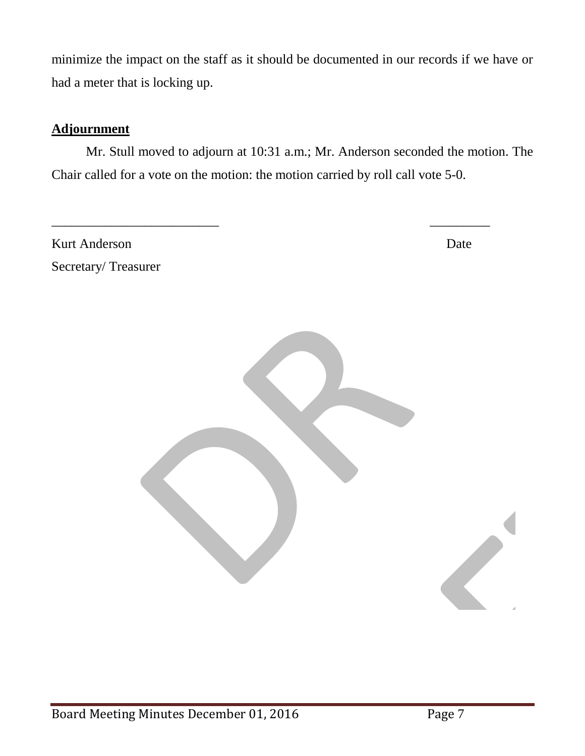minimize the impact on the staff as it should be documented in our records if we have or had a meter that is locking up.

**Adjournment**

Mr. Stull moved to adjourn at 10:31 a.m.; Mr. Anderson seconded the motion. The Chair called for a vote on the motion: the motion carried by roll call vote 5-0.

_________________________ _________

Kurt Anderson Date

Secretary/ Treasurer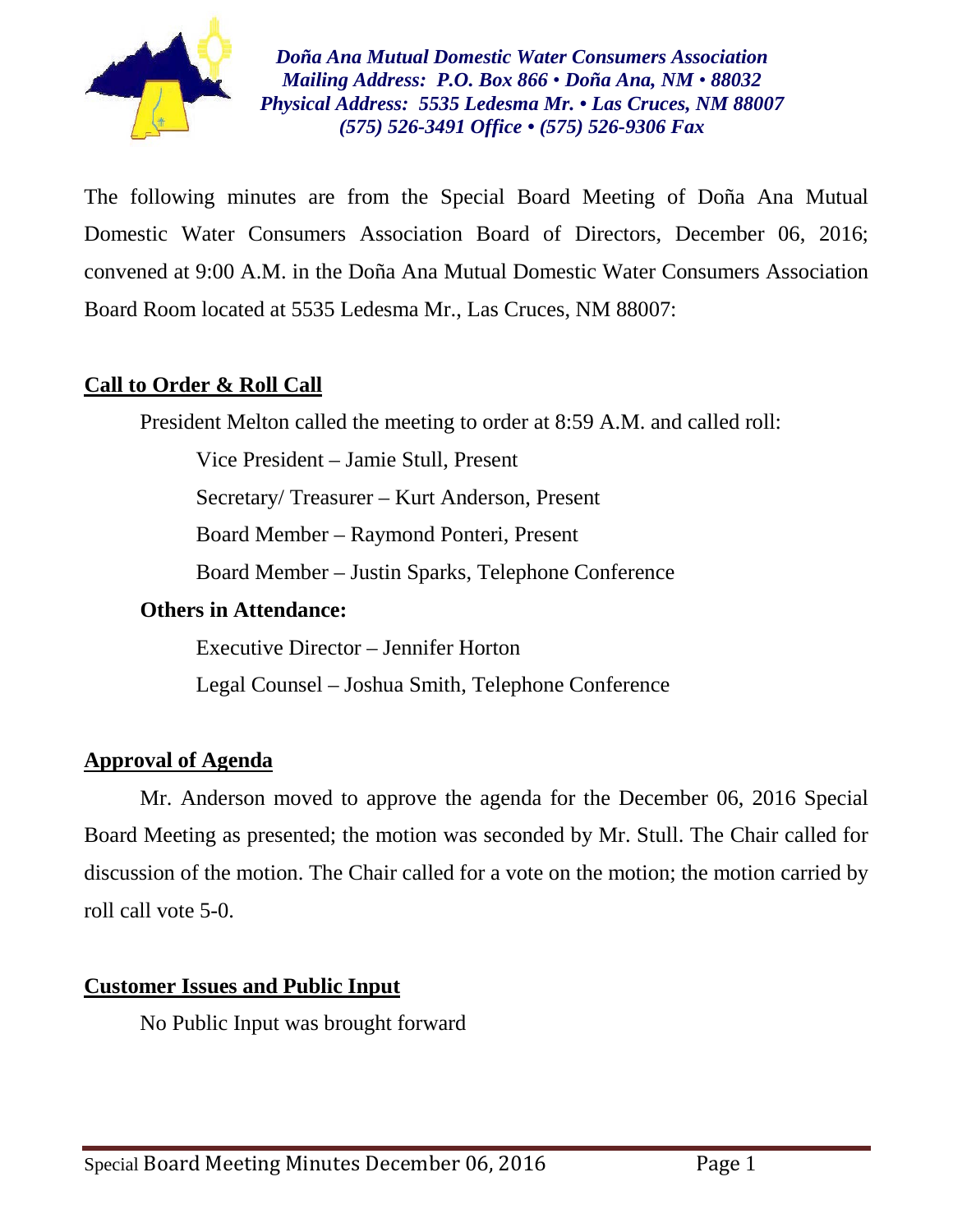*Doña Ana Mutual Domestic Water Consumers Association*
*Mailing Address: P.O. Box 866 • Doña Ana, NM • 88032*
*Physical Address: 5535 Ledesma Mr. • Las Cruces, NM 88007*
*(575) 526-3491 Office • (575) 526-9306 Fax*

The following minutes are from the Special Board Meeting of Doña Ana Mutual Domestic Water Consumers Association Board of Directors, December 06, 2016; convened at 9:00 A.M. in the Doña Ana Mutual Domestic Water Consumers Association Board Room located at 5535 Ledesma Mr., Las Cruces, NM 88007:

## Call to Order & Roll Call

President Melton called the meeting to order at 8:59 A.M. and called roll:

Vice President – Jamie Stull, Present

Secretary/ Treasurer – Kurt Anderson, Present

Board Member – Raymond Ponteri, Present

Board Member – Justin Sparks, Telephone Conference

**Others in Attendance:**

Executive Director – Jennifer Horton

Legal Counsel – Joshua Smith, Telephone Conference

## Approval of Agenda

Mr. Anderson moved to approve the agenda for the December 06, 2016 Special Board Meeting as presented; the motion was seconded by Mr. Stull. The Chair called for discussion of the motion. The Chair called for a vote on the motion; the motion carried by roll call vote 5-0.

## Customer Issues and Public Input

No Public Input was brought forward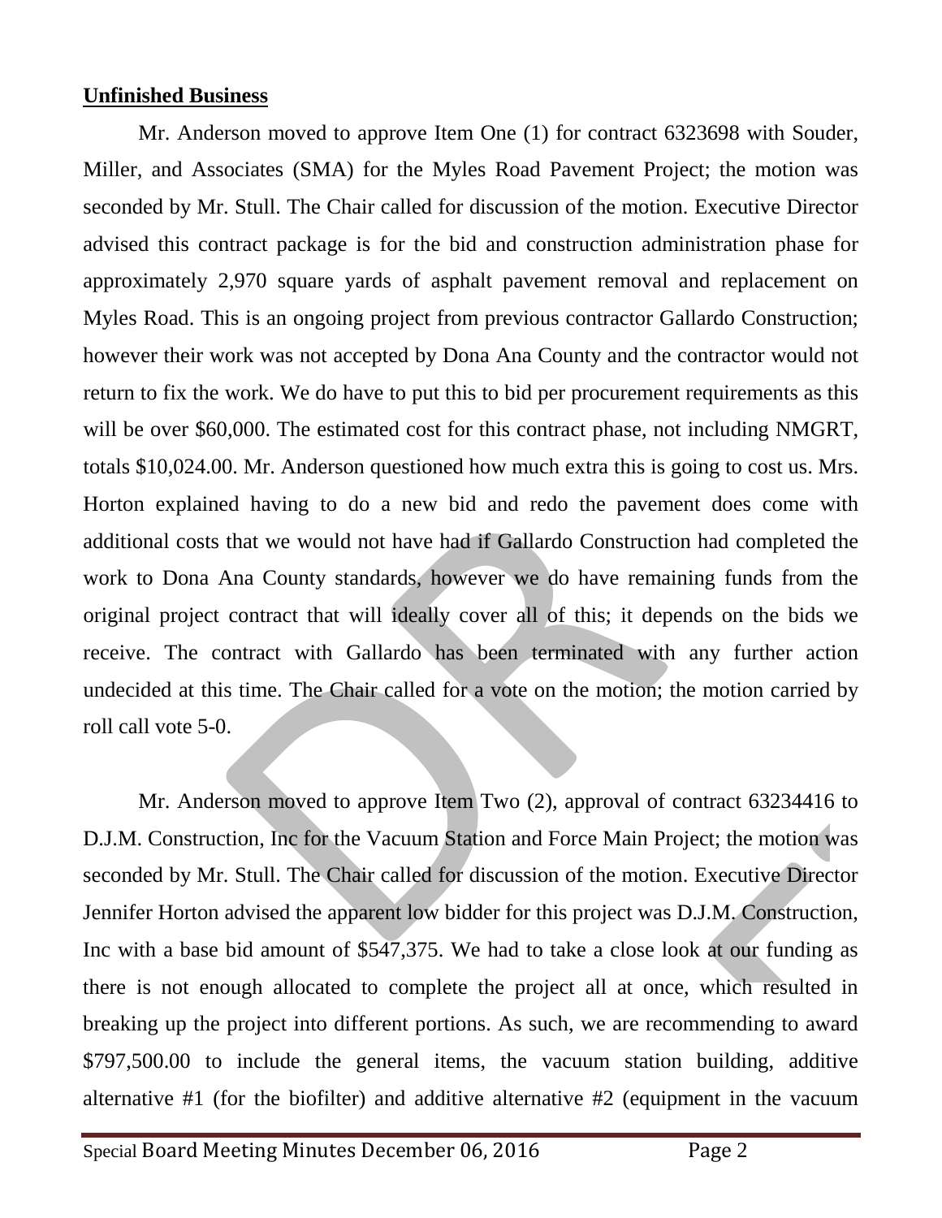## Unfinished Business

Mr. Anderson moved to approve Item One (1) for contract 6323698 with Souder, Miller, and Associates (SMA) for the Myles Road Pavement Project; the motion was seconded by Mr. Stull. The Chair called for discussion of the motion. Executive Director advised this contract package is for the bid and construction administration phase for approximately 2,970 square yards of asphalt pavement removal and replacement on Myles Road. This is an ongoing project from previous contractor Gallardo Construction; however their work was not accepted by Dona Ana County and the contractor would not return to fix the work. We do have to put this to bid per procurement requirements as this will be over $60,000. The estimated cost for this contract phase, not including NMGRT, totals $10,024.00. Mr. Anderson questioned how much extra this is going to cost us. Mrs. Horton explained having to do a new bid and redo the pavement does come with additional costs that we would not have had if Gallardo Construction had completed the work to Dona Ana County standards, however we do have remaining funds from the original project contract that will ideally cover all of this; it depends on the bids we receive. The contract with Gallardo has been terminated with any further action undecided at this time. The Chair called for a vote on the motion; the motion carried by roll call vote 5-0.

Mr. Anderson moved to approve Item Two (2), approval of contract 63234416 to D.J.M. Construction, Inc for the Vacuum Station and Force Main Project; the motion was seconded by Mr. Stull. The Chair called for discussion of the motion. Executive Director Jennifer Horton advised the apparent low bidder for this project was D.J.M. Construction, Inc with a base bid amount of $547,375. We had to take a close look at our funding as there is not enough allocated to complete the project all at once, which resulted in breaking up the project into different portions. As such, we are recommending to award $797,500.00 to include the general items, the vacuum station building, additive alternative #1 (for the biofilter) and additive alternative #2 (equipment in the vacuum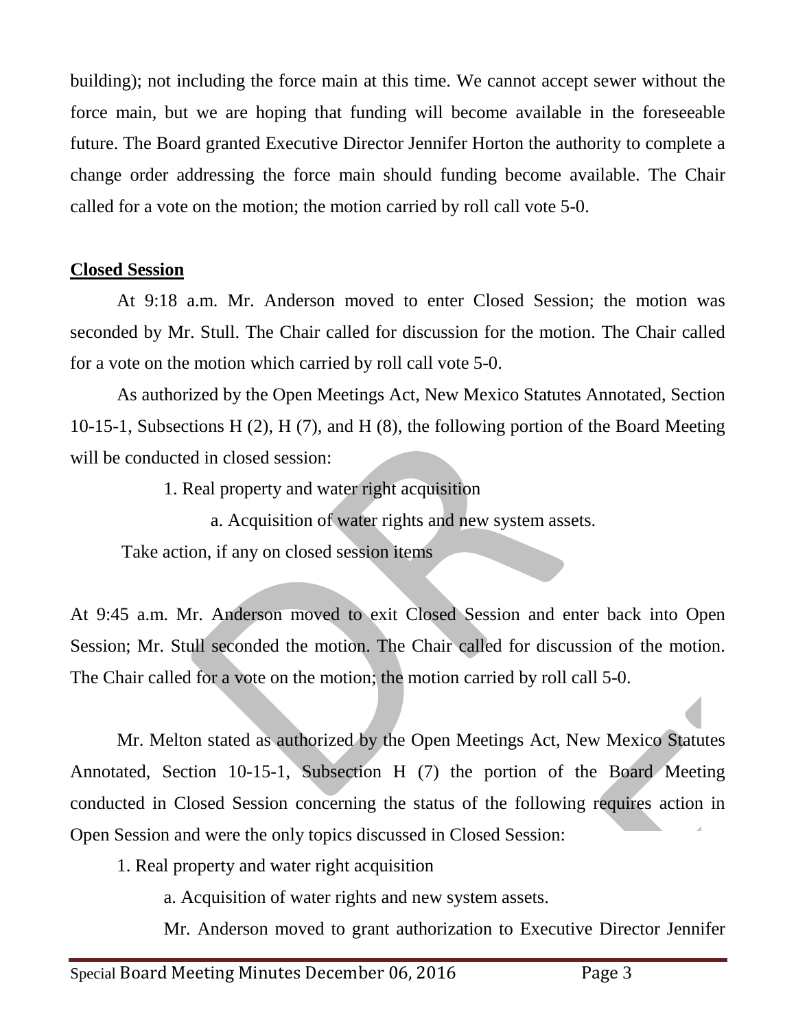building); not including the force main at this time. We cannot accept sewer without the force main, but we are hoping that funding will become available in the foreseeable future. The Board granted Executive Director Jennifer Horton the authority to complete a change order addressing the force main should funding become available. The Chair called for a vote on the motion; the motion carried by roll call vote 5-0.

**Closed Session**

At 9:18 a.m. Mr. Anderson moved to enter Closed Session; the motion was seconded by Mr. Stull. The Chair called for discussion for the motion. The Chair called for a vote on the motion which carried by roll call vote 5-0.

As authorized by the Open Meetings Act, New Mexico Statutes Annotated, Section 10-15-1, Subsections H (2), H (7), and H (8), the following portion of the Board Meeting will be conducted in closed session:

1. Real property and water right acquisition
   a. Acquisition of water rights and new system assets.

Take action, if any on closed session items

At 9:45 a.m. Mr. Anderson moved to exit Closed Session and enter back into Open Session; Mr. Stull seconded the motion. The Chair called for discussion of the motion. The Chair called for a vote on the motion; the motion carried by roll call 5-0.

Mr. Melton stated as authorized by the Open Meetings Act, New Mexico Statutes Annotated, Section 10-15-1, Subsection H (7) the portion of the Board Meeting conducted in Closed Session concerning the status of the following requires action in Open Session and were the only topics discussed in Closed Session:

1. Real property and water right acquisition
   a. Acquisition of water rights and new system assets.

Mr. Anderson moved to grant authorization to Executive Director Jennifer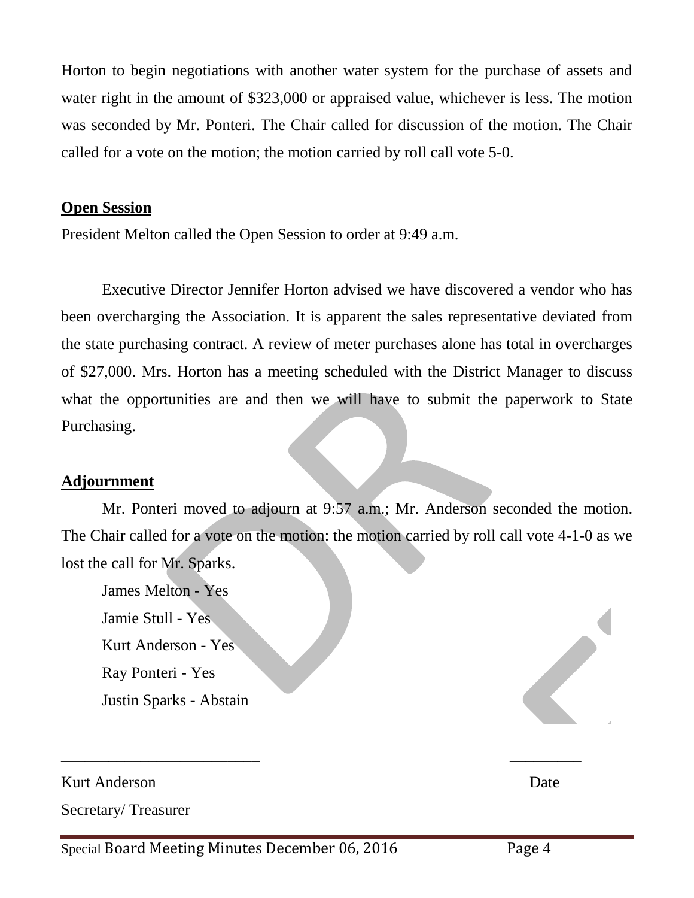Horton to begin negotiations with another water system for the purchase of assets and water right in the amount of $323,000 or appraised value, whichever is less. The motion was seconded by Mr. Ponteri. The Chair called for discussion of the motion. The Chair called for a vote on the motion; the motion carried by roll call vote 5-0.

**Open Session**

President Melton called the Open Session to order at 9:49 a.m.

Executive Director Jennifer Horton advised we have discovered a vendor who has been overcharging the Association. It is apparent the sales representative deviated from the state purchasing contract. A review of meter purchases alone has total in overcharges of $27,000. Mrs. Horton has a meeting scheduled with the District Manager to discuss what the opportunities are and then we will have to submit the paperwork to State Purchasing.

**Adjournment**

Mr. Ponteri moved to adjourn at 9:57 a.m.; Mr. Anderson seconded the motion. The Chair called for a vote on the motion: the motion carried by roll call vote 4-1-0 as we lost the call for Mr. Sparks.

James Melton - Yes
Jamie Stull - Yes
Kurt Anderson - Yes
Ray Ponteri - Yes
Justin Sparks - Abstain

_________________________ _________

Kurt Anderson Date

Secretary/ Treasurer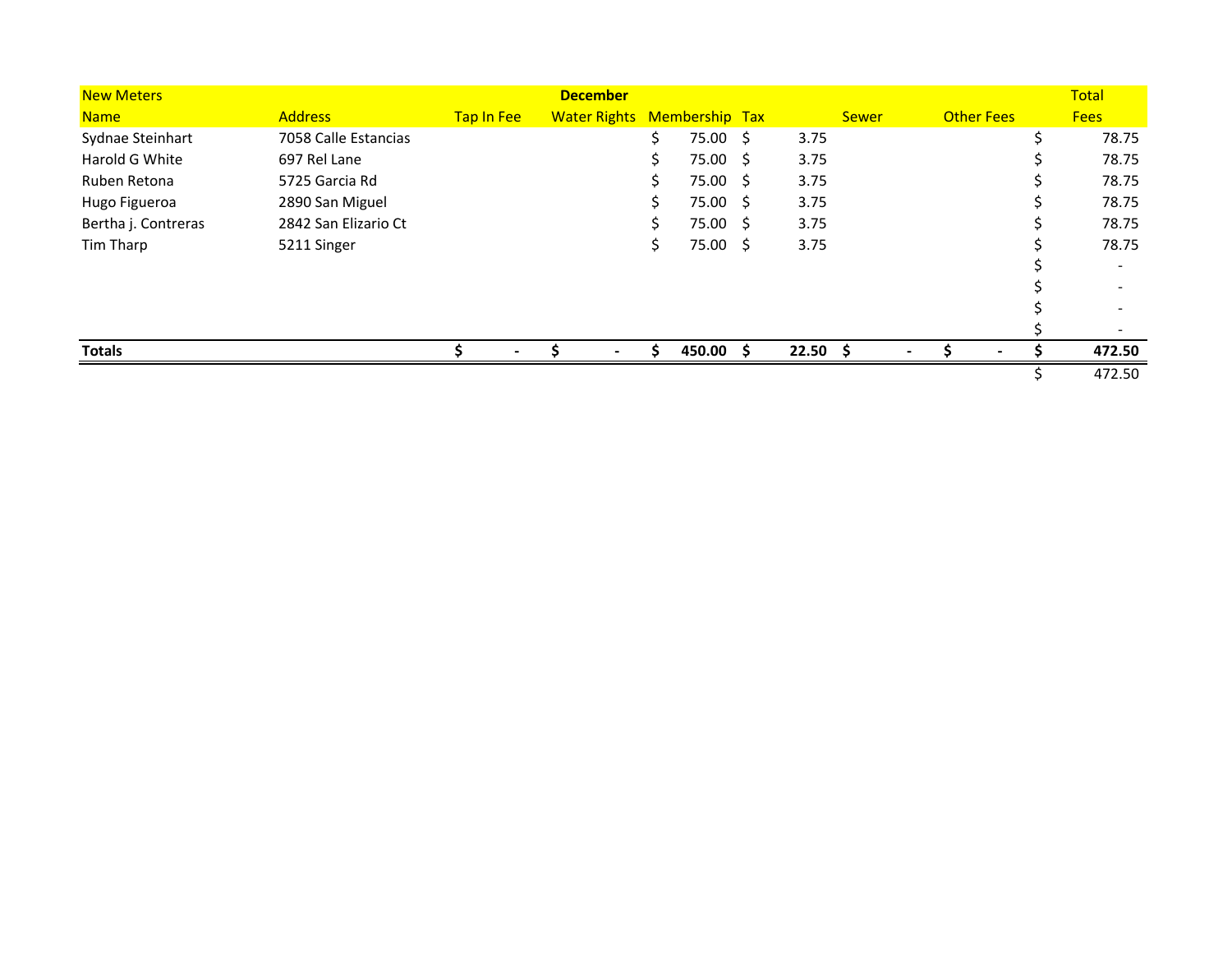| New Meters | | December | | | | | | Total |
|---|---|---|---|---|---|---|---|---|
| Name | Address | Tap In Fee | Water Rights | Membership | Tax | Sewer | Other Fees | Fees |
| Sydnae Steinhart | 7058 Calle Estancias | | | $ 75.00 | $ 3.75 | | | $ 78.75 |
| Harold G White | 697 Rel Lane | | | $ 75.00 | $ 3.75 | | | $ 78.75 |
| Ruben Retona | 5725 Garcia Rd | | | $ 75.00 | $ 3.75 | | | $ 78.75 |
| Hugo Figueroa | 2890 San Miguel | | | $ 75.00 | $ 3.75 | | | $ 78.75 |
| Bertha j. Contreras | 2842 San Elizario Ct | | | $ 75.00 | $ 3.75 | | | $ 78.75 |
| Tim Tharp | 5211 Singer | | | $ 75.00 | $ 3.75 | | | $ 78.75 |
| | | | | | | | | $ - |
| | | | | | | | | $ - |
| | | | | | | | | $ - |
| | | | | | | | | $ - |
| **Totals** | | **$ -** | **$ -** | **$ 450.00** | **$ 22.50** | **$ -** | **$ -** | **$ 472.50** |
| | | | | | | | | $ 472.50 |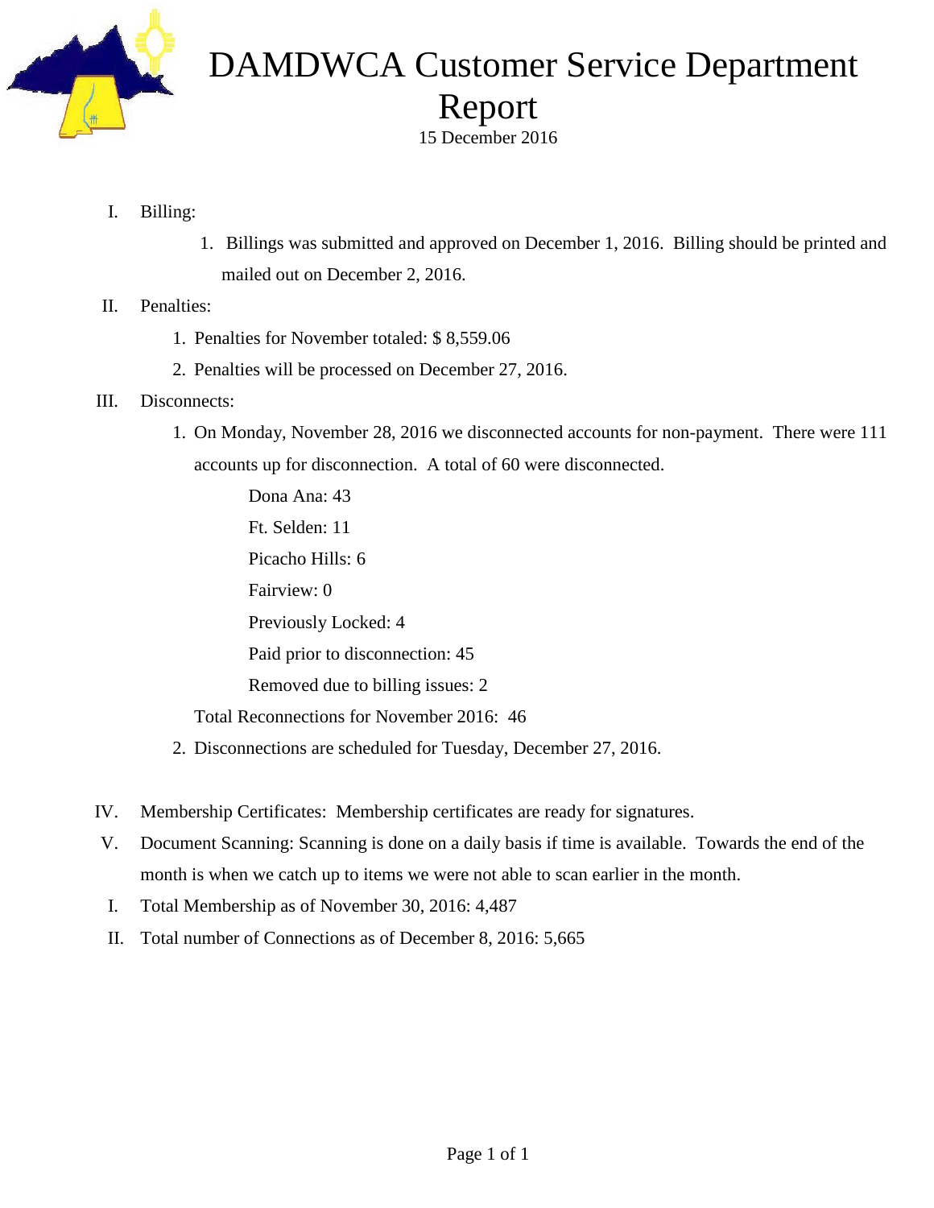# DAMDWCA Customer Service Department Report

15 December 2016

I. Billing:

   1. Billings was submitted and approved on December 1, 2016. Billing should be printed and mailed out on December 2, 2016.

II. Penalties:

   1. Penalties for November totaled: $ 8,559.06
   2. Penalties will be processed on December 27, 2016.

III. Disconnects:

   1. On Monday, November 28, 2016 we disconnected accounts for non-payment. There were 111 accounts up for disconnection. A total of 60 were disconnected.

      Dona Ana: 43

      Ft. Selden: 11

      Picacho Hills: 6

      Fairview: 0

      Previously Locked: 4

      Paid prior to disconnection: 45

      Removed due to billing issues: 2

      Total Reconnections for November 2016: 46

   2. Disconnections are scheduled for Tuesday, December 27, 2016.

IV. Membership Certificates: Membership certificates are ready for signatures.

V. Document Scanning: Scanning is done on a daily basis if time is available. Towards the end of the month is when we catch up to items we were not able to scan earlier in the month.

I. Total Membership as of November 30, 2016: 4,487

II. Total number of Connections as of December 8, 2016: 5,665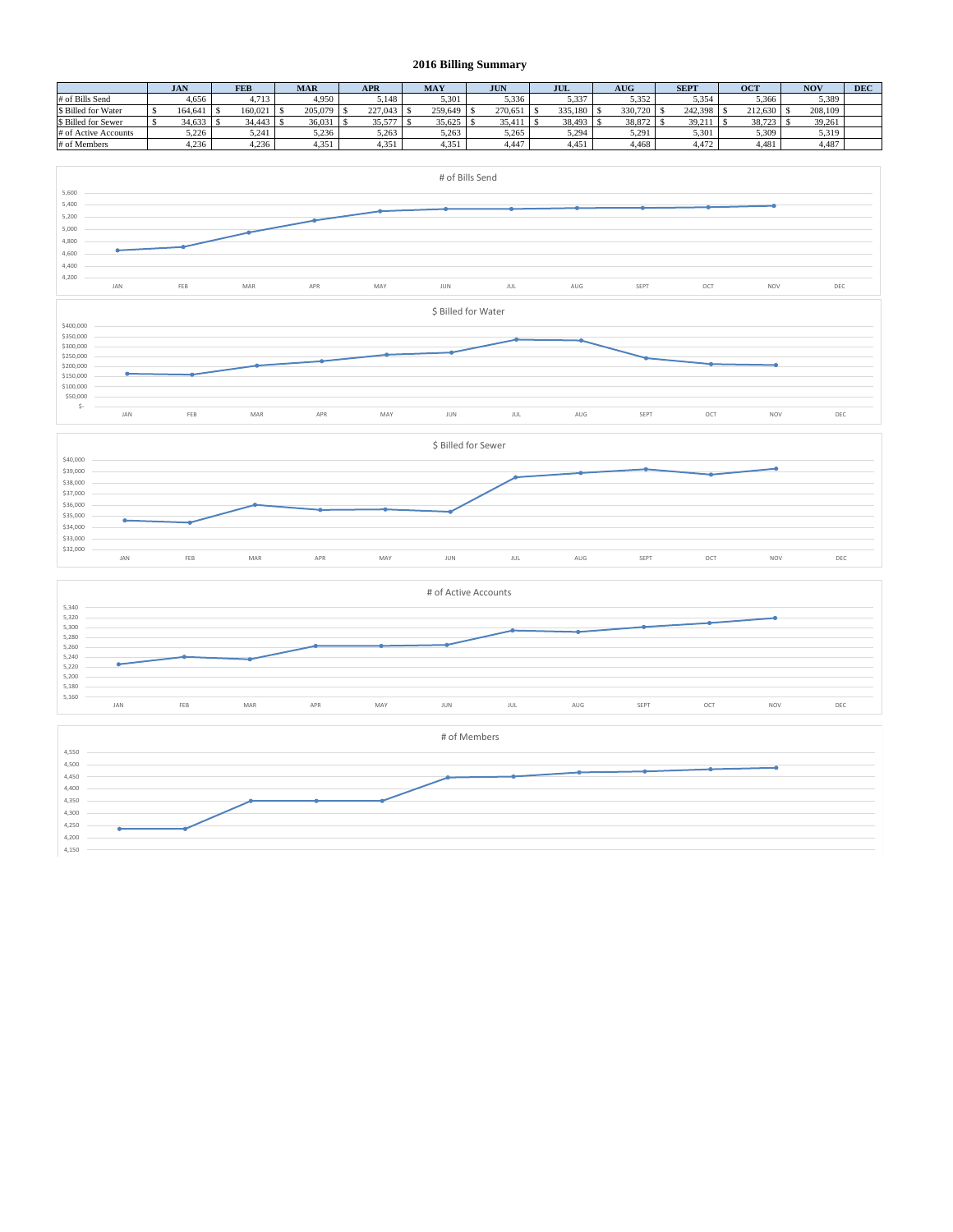# 2016 Billing Summary

| | JAN | FEB | MAR | APR | MAY | JUN | JUL | AUG | SEPT | OCT | NOV | DEC |
|---|---|---|---|---|---|---|---|---|---|---|---|---|
| # of Bills Send | 4,656 | 4,713 | 4,950 | 5,148 | 5,301 | 5,336 | 5,337 | 5,352 | 5,354 | 5,366 | 5,389 | |
| $ Billed for Water | $ 164,641 | $ 160,021 | $ 205,079 | $ 227,043 | $ 259,649 | $ 270,651 | $ 335,180 | $ 330,720 | $ 242,398 | $ 212,630 | $ 208,109 | |
| $ Billed for Sewer | $ 34,633 | $ 34,443 | $ 36,031 | $ 35,577 | $ 35,625 | $ 35,411 | $ 38,493 | $ 38,872 | $ 39,211 | $ 38,723 | $ 39,261 | |
| # of Active Accounts | 5,226 | 5,241 | 5,236 | 5,263 | 5,263 | 5,265 | 5,294 | 5,291 | 5,301 | 5,309 | 5,319 | |
| # of Members | 4,236 | 4,236 | 4,351 | 4,351 | 4,351 | 4,447 | 4,451 | 4,468 | 4,472 | 4,481 | 4,487 | |

# of Bills Send

$ Billed for Water

$ Billed for Sewer

# of Active Accounts

# of Members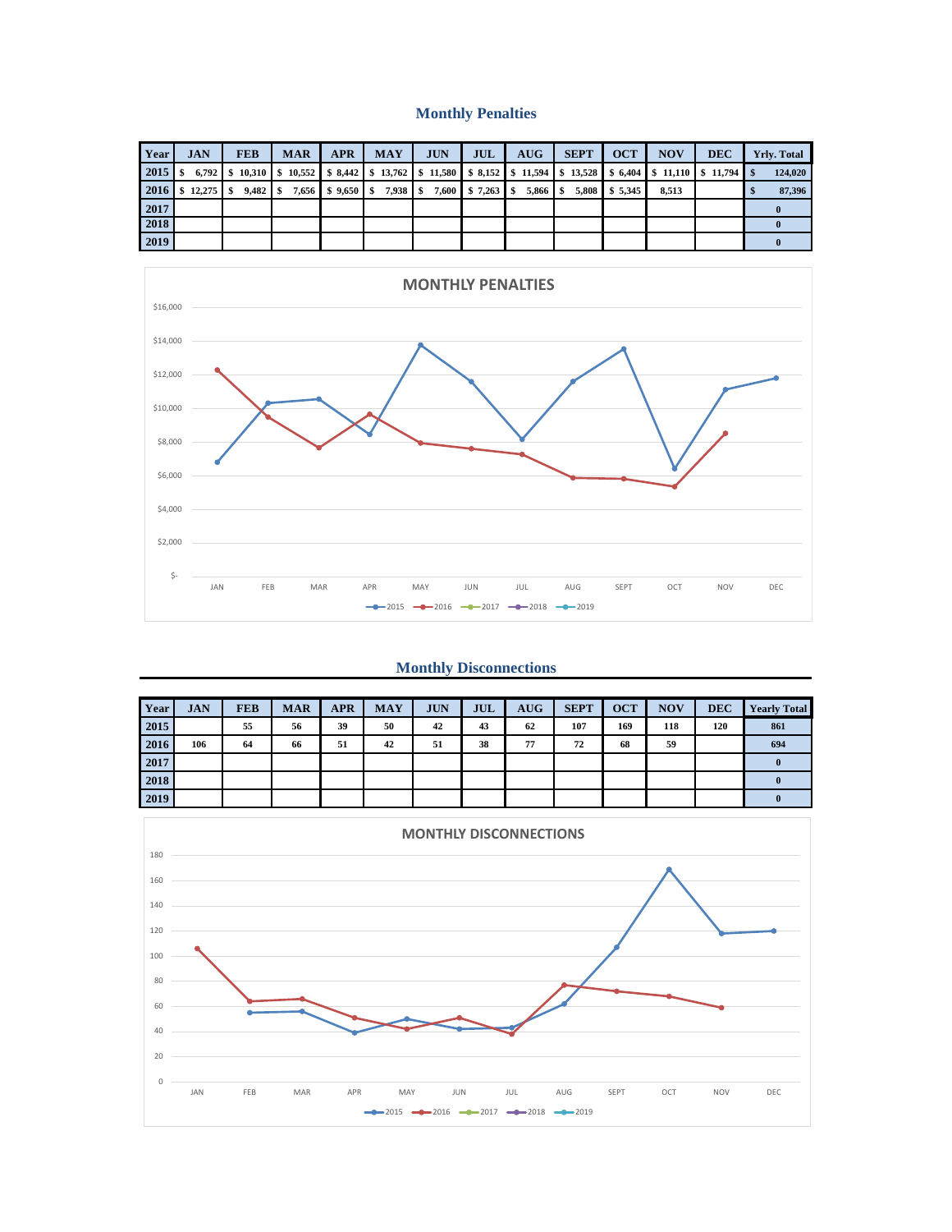## Monthly Penalties

| Year | JAN | FEB | MAR | APR | MAY | JUN | JUL | AUG | SEPT | OCT | NOV | DEC | Yrly. Total |
|---|---|---|---|---|---|---|---|---|---|---|---|---|---|
| 2015 | $ 6,792 | $ 10,310 | $ 10,552 | $ 8,442 | $ 13,762 | $ 11,580 | $ 8,152 | $ 11,594 | $ 13,528 | $ 6,404 | $ 11,110 | $ 11,794 | $ 124,020 |
| 2016 | $ 12,275 | $ 9,482 | $ 7,656 | $ 9,650 | $ 7,938 | $ 7,600 | $ 7,263 | $ 5,866 | $ 5,808 | $ 5,345 | 8,513 | | $ 87,396 |
| 2017 | | | | | | | | | | | | | 0 |
| 2018 | | | | | | | | | | | | | 0 |
| 2019 | | | | | | | | | | | | | 0 |

## Monthly Disconnections

| Year | JAN | FEB | MAR | APR | MAY | JUN | JUL | AUG | SEPT | OCT | NOV | DEC | Yearly Total |
|---|---|---|---|---|---|---|---|---|---|---|---|---|---|
| 2015 | | 55 | 56 | 39 | 50 | 42 | 43 | 62 | 107 | 169 | 118 | 120 | 861 |
| 2016 | 106 | 64 | 66 | 51 | 42 | 51 | 38 | 77 | 72 | 68 | 59 | | 694 |
| 2017 | | | | | | | | | | | | | 0 |
| 2018 | | | | | | | | | | | | | 0 |
| 2019 | | | | | | | | | | | | | 0 |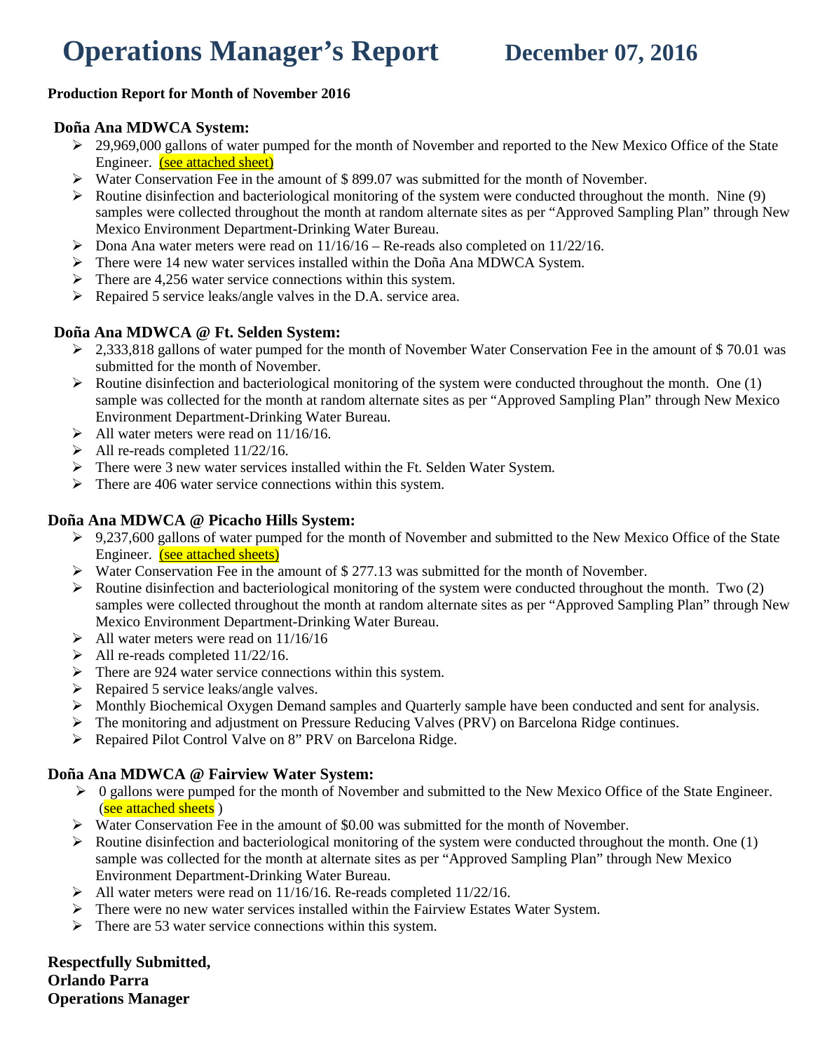# Operations Manager's Report December 07, 2016

**Production Report for Month of November 2016**

### Doña Ana MDWCA System:

- 29,969,000 gallons of water pumped for the month of November and reported to the New Mexico Office of the State Engineer. (see attached sheet)
- Water Conservation Fee in the amount of $ 899.07 was submitted for the month of November.
- Routine disinfection and bacteriological monitoring of the system were conducted throughout the month. Nine (9) samples were collected throughout the month at random alternate sites as per "Approved Sampling Plan" through New Mexico Environment Department-Drinking Water Bureau.
- Dona Ana water meters were read on 11/16/16 – Re-reads also completed on 11/22/16.
- There were 14 new water services installed within the Doña Ana MDWCA System.
- There are 4,256 water service connections within this system.
- Repaired 5 service leaks/angle valves in the D.A. service area.

### Doña Ana MDWCA @ Ft. Selden System:

- 2,333,818 gallons of water pumped for the month of November Water Conservation Fee in the amount of $ 70.01 was submitted for the month of November.
- Routine disinfection and bacteriological monitoring of the system were conducted throughout the month. One (1) sample was collected for the month at random alternate sites as per "Approved Sampling Plan" through New Mexico Environment Department-Drinking Water Bureau.
- All water meters were read on 11/16/16.
- All re-reads completed 11/22/16.
- There were 3 new water services installed within the Ft. Selden Water System.
- There are 406 water service connections within this system.

### Doña Ana MDWCA @ Picacho Hills System:

- 9,237,600 gallons of water pumped for the month of November and submitted to the New Mexico Office of the State Engineer. (see attached sheets)
- Water Conservation Fee in the amount of $ 277.13 was submitted for the month of November.
- Routine disinfection and bacteriological monitoring of the system were conducted throughout the month. Two (2) samples were collected throughout the month at random alternate sites as per "Approved Sampling Plan" through New Mexico Environment Department-Drinking Water Bureau.
- All water meters were read on 11/16/16
- All re-reads completed 11/22/16.
- There are 924 water service connections within this system.
- Repaired 5 service leaks/angle valves.
- Monthly Biochemical Oxygen Demand samples and Quarterly sample have been conducted and sent for analysis.
- The monitoring and adjustment on Pressure Reducing Valves (PRV) on Barcelona Ridge continues.
- Repaired Pilot Control Valve on 8" PRV on Barcelona Ridge.

### Doña Ana MDWCA @ Fairview Water System:

- 0 gallons were pumped for the month of November and submitted to the New Mexico Office of the State Engineer. (see attached sheets )
- Water Conservation Fee in the amount of $0.00 was submitted for the month of November.
- Routine disinfection and bacteriological monitoring of the system were conducted throughout the month. One (1) sample was collected for the month at alternate sites as per "Approved Sampling Plan" through New Mexico Environment Department-Drinking Water Bureau.
- All water meters were read on 11/16/16. Re-reads completed 11/22/16.
- There were no new water services installed within the Fairview Estates Water System.
- There are 53 water service connections within this system.

**Respectfully Submitted,**
**Orlando Parra**
**Operations Manager**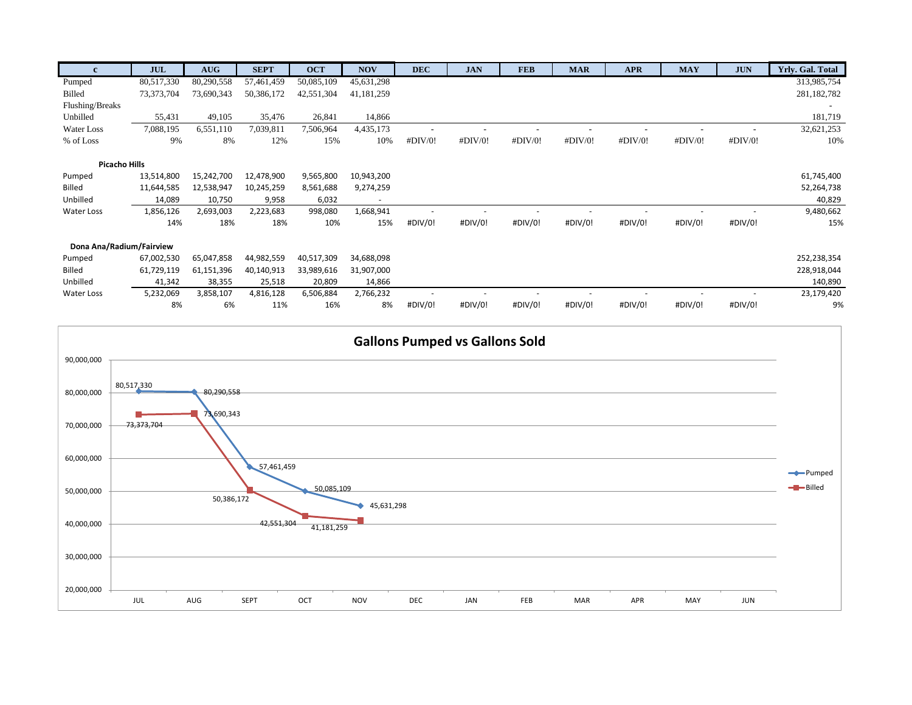| c | JUL | AUG | SEPT | OCT | NOV | DEC | JAN | FEB | MAR | APR | MAY | JUN | Yrly. Gal. Total |
|---|---|---|---|---|---|---|---|---|---|---|---|---|---|
| Pumped | 80,517,330 | 80,290,558 | 57,461,459 | 50,085,109 | 45,631,298 | | | | | | | | 313,985,754 |
| Billed | 73,373,704 | 73,690,343 | 50,386,172 | 42,551,304 | 41,181,259 | | | | | | | | 281,182,782 |
| Flushing/Breaks | | | | | | | | | | | | | - |
| Unbilled | 55,431 | 49,105 | 35,476 | 26,841 | 14,866 | | | | | | | | 181,719 |
| Water Loss | 7,088,195 | 6,551,110 | 7,039,811 | 7,506,964 | 4,435,173 | - | - | - | - | - | - | - | 32,621,253 |
| % of Loss | 9% | 8% | 12% | 15% | 10% | #DIV/0! | #DIV/0! | #DIV/0! | #DIV/0! | #DIV/0! | #DIV/0! | #DIV/0! | 10% |
| **Picacho Hills** | | | | | | | | | | | | | |
| Pumped | 13,514,800 | 15,242,700 | 12,478,900 | 9,565,800 | 10,943,200 | | | | | | | | 61,745,400 |
| Billed | 11,644,585 | 12,538,947 | 10,245,259 | 8,561,688 | 9,274,259 | | | | | | | | 52,264,738 |
| Unbilled | 14,089 | 10,750 | 9,958 | 6,032 | - | | | | | | | | 40,829 |
| Water Loss | 1,856,126 | 2,693,003 | 2,223,683 | 998,080 | 1,668,941 | - | - | - | - | - | - | - | 9,480,662 |
| | 14% | 18% | 18% | 10% | 15% | #DIV/0! | #DIV/0! | #DIV/0! | #DIV/0! | #DIV/0! | #DIV/0! | #DIV/0! | 15% |
| **Dona Ana/Radium/Fairview** | | | | | | | | | | | | | |
| Pumped | 67,002,530 | 65,047,858 | 44,982,559 | 40,517,309 | 34,688,098 | | | | | | | | 252,238,354 |
| Billed | 61,729,119 | 61,151,396 | 40,140,913 | 33,989,616 | 31,907,000 | | | | | | | | 228,918,044 |
| Unbilled | 41,342 | 38,355 | 25,518 | 20,809 | 14,866 | | | | | | | | 140,890 |
| Water Loss | 5,232,069 | 3,858,107 | 4,816,128 | 6,506,884 | 2,766,232 | - | - | - | - | - | - | - | 23,179,420 |
| | 8% | 6% | 11% | 16% | 8% | #DIV/0! | #DIV/0! | #DIV/0! | #DIV/0! | #DIV/0! | #DIV/0! | #DIV/0! | 9% |

## Gallons Pumped vs Gallons Sold

| | JUL | AUG | SEPT | OCT | NOV | DEC | JAN | FEB | MAR | APR | MAY | JUN |
|---|---|---|---|---|---|---|---|---|---|---|---|---|
| Pumped | 80,517,330 | 80,290,558 | 57,461,459 | 50,085,109 | 45,631,298 | | | | | | | |
| Billed | 73,373,704 | 73,690,343 | 50,386,172 | 42,551,304 | 41,181,259 | | | | | | | |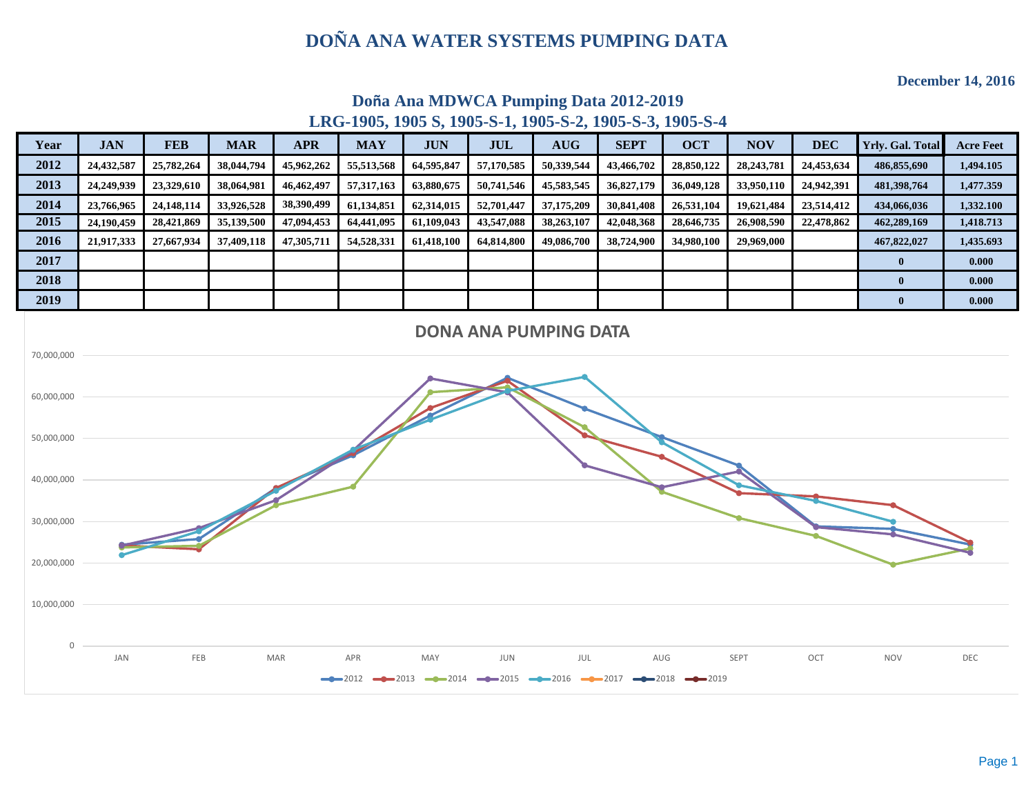# DOÑA ANA WATER SYSTEMS PUMPING DATA

**December 14, 2016**

## Doña Ana MDWCA Pumping Data 2012-2019
## LRG-1905, 1905 S, 1905-S-1, 1905-S-2, 1905-S-3, 1905-S-4

| Year | JAN | FEB | MAR | APR | MAY | JUN | JUL | AUG | SEPT | OCT | NOV | DEC | Yrly. Gal. Total | Acre Feet |
|---|---|---|---|---|---|---|---|---|---|---|---|---|---|---|
| 2012 | 24,432,587 | 25,782,264 | 38,044,794 | 45,962,262 | 55,513,568 | 64,595,847 | 57,170,585 | 50,339,544 | 43,466,702 | 28,850,122 | 28,243,781 | 24,453,634 | 486,855,690 | 1,494.105 |
| 2013 | 24,249,939 | 23,329,610 | 38,064,981 | 46,462,497 | 57,317,163 | 63,880,675 | 50,741,546 | 45,583,545 | 36,827,179 | 36,049,128 | 33,950,110 | 24,942,391 | 481,398,764 | 1,477.359 |
| 2014 | 23,766,965 | 24,148,114 | 33,926,528 | 38,390,499 | 61,134,851 | 62,314,015 | 52,701,447 | 37,175,209 | 30,841,408 | 26,531,104 | 19,621,484 | 23,514,412 | 434,066,036 | 1,332.100 |
| 2015 | 24,190,459 | 28,421,869 | 35,139,500 | 47,094,453 | 64,441,095 | 61,109,043 | 43,547,088 | 38,263,107 | 42,048,368 | 28,646,735 | 26,908,590 | 22,478,862 | 462,289,169 | 1,418.713 |
| 2016 | 21,917,333 | 27,667,934 | 37,409,118 | 47,305,711 | 54,528,331 | 61,418,100 | 64,814,800 | 49,086,700 | 38,724,900 | 34,980,100 | 29,969,000 | | 467,822,027 | 1,435.693 |
| 2017 | | | | | | | | | | | | | 0 | 0.000 |
| 2018 | | | | | | | | | | | | | 0 | 0.000 |
| 2019 | | | | | | | | | | | | | 0 | 0.000 |

DONA ANA PUMPING DATA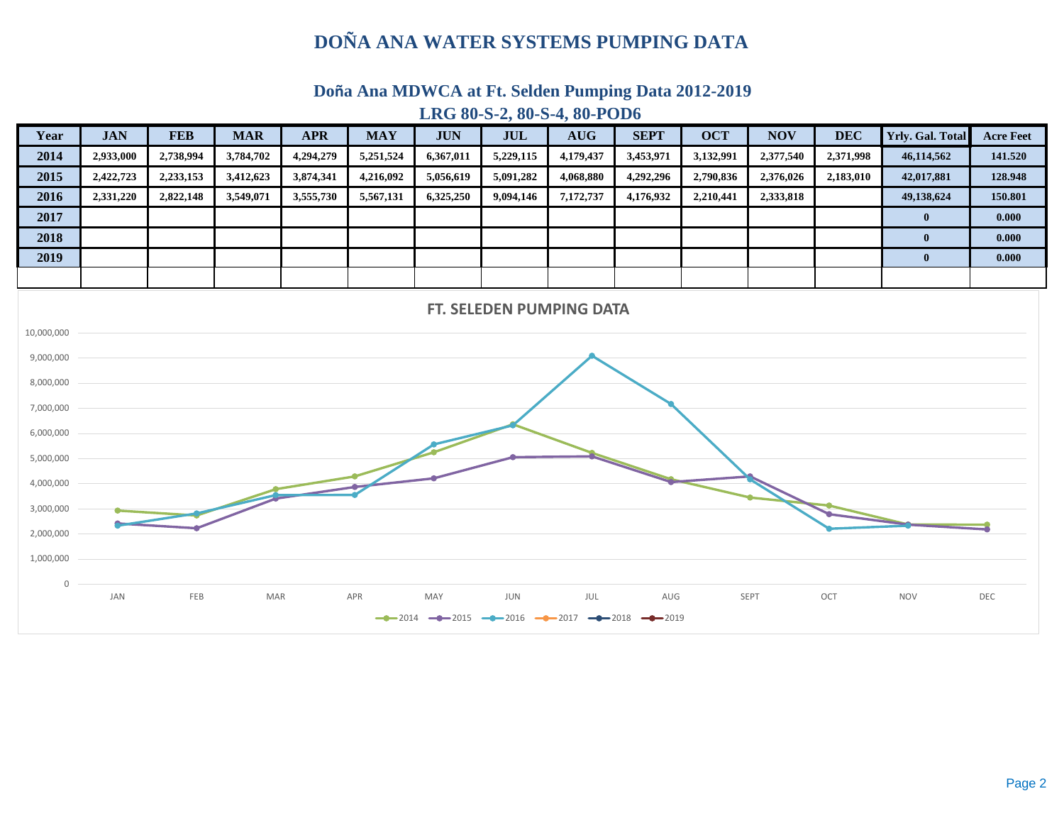# DOÑA ANA WATER SYSTEMS PUMPING DATA

## Doña Ana MDWCA at Ft. Selden Pumping Data 2012-2019

### LRG 80-S-2, 80-S-4, 80-POD6

| Year | JAN | FEB | MAR | APR | MAY | JUN | JUL | AUG | SEPT | OCT | NOV | DEC | Yrly. Gal. Total | Acre Feet |
|---|---|---|---|---|---|---|---|---|---|---|---|---|---|---|
| 2014 | 2,933,000 | 2,738,994 | 3,784,702 | 4,294,279 | 5,251,524 | 6,367,011 | 5,229,115 | 4,179,437 | 3,453,971 | 3,132,991 | 2,377,540 | 2,371,998 | 46,114,562 | 141.520 |
| 2015 | 2,422,723 | 2,233,153 | 3,412,623 | 3,874,341 | 4,216,092 | 5,056,619 | 5,091,282 | 4,068,880 | 4,292,296 | 2,790,836 | 2,376,026 | 2,183,010 | 42,017,881 | 128.948 |
| 2016 | 2,331,220 | 2,822,148 | 3,549,071 | 3,555,730 | 5,567,131 | 6,325,250 | 9,094,146 | 7,172,737 | 4,176,932 | 2,210,441 | 2,333,818 | | 49,138,624 | 150.801 |
| 2017 | | | | | | | | | | | | | 0 | 0.000 |
| 2018 | | | | | | | | | | | | | 0 | 0.000 |
| 2019 | | | | | | | | | | | | | 0 | 0.000 |
| | | | | | | | | | | | | | | |

FT. SELEDEN PUMPING DATA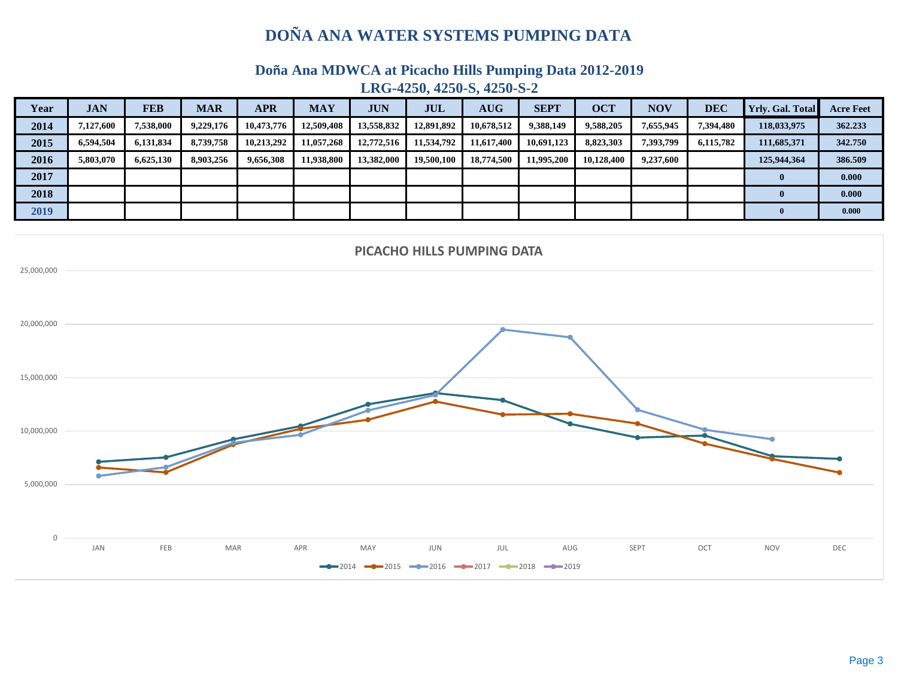# DOÑA ANA WATER SYSTEMS PUMPING DATA

## Doña Ana MDWCA at Picacho Hills Pumping Data 2012-2019

### LRG-4250, 4250-S, 4250-S-2

| Year | JAN | FEB | MAR | APR | MAY | JUN | JUL | AUG | SEPT | OCT | NOV | DEC | Yrly. Gal. Total | Acre Feet |
|---|---|---|---|---|---|---|---|---|---|---|---|---|---|---|
| 2014 | 7,127,600 | 7,538,000 | 9,229,176 | 10,473,776 | 12,509,408 | 13,558,832 | 12,891,892 | 10,678,512 | 9,388,149 | 9,588,205 | 7,655,945 | 7,394,480 | 118,033,975 | 362.233 |
| 2015 | 6,594,504 | 6,131,834 | 8,739,758 | 10,213,292 | 11,057,268 | 12,772,516 | 11,534,792 | 11,617,400 | 10,691,123 | 8,823,303 | 7,393,799 | 6,115,782 | 111,685,371 | 342.750 |
| 2016 | 5,803,070 | 6,625,130 | 8,903,256 | 9,656,308 | 11,938,800 | 13,382,000 | 19,500,100 | 18,774,500 | 11,995,200 | 10,128,400 | 9,237,600 | | 125,944,364 | 386.509 |
| 2017 | | | | | | | | | | | | | 0 | 0.000 |
| 2018 | | | | | | | | | | | | | 0 | 0.000 |
| 2019 | | | | | | | | | | | | | 0 | 0.000 |

PICACHO HILLS PUMPING DATA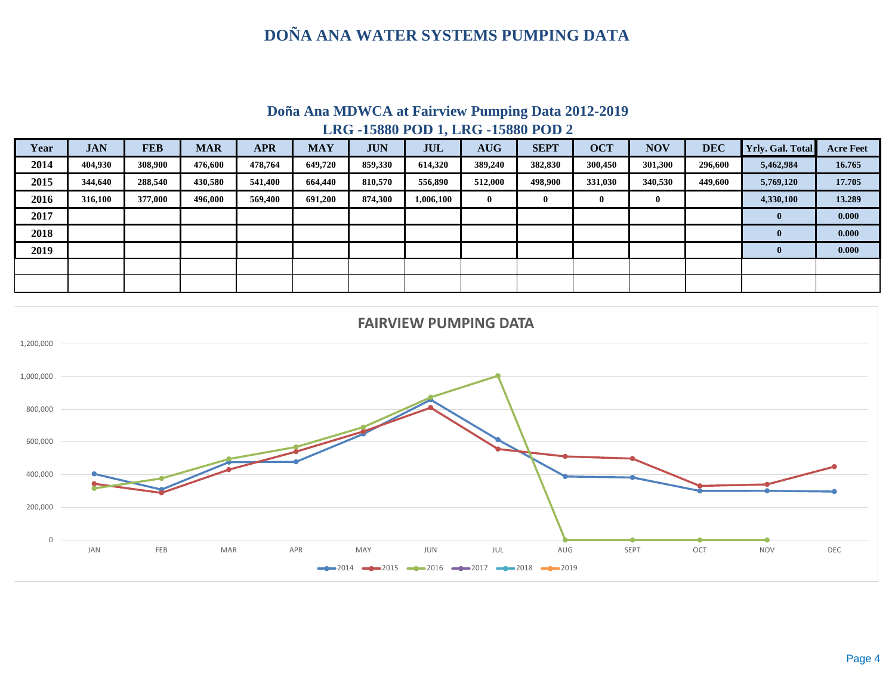# DOÑA ANA WATER SYSTEMS PUMPING DATA

## Doña Ana MDWCA at Fairview Pumping Data 2012-2019

### LRG -15880 POD 1, LRG -15880 POD 2

| Year | JAN | FEB | MAR | APR | MAY | JUN | JUL | AUG | SEPT | OCT | NOV | DEC | Yrly. Gal. Total | Acre Feet |
|---|---|---|---|---|---|---|---|---|---|---|---|---|---|---|
| 2014 | 404,930 | 308,900 | 476,600 | 478,764 | 649,720 | 859,330 | 614,320 | 389,240 | 382,830 | 300,450 | 301,300 | 296,600 | 5,462,984 | 16.765 |
| 2015 | 344,640 | 288,540 | 430,580 | 541,400 | 664,440 | 810,570 | 556,890 | 512,000 | 498,900 | 331,030 | 340,530 | 449,600 | 5,769,120 | 17.705 |
| 2016 | 316,100 | 377,000 | 496,000 | 569,400 | 691,200 | 874,300 | 1,006,100 | 0 | 0 | 0 | 0 | | 4,330,100 | 13.289 |
| 2017 | | | | | | | | | | | | | 0 | 0.000 |
| 2018 | | | | | | | | | | | | | 0 | 0.000 |
| 2019 | | | | | | | | | | | | | 0 | 0.000 |
| | | | | | | | | | | | | | | |
| | | | | | | | | | | | | | | |

**FAIRVIEW PUMPING DATA**

(Line chart: monthly pumping JAN–DEC, y-axis 0 to 1,200,000; series 2014, 2015, 2016, 2017, 2018, 2019)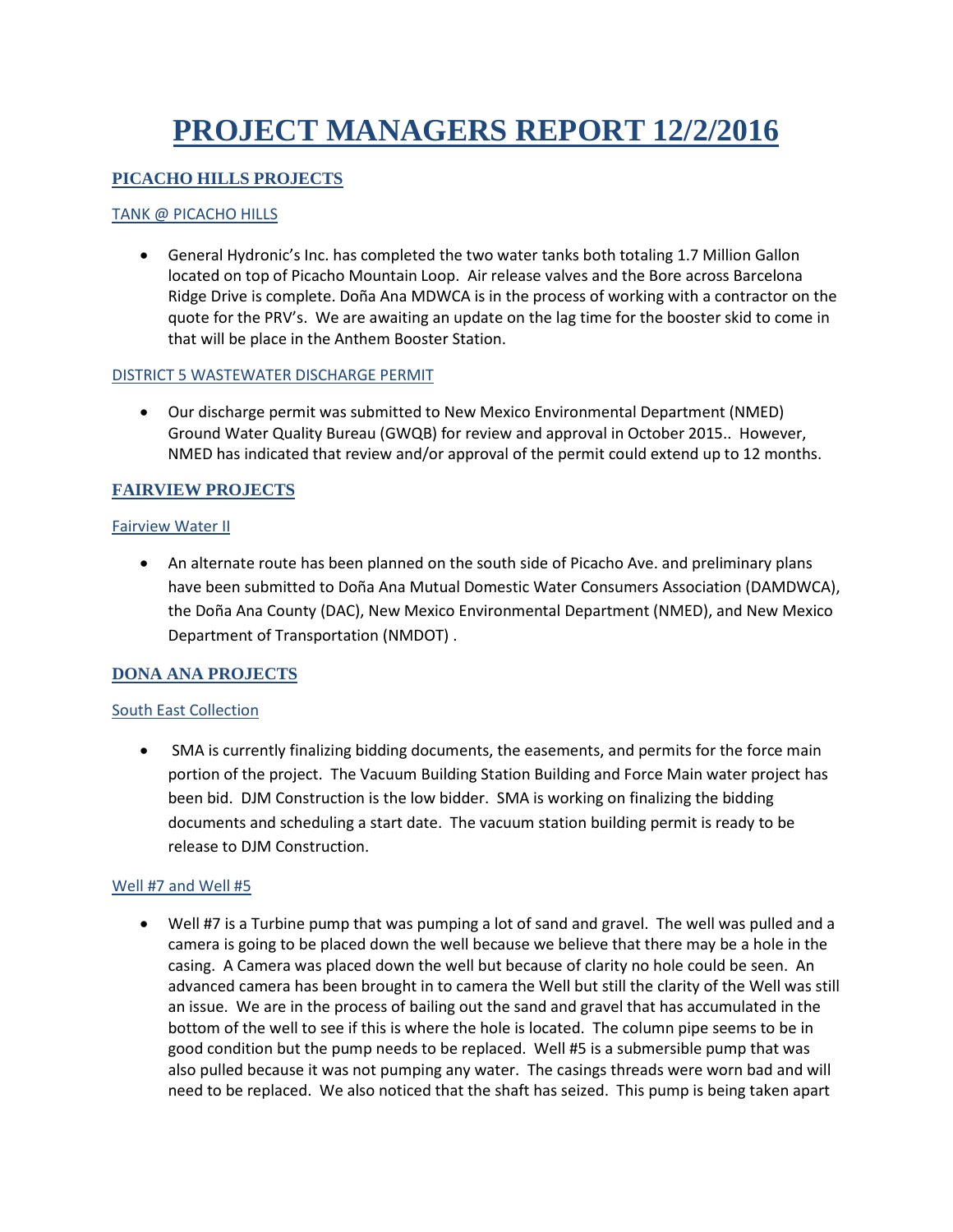# PROJECT MANAGERS REPORT 12/2/2016

## PICACHO HILLS PROJECTS

### TANK @ PICACHO HILLS

- General Hydronic's Inc. has completed the two water tanks both totaling 1.7 Million Gallon located on top of Picacho Mountain Loop. Air release valves and the Bore across Barcelona Ridge Drive is complete. Doña Ana MDWCA is in the process of working with a contractor on the quote for the PRV's. We are awaiting an update on the lag time for the booster skid to come in that will be place in the Anthem Booster Station.

### DISTRICT 5 WASTEWATER DISCHARGE PERMIT

- Our discharge permit was submitted to New Mexico Environmental Department (NMED) Ground Water Quality Bureau (GWQB) for review and approval in October 2015.. However, NMED has indicated that review and/or approval of the permit could extend up to 12 months.

## FAIRVIEW PROJECTS

### Fairview Water II

- An alternate route has been planned on the south side of Picacho Ave. and preliminary plans have been submitted to Doña Ana Mutual Domestic Water Consumers Association (DAMDWCA), the Doña Ana County (DAC), New Mexico Environmental Department (NMED), and New Mexico Department of Transportation (NMDOT) .

## DONA ANA PROJECTS

### South East Collection

- SMA is currently finalizing bidding documents, the easements, and permits for the force main portion of the project. The Vacuum Building Station Building and Force Main water project has been bid. DJM Construction is the low bidder. SMA is working on finalizing the bidding documents and scheduling a start date. The vacuum station building permit is ready to be release to DJM Construction.

### Well #7 and Well #5

- Well #7 is a Turbine pump that was pumping a lot of sand and gravel. The well was pulled and a camera is going to be placed down the well because we believe that there may be a hole in the casing. A Camera was placed down the well but because of clarity no hole could be seen. An advanced camera has been brought in to camera the Well but still the clarity of the Well was still an issue. We are in the process of bailing out the sand and gravel that has accumulated in the bottom of the well to see if this is where the hole is located. The column pipe seems to be in good condition but the pump needs to be replaced. Well #5 is a submersible pump that was also pulled because it was not pumping any water. The casings threads were worn bad and will need to be replaced. We also noticed that the shaft has seized. This pump is being taken apart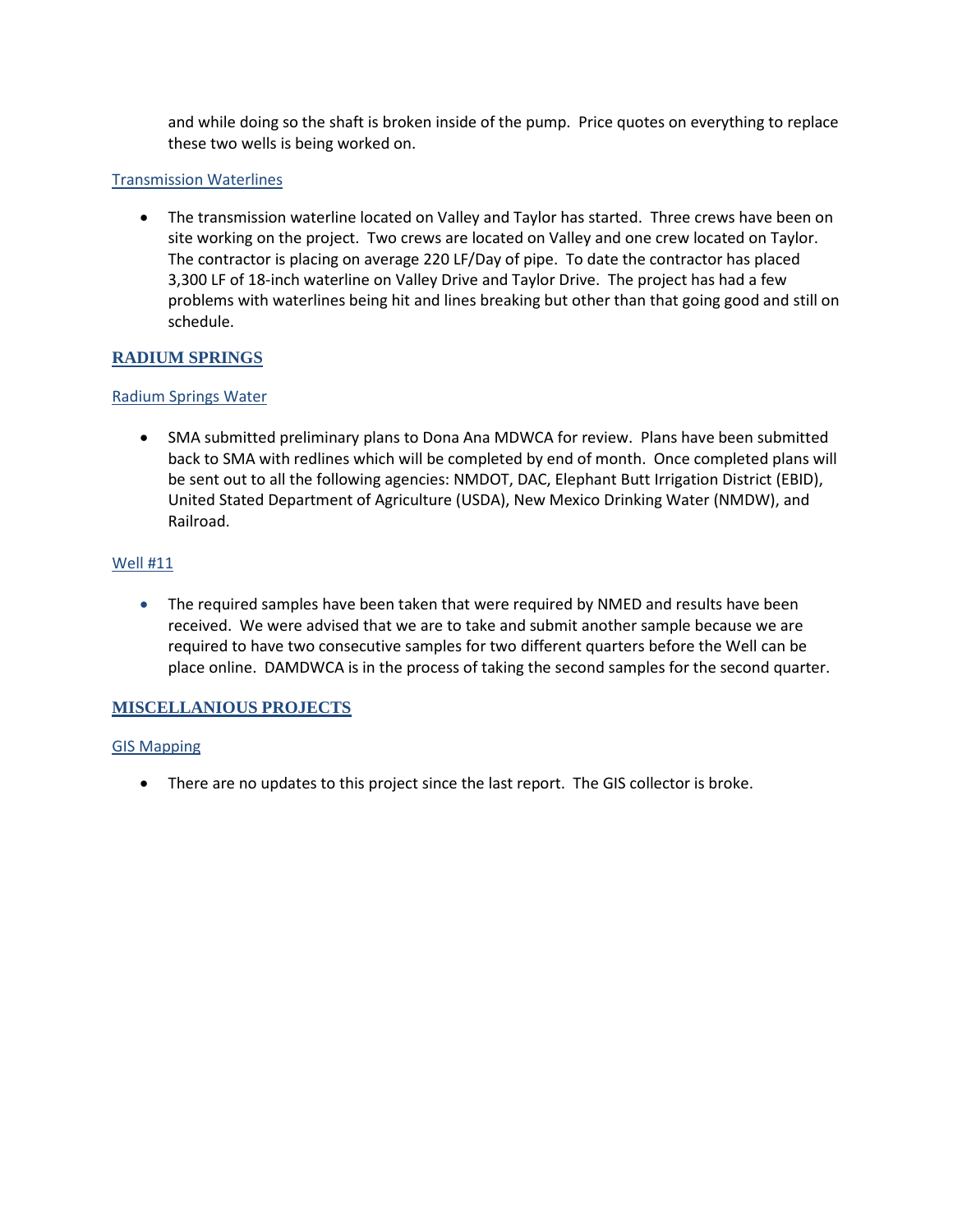and while doing so the shaft is broken inside of the pump. Price quotes on everything to replace these two wells is being worked on.

### Transmission Waterlines

- The transmission waterline located on Valley and Taylor has started. Three crews have been on site working on the project. Two crews are located on Valley and one crew located on Taylor. The contractor is placing on average 220 LF/Day of pipe. To date the contractor has placed 3,300 LF of 18-inch waterline on Valley Drive and Taylor Drive. The project has had a few problems with waterlines being hit and lines breaking but other than that going good and still on schedule.

## RADIUM SPRINGS

### Radium Springs Water

- SMA submitted preliminary plans to Dona Ana MDWCA for review. Plans have been submitted back to SMA with redlines which will be completed by end of month. Once completed plans will be sent out to all the following agencies: NMDOT, DAC, Elephant Butt Irrigation District (EBID), United Stated Department of Agriculture (USDA), New Mexico Drinking Water (NMDW), and Railroad.

### Well #11

- The required samples have been taken that were required by NMED and results have been received. We were advised that we are to take and submit another sample because we are required to have two consecutive samples for two different quarters before the Well can be place online. DAMDWCA is in the process of taking the second samples for the second quarter.

## MISCELLANIOUS PROJECTS

### GIS Mapping

- There are no updates to this project since the last report. The GIS collector is broke.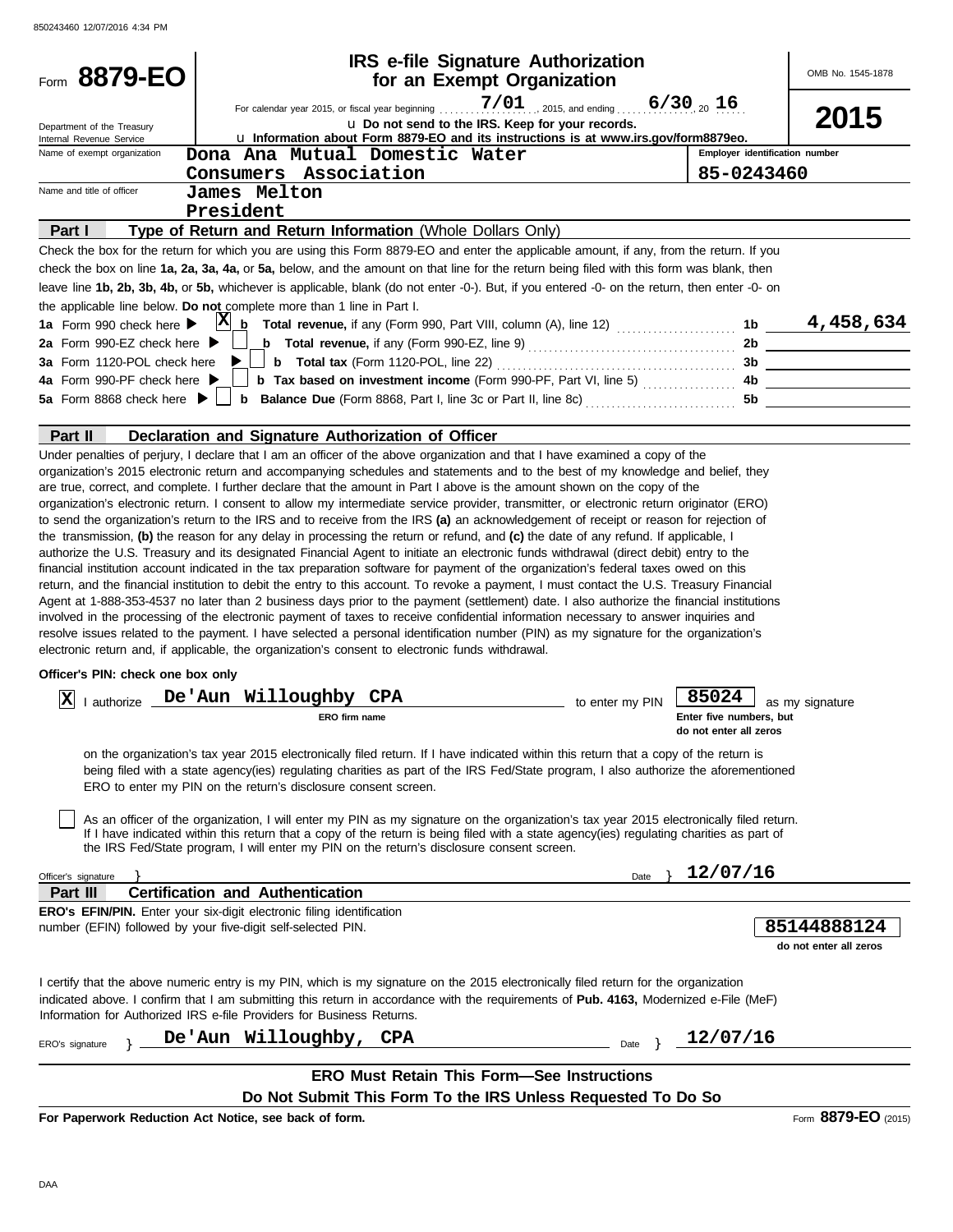850243460 12/07/2016 4:34 PM

# Form 8879-EO

**IRS e-file Signature Authorization for an Exempt Organization**

OMB No. 1545-1878

**2015**

For calendar year 2015, or fiscal year beginning 7/01, 2015, and ending 6/30, 20 16

Department of the Treasury
Internal Revenue Service

u **Do not send to the IRS. Keep for your records.**

u **Information about Form 8879-EO and its instructions is at www.irs.gov/form8879eo.**

| Name of exempt organization | Employer identification number |
|---|---|
| Dona Ana Mutual Domestic Water Consumers Association | 85-0243460 |

Name and title of officer: James Melton, President

## Part I — Type of Return and Return Information (Whole Dollars Only)

Check the box for the return for which you are using this Form 8879-EO and enter the applicable amount, if any, from the return. If you check the box on line **1a, 2a, 3a, 4a,** or **5a,** below, and the amount on that line for the return being filed with this form was blank, then leave line **1b, 2b, 3b, 4b,** or **5b,** whichever is applicable, blank (do not enter -0-). But, if you entered -0- on the return, then enter -0- on the applicable line below. **Do not** complete more than 1 line in Part I.

| Line | Check | Description | Line | Amount |
|---|---|---|---|---|
| **1a** Form 990 check here ▶ | X | **b Total revenue,** if any (Form 990, Part VIII, column (A), line 12) | 1b | 4,458,634 |
| **2a** Form 990-EZ check here ▶ | | **b Total revenue,** if any (Form 990-EZ, line 9) | 2b | |
| **3a** Form 1120-POL check here ▶ | | **b Total tax** (Form 1120-POL, line 22) | 3b | |
| **4a** Form 990-PF check here ▶ | | **b Tax based on investment income** (Form 990-PF, Part VI, line 5) | 4b | |
| **5a** Form 8868 check here ▶ | | **b Balance Due** (Form 8868, Part I, line 3c or Part II, line 8c) | 5b | |

## Part II — Declaration and Signature Authorization of Officer

Under penalties of perjury, I declare that I am an officer of the above organization and that I have examined a copy of the organization's 2015 electronic return and accompanying schedules and statements and to the best of my knowledge and belief, they are true, correct, and complete. I further declare that the amount in Part I above is the amount shown on the copy of the organization's electronic return. I consent to allow my intermediate service provider, transmitter, or electronic return originator (ERO) to send the organization's return to the IRS and to receive from the IRS **(a)** an acknowledgement of receipt or reason for rejection of the transmission, **(b)** the reason for any delay in processing the return or refund, and **(c)** the date of any refund. If applicable, I authorize the U.S. Treasury and its designated Financial Agent to initiate an electronic funds withdrawal (direct debit) entry to the financial institution account indicated in the tax preparation software for payment of the organization's federal taxes owed on this return, and the financial institution to debit the entry to this account. To revoke a payment, I must contact the U.S. Treasury Financial Agent at 1-888-353-4537 no later than 2 business days prior to the payment (settlement) date. I also authorize the financial institutions involved in the processing of the electronic payment of taxes to receive confidential information necessary to answer inquiries and resolve issues related to the payment. I have selected a personal identification number (PIN) as my signature for the organization's electronic return and, if applicable, the organization's consent to electronic funds withdrawal.

**Officer's PIN: check one box only**

[X] I authorize **De'Aun Willoughby CPA** (ERO firm name) to enter my PIN **85024** (Enter five numbers, but do not enter all zeros) as my signature on the organization's tax year 2015 electronically filed return. If I have indicated within this return that a copy of the return is being filed with a state agency(ies) regulating charities as part of the IRS Fed/State program, I also authorize the aforementioned ERO to enter my PIN on the return's disclosure consent screen.

[ ] As an officer of the organization, I will enter my PIN as my signature on the organization's tax year 2015 electronically filed return. If I have indicated within this return that a copy of the return is being filed with a state agency(ies) regulating charities as part of the IRS Fed/State program, I will enter my PIN on the return's disclosure consent screen.

Officer's signature } Date } 12/07/16

## Part III — Certification and Authentication

**ERO's EFIN/PIN.** Enter your six-digit electronic filing identification number (EFIN) followed by your five-digit self-selected PIN. **85144888124** (do not enter all zeros)

I certify that the above numeric entry is my PIN, which is my signature on the 2015 electronically filed return for the organization indicated above. I confirm that I am submitting this return in accordance with the requirements of **Pub. 4163,** Modernized e-File (MeF) Information for Authorized IRS e-file Providers for Business Returns.

ERO's signature } De'Aun Willoughby, CPA Date } 12/07/16

**ERO Must Retain This Form—See Instructions**

**Do Not Submit This Form To the IRS Unless Requested To Do So**

**For Paperwork Reduction Act Notice, see back of form.** Form **8879-EO** (2015)

DAA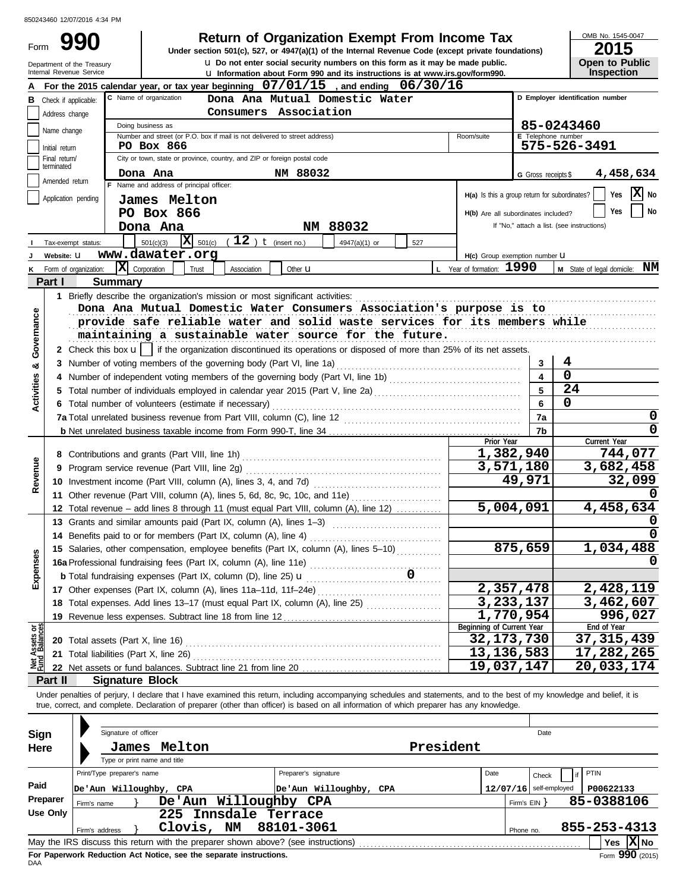850243460 12/07/2016 4:34 PM

# Form 990 — Return of Organization Exempt From Income Tax

**Under section 501(c), 527, or 4947(a)(1) of the Internal Revenue Code (except private foundations)**

u Do not enter social security numbers on this form as it may be made public.

u Information about Form 990 and its instructions is at www.irs.gov/form990.

Department of the Treasury
Internal Revenue Service

OMB No. 1545-0047

**2015**

**Open to Public Inspection**

**A** For the 2015 calendar year, or tax year beginning 07/01/15 , and ending 06/30/16

**B** Check if applicable:
- Address change
- Name change
- Initial return
- Final return/terminated
- Amended return
- Application pending

**C** Name of organization: Dona Ana Mutual Domestic Water Consumers Association

Doing business as

Number and street (or P.O. box if mail is not delivered to street address): PO Box 866 — Room/suite

City or town, state or province, country, and ZIP or foreign postal code: Dona Ana NM 88032

**D** Employer identification number: 85-0243460

**E** Telephone number: 575-526-3491

**G** Gross receipts $ 4,458,634

**F** Name and address of principal officer:
James Melton
PO Box 866
Dona Ana NM 88032

**H(a)** Is this a group return for subordinates? Yes [ ] No [X]

**H(b)** Are all subordinates included? Yes [ ] No [ ]
If "No," attach a list. (see instructions)

**I** Tax-exempt status: [ ] 501(c)(3) [X] 501(c) ( 12 ) t (insert no.) [ ] 4947(a)(1) or [ ] 527

**J** Website: u www.dawater.org

**H(c)** Group exemption number u

**K** Form of organization: [X] Corporation [ ] Trust [ ] Association [ ] Other u

**L** Year of formation: 1990

**M** State of legal domicile: NM

## Part I Summary

**Activities & Governance**

1 Briefly describe the organization's mission or most significant activities:
Dona Ana Mutual Domestic Water Consumers Association's purpose is to provide safe reliable water and solid waste services for its members while maintaining a sustainable water source for the future.

2 Check this box u [ ] if the organization discontinued its operations or disposed of more than 25% of its net assets.

| | | | |
|---|---|---|---|
| 3 | Number of voting members of the governing body (Part VI, line 1a) | 3 | 4 |
| 4 | Number of independent voting members of the governing body (Part VI, line 1b) | 4 | 0 |
| 5 | Total number of individuals employed in calendar year 2015 (Part V, line 2a) | 5 | 24 |
| 6 | Total number of volunteers (estimate if necessary) | 6 | 0 |
| 7a | Total unrelated business revenue from Part VIII, column (C), line 12 | 7a | 0 |
| b | Net unrelated business taxable income from Form 990-T, line 34 | 7b | 0 |

| | | Prior Year | Current Year |
|---|---|---|---|
| **Revenue** | | | |
| 8 | Contributions and grants (Part VIII, line 1h) | 1,382,940 | 744,077 |
| 9 | Program service revenue (Part VIII, line 2g) | 3,571,180 | 3,682,458 |
| 10 | Investment income (Part VIII, column (A), lines 3, 4, and 7d) | 49,971 | 32,099 |
| 11 | Other revenue (Part VIII, column (A), lines 5, 6d, 8c, 9c, 10c, and 11e) | | 0 |
| 12 | Total revenue – add lines 8 through 11 (must equal Part VIII, column (A), line 12) | 5,004,091 | 4,458,634 |
| **Expenses** | | | |
| 13 | Grants and similar amounts paid (Part IX, column (A), lines 1–3) | | 0 |
| 14 | Benefits paid to or for members (Part IX, column (A), line 4) | | 0 |
| 15 | Salaries, other compensation, employee benefits (Part IX, column (A), lines 5–10) | 875,659 | 1,034,488 |
| 16a | Professional fundraising fees (Part IX, column (A), line 11e) | | 0 |
| b | Total fundraising expenses (Part IX, column (D), line 25) u 0 | | |
| 17 | Other expenses (Part IX, column (A), lines 11a–11d, 11f–24e) | 2,357,478 | 2,428,119 |
| 18 | Total expenses. Add lines 13–17 (must equal Part IX, column (A), line 25) | 3,233,137 | 3,462,607 |
| 19 | Revenue less expenses. Subtract line 18 from line 12 | 1,770,954 | 996,027 |

| **Net Assets or Fund Balances** | | Beginning of Current Year | End of Year |
|---|---|---|---|
| 20 | Total assets (Part X, line 16) | 32,173,730 | 37,315,439 |
| 21 | Total liabilities (Part X, line 26) | 13,136,583 | 17,282,265 |
| 22 | Net assets or fund balances. Subtract line 21 from line 20 | 19,037,147 | 20,033,174 |

## Part II Signature Block

Under penalties of perjury, I declare that I have examined this return, including accompanying schedules and statements, and to the best of my knowledge and belief, it is true, correct, and complete. Declaration of preparer (other than officer) is based on all information of which preparer has any knowledge.

**Sign Here**

Signature of officer — Date

James Melton — President

Type or print name and title

**Paid Preparer Use Only**

| Print/Type preparer's name | Preparer's signature | Date | Check [ ] if self-employed | PTIN |
|---|---|---|---|---|
| De'Aun Willoughby, CPA | De'Aun Willoughby, CPA | 12/07/16 | | P00622133 |

Firm's name } De'Aun Willoughby CPA — Firm's EIN } 85-0388106

Firm's address } 225 Innsdale Terrace, Clovis, NM 88101-3061 — Phone no. 855-253-4313

May the IRS discuss this return with the preparer shown above? (see instructions) Yes [ ] No [X]

**For Paperwork Reduction Act Notice, see the separate instructions.**

DAA

Form **990** (2015)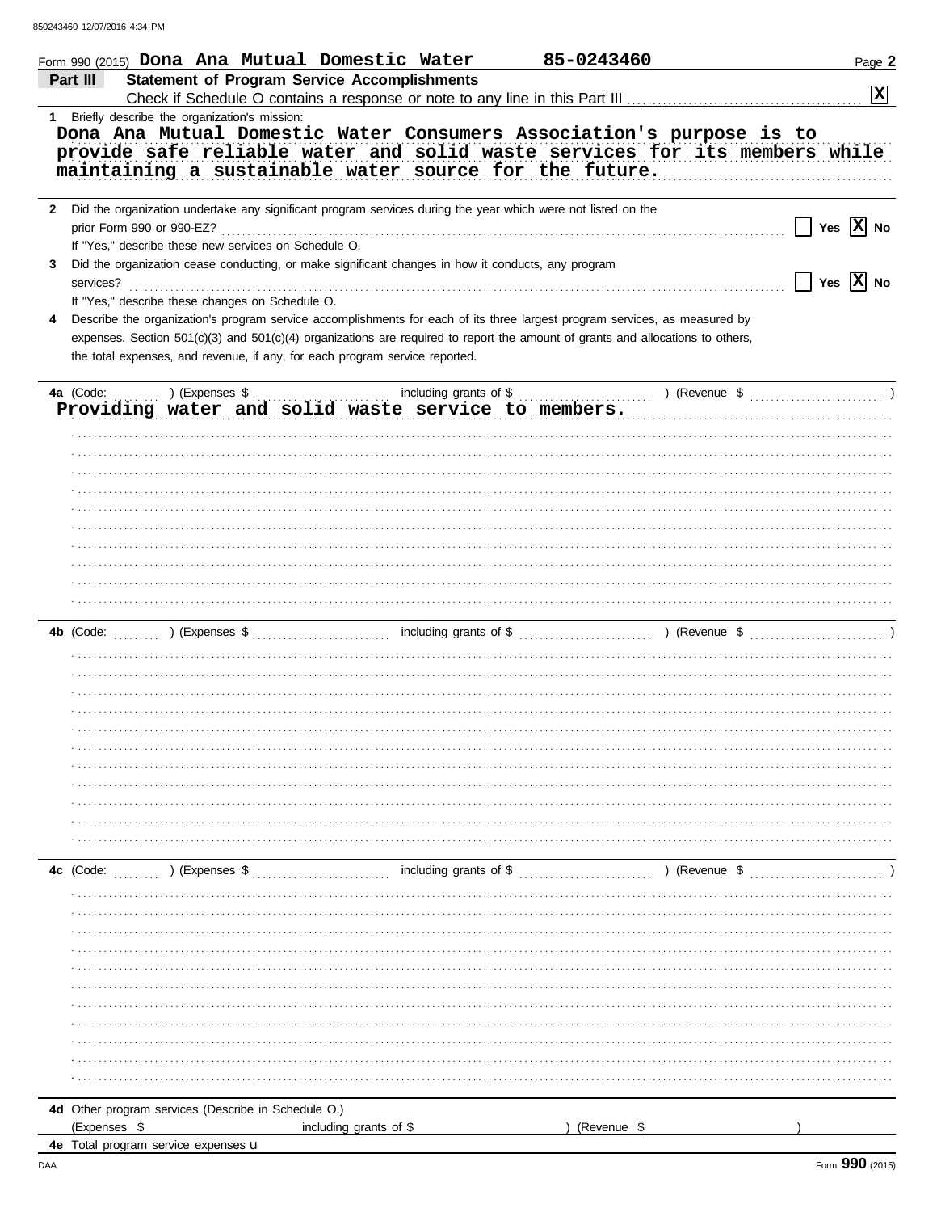850243460 12/07/2016 4:34 PM

Form 990 (2015) **Dona Ana Mutual Domestic Water** **85-0243460** Page **2**

## Part III — Statement of Program Service Accomplishments

Check if Schedule O contains a response or note to any line in this Part III . . . . . . . . . . . . **[X]**

**1** Briefly describe the organization's mission:

**Dona Ana Mutual Domestic Water Consumers Association's purpose is to provide safe reliable water and solid waste services for its members while maintaining a sustainable water source for the future.**

**2** Did the organization undertake any significant program services during the year which were not listed on the prior Form 990 or 990-EZ? . . . . . . [ ] Yes **[X] No**

If "Yes," describe these new services on Schedule O.

**3** Did the organization cease conducting, or make significant changes in how it conducts, any program services? . . . . . . [ ] Yes **[X] No**

If "Yes," describe these changes on Schedule O.

**4** Describe the organization's program service accomplishments for each of its three largest program services, as measured by expenses. Section 501(c)(3) and 501(c)(4) organizations are required to report the amount of grants and allocations to others, the total expenses, and revenue, if any, for each program service reported.

**4a** (Code: ) (Expenses $ including grants of $ ) (Revenue $ )

**Providing water and solid waste service to members.**

**4b** (Code: ) (Expenses $ including grants of $ ) (Revenue $ )

**4c** (Code: ) (Expenses $ including grants of $ ) (Revenue $ )

**4d** Other program services (Describe in Schedule O.)

(Expenses $ including grants of $ ) (Revenue $ )

**4e** Total program service expenses u

DAA Form **990** (2015)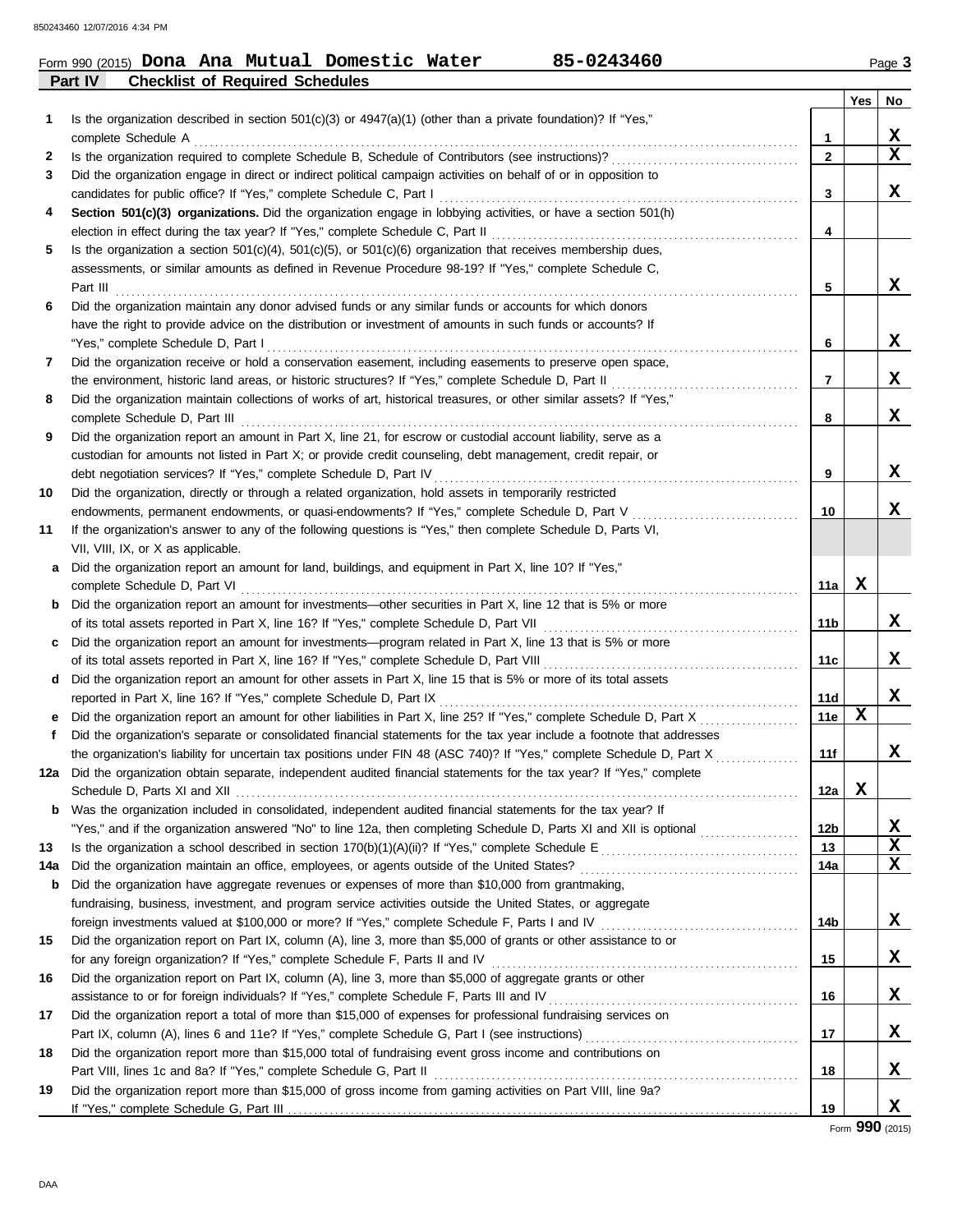Form 990 (2015) **Dona Ana Mutual Domestic Water** **85-0243460** Page **3**

## Part IV Checklist of Required Schedules

| | | | Yes | No |
|---|---|---|---|---|
| 1 | Is the organization described in section 501(c)(3) or 4947(a)(1) (other than a private foundation)? If "Yes," complete Schedule A | 1 | | X |
| 2 | Is the organization required to complete Schedule B, Schedule of Contributors (see instructions)? | 2 | | X |
| 3 | Did the organization engage in direct or indirect political campaign activities on behalf of or in opposition to candidates for public office? If "Yes," complete Schedule C, Part I | 3 | | X |
| 4 | **Section 501(c)(3) organizations.** Did the organization engage in lobbying activities, or have a section 501(h) election in effect during the tax year? If "Yes," complete Schedule C, Part II | 4 | | |
| 5 | Is the organization a section 501(c)(4), 501(c)(5), or 501(c)(6) organization that receives membership dues, assessments, or similar amounts as defined in Revenue Procedure 98-19? If "Yes," complete Schedule C, Part III | 5 | | X |
| 6 | Did the organization maintain any donor advised funds or any similar funds or accounts for which donors have the right to provide advice on the distribution or investment of amounts in such funds or accounts? If "Yes," complete Schedule D, Part I | 6 | | X |
| 7 | Did the organization receive or hold a conservation easement, including easements to preserve open space, the environment, historic land areas, or historic structures? If "Yes," complete Schedule D, Part II | 7 | | X |
| 8 | Did the organization maintain collections of works of art, historical treasures, or other similar assets? If "Yes," complete Schedule D, Part III | 8 | | X |
| 9 | Did the organization report an amount in Part X, line 21, for escrow or custodial account liability, serve as a custodian for amounts not listed in Part X; or provide credit counseling, debt management, credit repair, or debt negotiation services? If "Yes," complete Schedule D, Part IV | 9 | | X |
| 10 | Did the organization, directly or through a related organization, hold assets in temporarily restricted endowments, permanent endowments, or quasi-endowments? If "Yes," complete Schedule D, Part V | 10 | | X |
| 11 | If the organization's answer to any of the following questions is "Yes," then complete Schedule D, Parts VI, VII, VIII, IX, or X as applicable. | | | |
| a | Did the organization report an amount for land, buildings, and equipment in Part X, line 10? If "Yes," complete Schedule D, Part VI | 11a | X | |
| b | Did the organization report an amount for investments—other securities in Part X, line 12 that is 5% or more of its total assets reported in Part X, line 16? If "Yes," complete Schedule D, Part VII | 11b | | X |
| c | Did the organization report an amount for investments—program related in Part X, line 13 that is 5% or more of its total assets reported in Part X, line 16? If "Yes," complete Schedule D, Part VIII | 11c | | X |
| d | Did the organization report an amount for other assets in Part X, line 15 that is 5% or more of its total assets reported in Part X, line 16? If "Yes," complete Schedule D, Part IX | 11d | | X |
| e | Did the organization report an amount for other liabilities in Part X, line 25? If "Yes," complete Schedule D, Part X | 11e | X | |
| f | Did the organization's separate or consolidated financial statements for the tax year include a footnote that addresses the organization's liability for uncertain tax positions under FIN 48 (ASC 740)? If "Yes," complete Schedule D, Part X | 11f | | X |
| 12a | Did the organization obtain separate, independent audited financial statements for the tax year? If "Yes," complete Schedule D, Parts XI and XII | 12a | X | |
| b | Was the organization included in consolidated, independent audited financial statements for the tax year? If "Yes," and if the organization answered "No" to line 12a, then completing Schedule D, Parts XI and XII is optional | 12b | | X |
| 13 | Is the organization a school described in section 170(b)(1)(A)(ii)? If "Yes," complete Schedule E | 13 | | X |
| 14a | Did the organization maintain an office, employees, or agents outside of the United States? | 14a | | X |
| b | Did the organization have aggregate revenues or expenses of more than $10,000 from grantmaking, fundraising, business, investment, and program service activities outside the United States, or aggregate foreign investments valued at $100,000 or more? If "Yes," complete Schedule F, Parts I and IV | 14b | | X |
| 15 | Did the organization report on Part IX, column (A), line 3, more than $5,000 of grants or other assistance to or for any foreign organization? If "Yes," complete Schedule F, Parts II and IV | 15 | | X |
| 16 | Did the organization report on Part IX, column (A), line 3, more than $5,000 of aggregate grants or other assistance to or for foreign individuals? If "Yes," complete Schedule F, Parts III and IV | 16 | | X |
| 17 | Did the organization report a total of more than $15,000 of expenses for professional fundraising services on Part IX, column (A), lines 6 and 11e? If "Yes," complete Schedule G, Part I (see instructions) | 17 | | X |
| 18 | Did the organization report more than $15,000 total of fundraising event gross income and contributions on Part VIII, lines 1c and 8a? If "Yes," complete Schedule G, Part II | 18 | | X |
| 19 | Did the organization report more than $15,000 of gross income from gaming activities on Part VIII, line 9a? If "Yes," complete Schedule G, Part III | 19 | | X |

Form **990** (2015)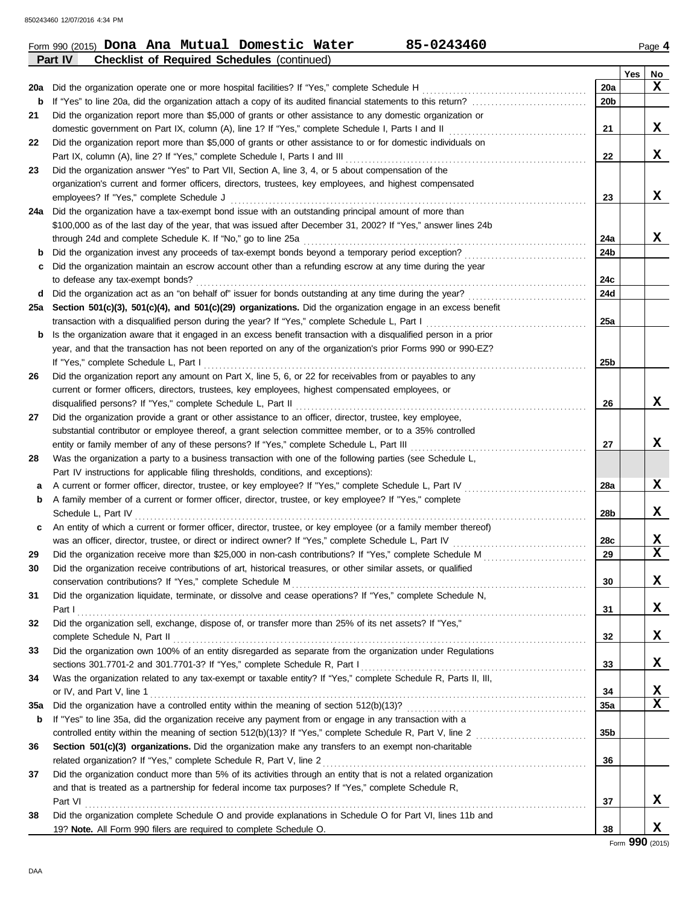Form 990 (2015) **Dona Ana Mutual Domestic Water** **85-0243460** Page **4**

## Part IV Checklist of Required Schedules (continued)

| | | | Yes | No |
|---|---|---|---|---|
| 20a | Did the organization operate one or more hospital facilities? If "Yes," complete Schedule H | 20a | | X |
| b | If "Yes" to line 20a, did the organization attach a copy of its audited financial statements to this return? | 20b | | |
| 21 | Did the organization report more than $5,000 of grants or other assistance to any domestic organization or domestic government on Part IX, column (A), line 1? If "Yes," complete Schedule I, Parts I and II | 21 | | X |
| 22 | Did the organization report more than $5,000 of grants or other assistance to or for domestic individuals on Part IX, column (A), line 2? If "Yes," complete Schedule I, Parts I and III | 22 | | X |
| 23 | Did the organization answer "Yes" to Part VII, Section A, line 3, 4, or 5 about compensation of the organization's current and former officers, directors, trustees, key employees, and highest compensated employees? If "Yes," complete Schedule J | 23 | | X |
| 24a | Did the organization have a tax-exempt bond issue with an outstanding principal amount of more than $100,000 as of the last day of the year, that was issued after December 31, 2002? If "Yes," answer lines 24b through 24d and complete Schedule K. If "No," go to line 25a | 24a | | X |
| b | Did the organization invest any proceeds of tax-exempt bonds beyond a temporary period exception? | 24b | | |
| c | Did the organization maintain an escrow account other than a refunding escrow at any time during the year to defease any tax-exempt bonds? | 24c | | |
| d | Did the organization act as an "on behalf of" issuer for bonds outstanding at any time during the year? | 24d | | |
| 25a | **Section 501(c)(3), 501(c)(4), and 501(c)(29) organizations.** Did the organization engage in an excess benefit transaction with a disqualified person during the year? If "Yes," complete Schedule L, Part I | 25a | | |
| b | Is the organization aware that it engaged in an excess benefit transaction with a disqualified person in a prior year, and that the transaction has not been reported on any of the organization's prior Forms 990 or 990-EZ? If "Yes," complete Schedule L, Part I | 25b | | |
| 26 | Did the organization report any amount on Part X, line 5, 6, or 22 for receivables from or payables to any current or former officers, directors, trustees, key employees, highest compensated employees, or disqualified persons? If "Yes," complete Schedule L, Part II | 26 | | X |
| 27 | Did the organization provide a grant or other assistance to an officer, director, trustee, key employee, substantial contributor or employee thereof, a grant selection committee member, or to a 35% controlled entity or family member of any of these persons? If "Yes," complete Schedule L, Part III | 27 | | X |
| 28 | Was the organization a party to a business transaction with one of the following parties (see Schedule L, Part IV instructions for applicable filing thresholds, conditions, and exceptions): | | | |
| a | A current or former officer, director, trustee, or key employee? If "Yes," complete Schedule L, Part IV | 28a | | X |
| b | A family member of a current or former officer, director, trustee, or key employee? If "Yes," complete Schedule L, Part IV | 28b | | X |
| c | An entity of which a current or former officer, director, trustee, or key employee (or a family member thereof) was an officer, director, trustee, or direct or indirect owner? If "Yes," complete Schedule L, Part IV | 28c | | X |
| 29 | Did the organization receive more than $25,000 in non-cash contributions? If "Yes," complete Schedule M | 29 | | X |
| 30 | Did the organization receive contributions of art, historical treasures, or other similar assets, or qualified conservation contributions? If "Yes," complete Schedule M | 30 | | X |
| 31 | Did the organization liquidate, terminate, or dissolve and cease operations? If "Yes," complete Schedule N, Part I | 31 | | X |
| 32 | Did the organization sell, exchange, dispose of, or transfer more than 25% of its net assets? If "Yes," complete Schedule N, Part II | 32 | | X |
| 33 | Did the organization own 100% of an entity disregarded as separate from the organization under Regulations sections 301.7701-2 and 301.7701-3? If "Yes," complete Schedule R, Part I | 33 | | X |
| 34 | Was the organization related to any tax-exempt or taxable entity? If "Yes," complete Schedule R, Parts II, III, or IV, and Part V, line 1 | 34 | | X |
| 35a | Did the organization have a controlled entity within the meaning of section 512(b)(13)? | 35a | | X |
| b | If "Yes" to line 35a, did the organization receive any payment from or engage in any transaction with a controlled entity within the meaning of section 512(b)(13)? If "Yes," complete Schedule R, Part V, line 2 | 35b | | |
| 36 | **Section 501(c)(3) organizations.** Did the organization make any transfers to an exempt non-charitable related organization? If "Yes," complete Schedule R, Part V, line 2 | 36 | | |
| 37 | Did the organization conduct more than 5% of its activities through an entity that is not a related organization and that is treated as a partnership for federal income tax purposes? If "Yes," complete Schedule R, Part VI | 37 | | X |
| 38 | Did the organization complete Schedule O and provide explanations in Schedule O for Part VI, lines 11b and 19? **Note.** All Form 990 filers are required to complete Schedule O. | 38 | | X |

Form **990** (2015)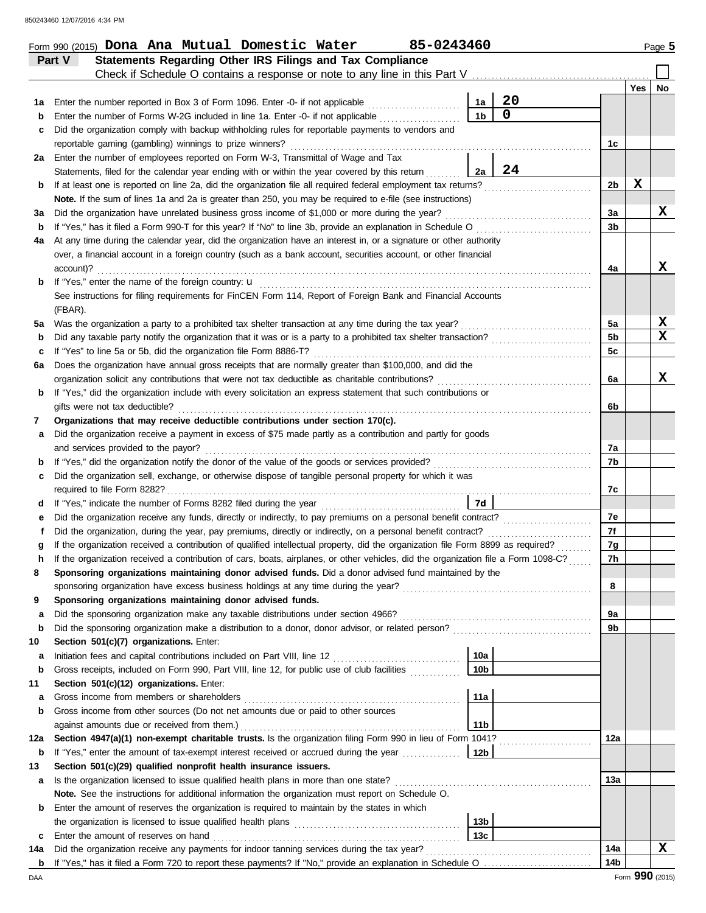Form 990 (2015) **Dona Ana Mutual Domestic Water** 85-0243460 Page **5**

## Part V — Statements Regarding Other IRS Filings and Tax Compliance

Check if Schedule O contains a response or note to any line in this Part V ☐

| | | | | | Yes | No |
|---|---|---|---|---|---|---|
| **1a** | Enter the number reported in Box 3 of Form 1096. Enter -0- if not applicable | 1a | 20 | | | |
| **b** | Enter the number of Forms W-2G included in line 1a. Enter -0- if not applicable | 1b | 0 | | | |
| **c** | Did the organization comply with backup withholding rules for reportable payments to vendors and reportable gaming (gambling) winnings to prize winners? | | | 1c | | |
| **2a** | Enter the number of employees reported on Form W-3, Transmittal of Wage and Tax Statements, filed for the calendar year ending with or within the year covered by this return | 2a | 24 | | | |
| **b** | If at least one is reported on line 2a, did the organization file all required federal employment tax returns? | | | 2b | X | |
| | **Note.** If the sum of lines 1a and 2a is greater than 250, you may be required to e-file (see instructions) | | | | | |
| **3a** | Did the organization have unrelated business gross income of $1,000 or more during the year? | | | 3a | | X |
| **b** | If "Yes," has it filed a Form 990-T for this year? If "No" to line 3b, provide an explanation in Schedule O | | | 3b | | |
| **4a** | At any time during the calendar year, did the organization have an interest in, or a signature or other authority over, a financial account in a foreign country (such as a bank account, securities account, or other financial account)? | | | 4a | | X |
| **b** | If "Yes," enter the name of the foreign country: u | | | | | |
| | See instructions for filing requirements for FinCEN Form 114, Report of Foreign Bank and Financial Accounts (FBAR). | | | | | |
| **5a** | Was the organization a party to a prohibited tax shelter transaction at any time during the tax year? | | | 5a | | X |
| **b** | Did any taxable party notify the organization that it was or is a party to a prohibited tax shelter transaction? | | | 5b | | X |
| **c** | If "Yes" to line 5a or 5b, did the organization file Form 8886-T? | | | 5c | | |
| **6a** | Does the organization have annual gross receipts that are normally greater than $100,000, and did the organization solicit any contributions that were not tax deductible as charitable contributions? | | | 6a | | X |
| **b** | If "Yes," did the organization include with every solicitation an express statement that such contributions or gifts were not tax deductible? | | | 6b | | |
| **7** | **Organizations that may receive deductible contributions under section 170(c).** | | | | | |
| **a** | Did the organization receive a payment in excess of $75 made partly as a contribution and partly for goods and services provided to the payor? | | | 7a | | |
| **b** | If "Yes," did the organization notify the donor of the value of the goods or services provided? | | | 7b | | |
| **c** | Did the organization sell, exchange, or otherwise dispose of tangible personal property for which it was required to file Form 8282? | | | 7c | | |
| **d** | If "Yes," indicate the number of Forms 8282 filed during the year | 7d | | | | |
| **e** | Did the organization receive any funds, directly or indirectly, to pay premiums on a personal benefit contract? | | | 7e | | |
| **f** | Did the organization, during the year, pay premiums, directly or indirectly, on a personal benefit contract? | | | 7f | | |
| **g** | If the organization received a contribution of qualified intellectual property, did the organization file Form 8899 as required? | | | 7g | | |
| **h** | If the organization received a contribution of cars, boats, airplanes, or other vehicles, did the organization file a Form 1098-C? | | | 7h | | |
| **8** | **Sponsoring organizations maintaining donor advised funds.** Did a donor advised fund maintained by the sponsoring organization have excess business holdings at any time during the year? | | | 8 | | |
| **9** | **Sponsoring organizations maintaining donor advised funds.** | | | | | |
| **a** | Did the sponsoring organization make any taxable distributions under section 4966? | | | 9a | | |
| **b** | Did the sponsoring organization make a distribution to a donor, donor advisor, or related person? | | | 9b | | |
| **10** | **Section 501(c)(7) organizations.** Enter: | | | | | |
| **a** | Initiation fees and capital contributions included on Part VIII, line 12 | 10a | | | | |
| **b** | Gross receipts, included on Form 990, Part VIII, line 12, for public use of club facilities | 10b | | | | |
| **11** | **Section 501(c)(12) organizations.** Enter: | | | | | |
| **a** | Gross income from members or shareholders | 11a | | | | |
| **b** | Gross income from other sources (Do not net amounts due or paid to other sources against amounts due or received from them.) | 11b | | | | |
| **12a** | **Section 4947(a)(1) non-exempt charitable trusts.** Is the organization filing Form 990 in lieu of Form 1041? | | | 12a | | |
| **b** | If "Yes," enter the amount of tax-exempt interest received or accrued during the year | 12b | | | | |
| **13** | **Section 501(c)(29) qualified nonprofit health insurance issuers.** | | | | | |
| **a** | Is the organization licensed to issue qualified health plans in more than one state? | | | 13a | | |
| | **Note.** See the instructions for additional information the organization must report on Schedule O. | | | | | |
| **b** | Enter the amount of reserves the organization is required to maintain by the states in which the organization is licensed to issue qualified health plans | 13b | | | | |
| **c** | Enter the amount of reserves on hand | 13c | | | | |
| **14a** | Did the organization receive any payments for indoor tanning services during the tax year? | | | 14a | | X |
| **b** | If "Yes," has it filed a Form 720 to report these payments? If "No," provide an explanation in Schedule O | | | 14b | | |

Form **990** (2015)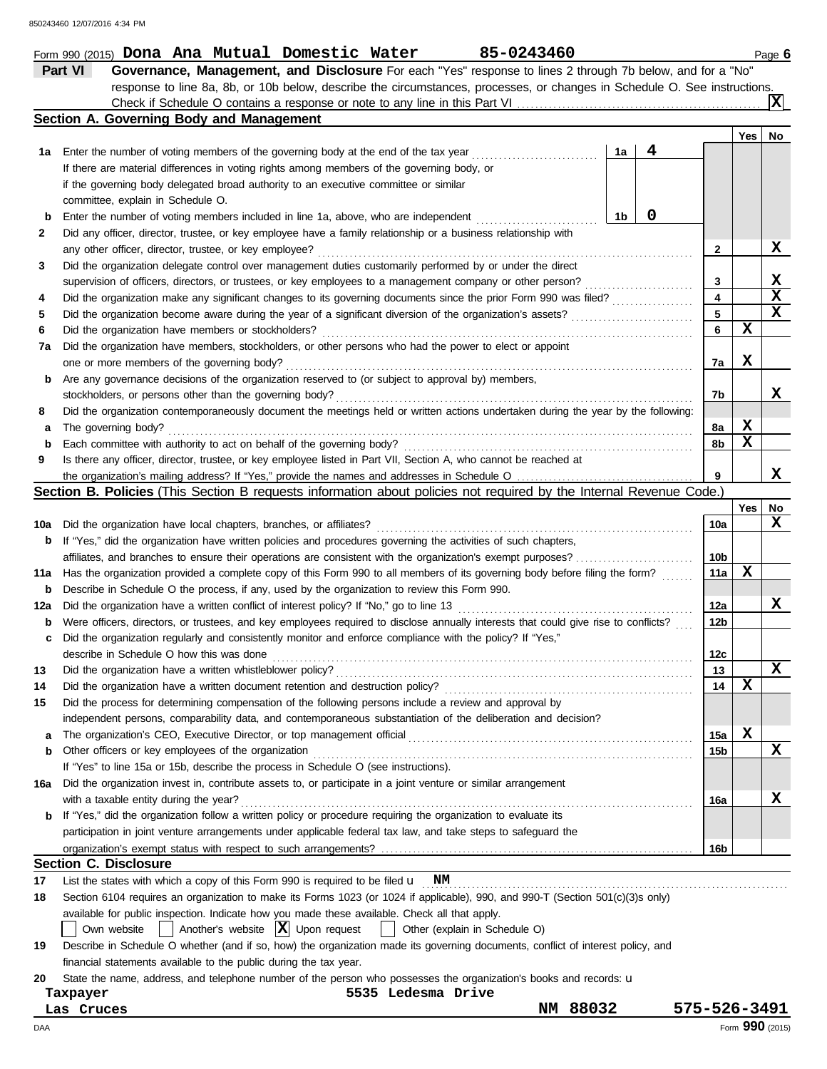850243460 12/07/2016 4:34 PM

Form 990 (2015) **Dona Ana Mutual Domestic Water** **85-0243460** Page **6**

## Part VI Governance, Management, and Disclosure

For each "Yes" response to lines 2 through 7b below, and for a "No" response to line 8a, 8b, or 10b below, describe the circumstances, processes, or changes in Schedule O. See instructions.

Check if Schedule O contains a response or note to any line in this Part VI ..... **X**

### Section A. Governing Body and Management

| | | | | Yes | No |
|---|---|---|---|---|---|
| **1a** | Enter the number of voting members of the governing body at the end of the tax year ..... **1a** | 4 | | | |
| | If there are material differences in voting rights among members of the governing body, or if the governing body delegated broad authority to an executive committee or similar committee, explain in Schedule O. | | | | |
| **b** | Enter the number of voting members included in line 1a, above, who are independent ..... **1b** | 0 | | | |
| **2** | Did any officer, director, trustee, or key employee have a family relationship or a business relationship with any other officer, director, trustee, or key employee? | | 2 | | X |
| **3** | Did the organization delegate control over management duties customarily performed by or under the direct supervision of officers, directors, or trustees, or key employees to a management company or other person? | | 3 | | X |
| **4** | Did the organization make any significant changes to its governing documents since the prior Form 990 was filed? | | 4 | | X |
| **5** | Did the organization become aware during the year of a significant diversion of the organization's assets? | | 5 | | X |
| **6** | Did the organization have members or stockholders? | | 6 | X | |
| **7a** | Did the organization have members, stockholders, or other persons who had the power to elect or appoint one or more members of the governing body? | | 7a | X | |
| **b** | Are any governance decisions of the organization reserved to (or subject to approval by) members, stockholders, or persons other than the governing body? | | 7b | | X |
| **8** | Did the organization contemporaneously document the meetings held or written actions undertaken during the year by the following: | | | | |
| **a** | The governing body? | | 8a | X | |
| **b** | Each committee with authority to act on behalf of the governing body? | | 8b | X | |
| **9** | Is there any officer, director, trustee, or key employee listed in Part VII, Section A, who cannot be reached at the organization's mailing address? If "Yes," provide the names and addresses in Schedule O | | 9 | | X |

### Section B. Policies (This Section B requests information about policies not required by the Internal Revenue Code.)

| | | | Yes | No |
|---|---|---|---|---|
| **10a** | Did the organization have local chapters, branches, or affiliates? | 10a | | X |
| **b** | If "Yes," did the organization have written policies and procedures governing the activities of such chapters, affiliates, and branches to ensure their operations are consistent with the organization's exempt purposes? | 10b | | |
| **11a** | Has the organization provided a complete copy of this Form 990 to all members of its governing body before filing the form? | 11a | X | |
| **b** | Describe in Schedule O the process, if any, used by the organization to review this Form 990. | | | |
| **12a** | Did the organization have a written conflict of interest policy? If "No," go to line 13 | 12a | | X |
| **b** | Were officers, directors, or trustees, and key employees required to disclose annually interests that could give rise to conflicts? | 12b | | |
| **c** | Did the organization regularly and consistently monitor and enforce compliance with the policy? If "Yes," describe in Schedule O how this was done | 12c | | |
| **13** | Did the organization have a written whistleblower policy? | 13 | | X |
| **14** | Did the organization have a written document retention and destruction policy? | 14 | X | |
| **15** | Did the process for determining compensation of the following persons include a review and approval by independent persons, comparability data, and contemporaneous substantiation of the deliberation and decision? | | | |
| **a** | The organization's CEO, Executive Director, or top management official | 15a | X | |
| **b** | Other officers or key employees of the organization | 15b | | X |
| | If "Yes" to line 15a or 15b, describe the process in Schedule O (see instructions). | | | |
| **16a** | Did the organization invest in, contribute assets to, or participate in a joint venture or similar arrangement with a taxable entity during the year? | 16a | | X |
| **b** | If "Yes," did the organization follow a written policy or procedure requiring the organization to evaluate its participation in joint venture arrangements under applicable federal tax law, and take steps to safeguard the organization's exempt status with respect to such arrangements? | 16b | | |

### Section C. Disclosure

**17** List the states with which a copy of this Form 990 is required to be filed u **NM**

**18** Section 6104 requires an organization to make its Forms 1023 (or 1024 if applicable), 990, and 990-T (Section 501(c)(3)s only) available for public inspection. Indicate how you made these available. Check all that apply.

☐ Own website ☐ Another's website ☒ Upon request ☐ Other (explain in Schedule O)

**19** Describe in Schedule O whether (and if so, how) the organization made its governing documents, conflict of interest policy, and financial statements available to the public during the tax year.

**20** State the name, address, and telephone number of the person who possesses the organization's books and records: u

Taxpayer — 5535 Ledesma Drive — Las Cruces, NM 88032 — 575-526-3491

DAA Form **990** (2015)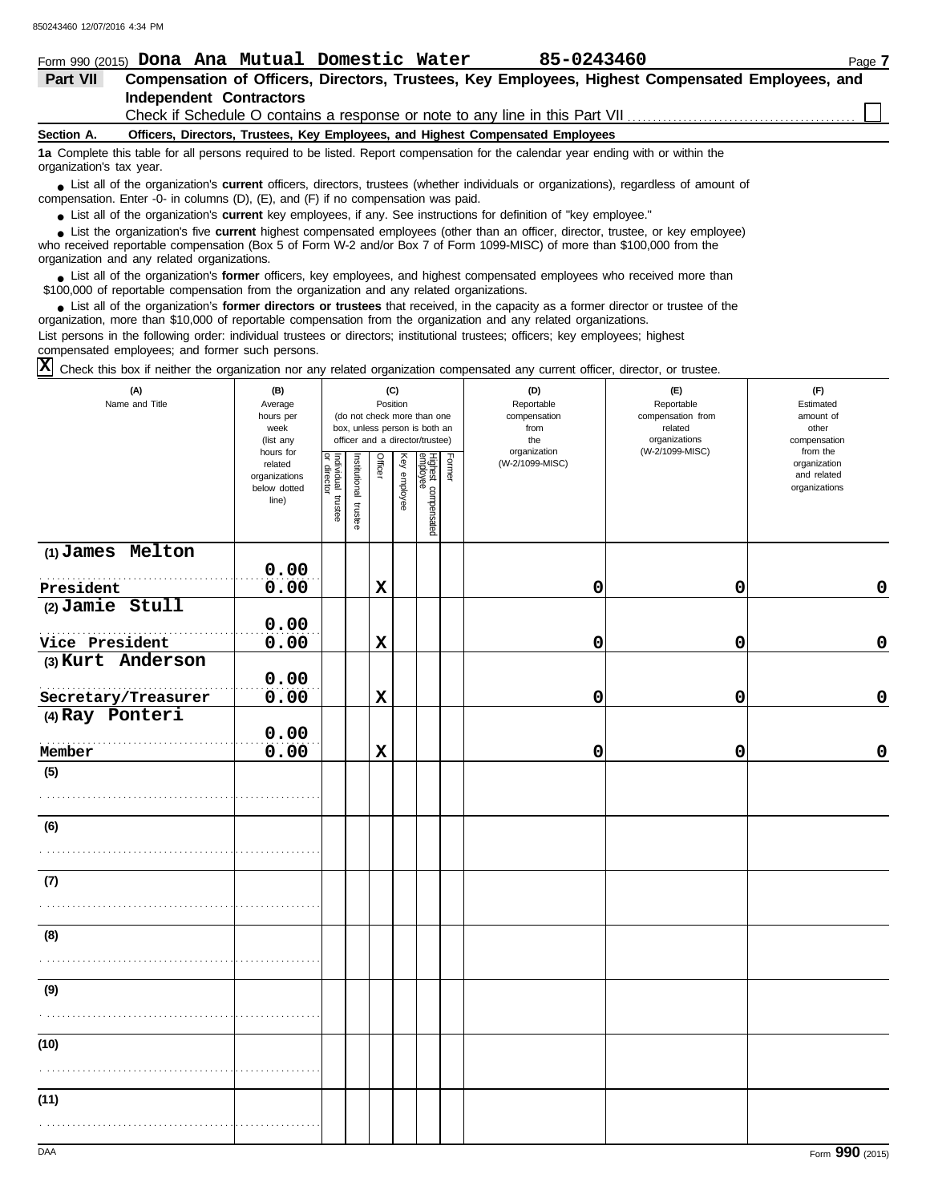Form 990 (2015) **Dona Ana Mutual Domestic Water** **85-0243460** Page **7**

## Part VII Compensation of Officers, Directors, Trustees, Key Employees, Highest Compensated Employees, and Independent Contractors

Check if Schedule O contains a response or note to any line in this Part VII ☐

### Section A. Officers, Directors, Trustees, Key Employees, and Highest Compensated Employees

**1a** Complete this table for all persons required to be listed. Report compensation for the calendar year ending with or within the organization's tax year.

- List all of the organization's **current** officers, directors, trustees (whether individuals or organizations), regardless of amount of compensation. Enter -0- in columns (D), (E), and (F) if no compensation was paid.
- List all of the organization's **current** key employees, if any. See instructions for definition of "key employee."
- List the organization's five **current** highest compensated employees (other than an officer, director, trustee, or key employee) who received reportable compensation (Box 5 of Form W-2 and/or Box 7 of Form 1099-MISC) of more than $100,000 from the organization and any related organizations.
- List all of the organization's **former** officers, key employees, and highest compensated employees who received more than $100,000 of reportable compensation from the organization and any related organizations.
- List all of the organization's **former directors or trustees** that received, in the capacity as a former director or trustee of the organization, more than $10,000 of reportable compensation from the organization and any related organizations.

List persons in the following order: individual trustees or directors; institutional trustees; officers; key employees; highest compensated employees; and former such persons.

☒ Check this box if neither the organization nor any related organization compensated any current officer, director, or trustee.

| (A) Name and Title | (B) Average hours per week (list any hours for related organizations below dotted line) | (C) Position: Individual trustee or director | Institutional trustee | Officer | Key employee | Highest compensated employee | Former | (D) Reportable compensation from the organization (W-2/1099-MISC) | (E) Reportable compensation from related organizations (W-2/1099-MISC) | (F) Estimated amount of other compensation from the organization and related organizations |
|---|---|---|---|---|---|---|---|---|---|---|
| (1) James Melton<br>President | 0.00<br>0.00 | | | X | | | | 0 | 0 | 0 |
| (2) Jamie Stull<br>Vice President | 0.00<br>0.00 | | | X | | | | 0 | 0 | 0 |
| (3) Kurt Anderson<br>Secretary/Treasurer | 0.00<br>0.00 | | | X | | | | 0 | 0 | 0 |
| (4) Ray Ponteri<br>Member | 0.00<br>0.00 | | | X | | | | 0 | 0 | 0 |
| (5) | | | | | | | | | | |
| (6) | | | | | | | | | | |
| (7) | | | | | | | | | | |
| (8) | | | | | | | | | | |
| (9) | | | | | | | | | | |
| (10) | | | | | | | | | | |
| (11) | | | | | | | | | | |

DAA Form **990** (2015)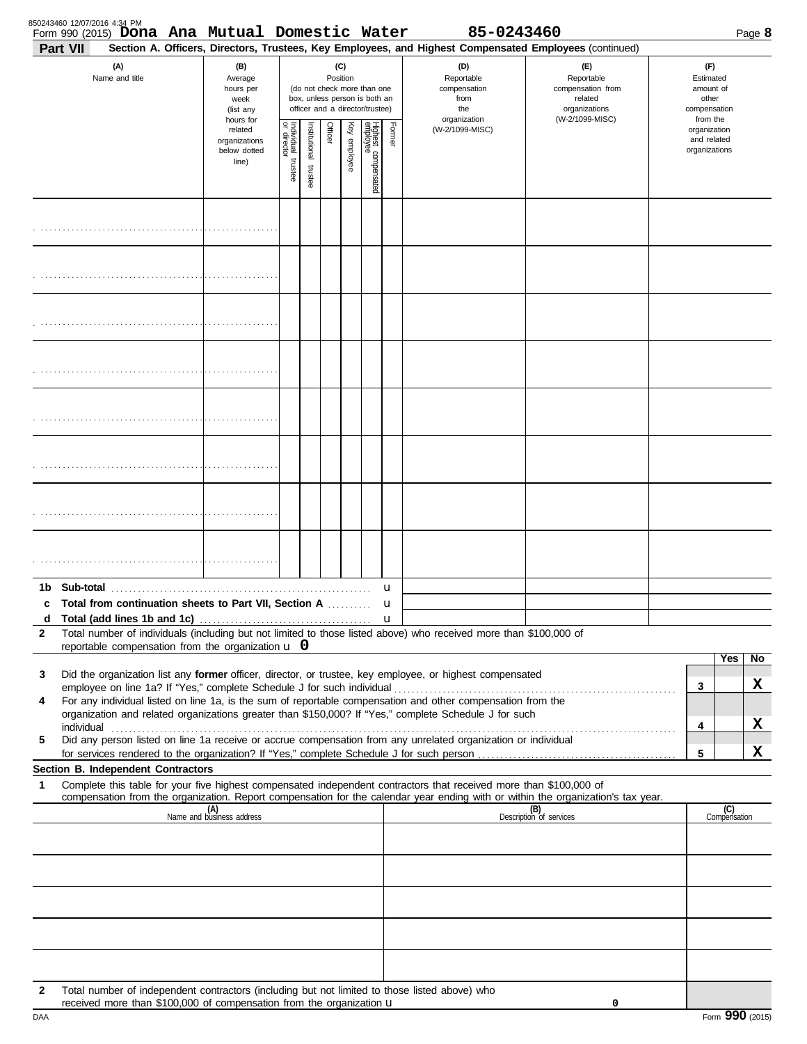Form 990 (2015) **Dona Ana Mutual Domestic Water** 85-0243460 Page **8**

**Part VII** **Section A. Officers, Directors, Trustees, Key Employees, and Highest Compensated Employees** (continued)

| (A) Name and title | (B) Average hours per week (list any hours for related organizations below dotted line) | (C) Position (do not check more than one box, unless person is both an officer and a director/trustee) | | | | | | (D) Reportable compensation from the organization (W-2/1099-MISC) | (E) Reportable compensation from related organizations (W-2/1099-MISC) | (F) Estimated amount of other compensation from the organization and related organizations |
|---|---|---|---|---|---|---|---|---|---|---|
| | | Individual trustee or director | Institutional trustee | Officer | Key employee | Highest compensated employee | Former | | | |
| | | | | | | | | | | |
| | | | | | | | | | | |
| | | | | | | | | | | |
| | | | | | | | | | | |
| | | | | | | | | | | |
| | | | | | | | | | | |
| | | | | | | | | | | |
| | | | | | | | | | | |

**1b Sub-total** u

**c Total from continuation sheets to Part VII, Section A** u

**d Total (add lines 1b and 1c)** u

**2** Total number of individuals (including but not limited to those listed above) who received more than $100,000 of reportable compensation from the organization u **0**

| | | | Yes | No |
|---|---|---|---|---|
| **3** | Did the organization list any **former** officer, director, or trustee, key employee, or highest compensated employee on line 1a? If "Yes," complete Schedule J for such individual | 3 | | X |
| **4** | For any individual listed on line 1a, is the sum of reportable compensation and other compensation from the organization and related organizations greater than $150,000? If "Yes," complete Schedule J for such individual | 4 | | X |
| **5** | Did any person listed on line 1a receive or accrue compensation from any unrelated organization or individual for services rendered to the organization? If "Yes," complete Schedule J for such person | 5 | | X |

**Section B. Independent Contractors**

**1** Complete this table for your five highest compensated independent contractors that received more than $100,000 of compensation from the organization. Report compensation for the calendar year ending with or within the organization's tax year.

| (A) Name and business address | (B) Description of services | (C) Compensation |
|---|---|---|
| | | |
| | | |
| | | |
| | | |
| | | |

**2** Total number of independent contractors (including but not limited to those listed above) who received more than $100,000 of compensation from the organization u **0**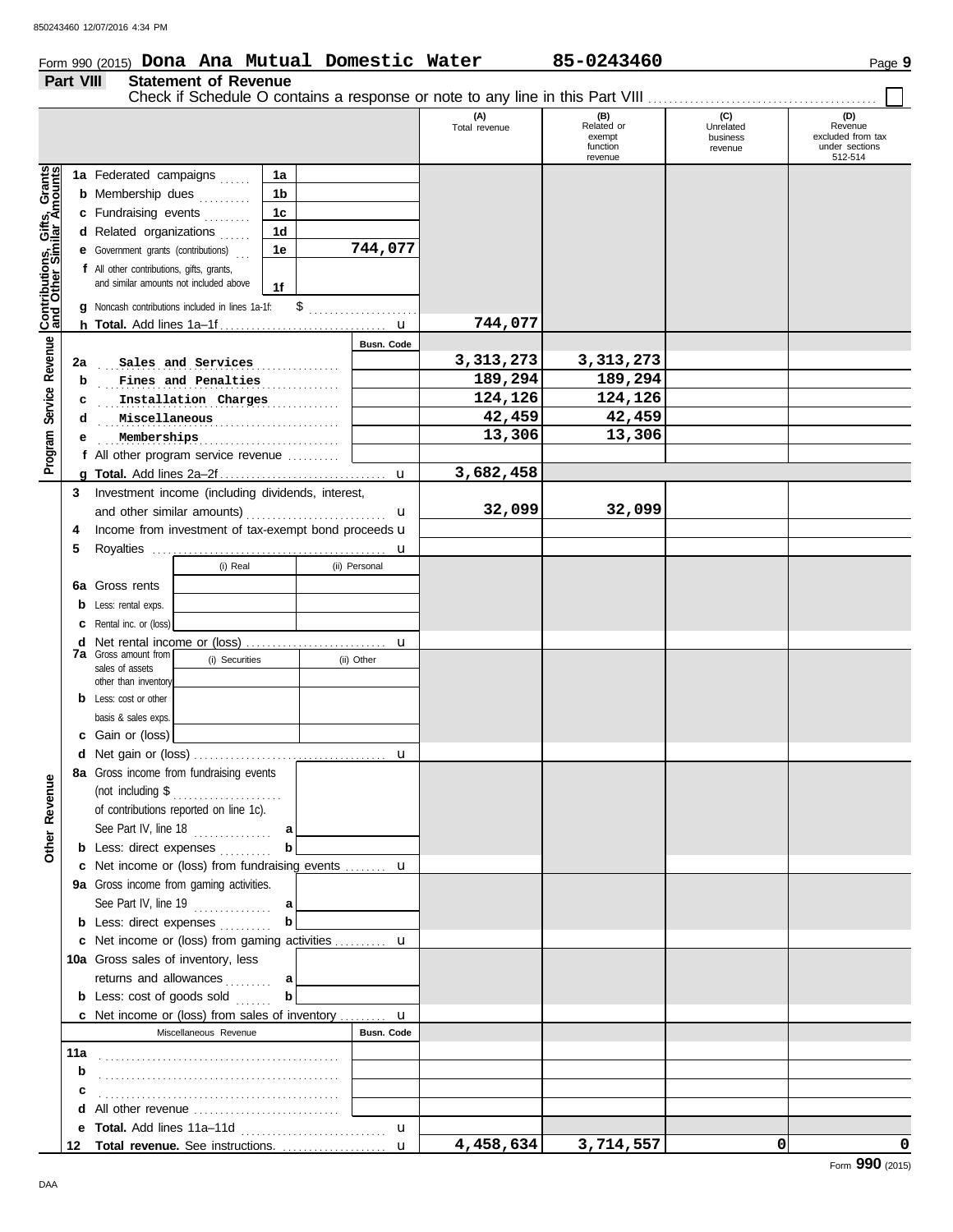Form 990 (2015) **Dona Ana Mutual Domestic Water** **85-0243460** Page **9**

## Part VIII Statement of Revenue

Check if Schedule O contains a response or note to any line in this Part VIII ☐

| | | | | (A) Total revenue | (B) Related or exempt function revenue | (C) Unrelated business revenue | (D) Revenue excluded from tax under sections 512-514 |
|---|---|---|---|---|---|---|---|
| **Contributions, Gifts, Grants and Other Similar Amounts** | 1a Federated campaigns | 1a | | | | | |
| | b Membership dues | 1b | | | | | |
| | c Fundraising events | 1c | | | | | |
| | d Related organizations | 1d | | | | | |
| | e Government grants (contributions) | 1e | 744,077 | | | | |
| | f All other contributions, gifts, grants, and similar amounts not included above | 1f | | | | | |
| | g Noncash contributions included in lines 1a-1f: $ | | | | | | |
| | h **Total.** Add lines 1a–1f | | | 744,077 | | | |
| **Program Service Revenue** | | | Busn. Code | | | | |
| | 2a Sales and Services | | | 3,313,273 | 3,313,273 | | |
| | b Fines and Penalties | | | 189,294 | 189,294 | | |
| | c Installation Charges | | | 124,126 | 124,126 | | |
| | d Miscellaneous | | | 42,459 | 42,459 | | |
| | e Memberships | | | 13,306 | 13,306 | | |
| | f All other program service revenue | | | | | | |
| | g **Total.** Add lines 2a–2f | | | 3,682,458 | | | |
| **Other Revenue** | 3 Investment income (including dividends, interest, and other similar amounts) | | | 32,099 | 32,099 | | |
| | 4 Income from investment of tax-exempt bond proceeds | | | | | | |
| | 5 Royalties | | | | | | |
| | | (i) Real | (ii) Personal | | | | |
| | 6a Gross rents | | | | | | |
| | b Less: rental exps. | | | | | | |
| | c Rental inc. or (loss) | | | | | | |
| | d Net rental income or (loss) | | | | | | |
| | 7a Gross amount from sales of assets other than inventory | (i) Securities | (ii) Other | | | | |
| | b Less: cost or other basis & sales exps. | | | | | | |
| | c Gain or (loss) | | | | | | |
| | d Net gain or (loss) | | | | | | |
| | 8a Gross income from fundraising events (not including $ of contributions reported on line 1c). See Part IV, line 18 | a | | | | | |
| | b Less: direct expenses | b | | | | | |
| | c Net income or (loss) from fundraising events | | | | | | |
| | 9a Gross income from gaming activities. See Part IV, line 19 | a | | | | | |
| | b Less: direct expenses | b | | | | | |
| | c Net income or (loss) from gaming activities | | | | | | |
| | 10a Gross sales of inventory, less returns and allowances | a | | | | | |
| | b Less: cost of goods sold | b | | | | | |
| | c Net income or (loss) from sales of inventory | | | | | | |
| | Miscellaneous Revenue | | Busn. Code | | | | |
| | 11a | | | | | | |
| | b | | | | | | |
| | c | | | | | | |
| | d All other revenue | | | | | | |
| | e **Total.** Add lines 11a–11d | | | | | | |
| | 12 **Total revenue.** See instructions. | | | 4,458,634 | 3,714,557 | 0 | 0 |

Form **990** (2015)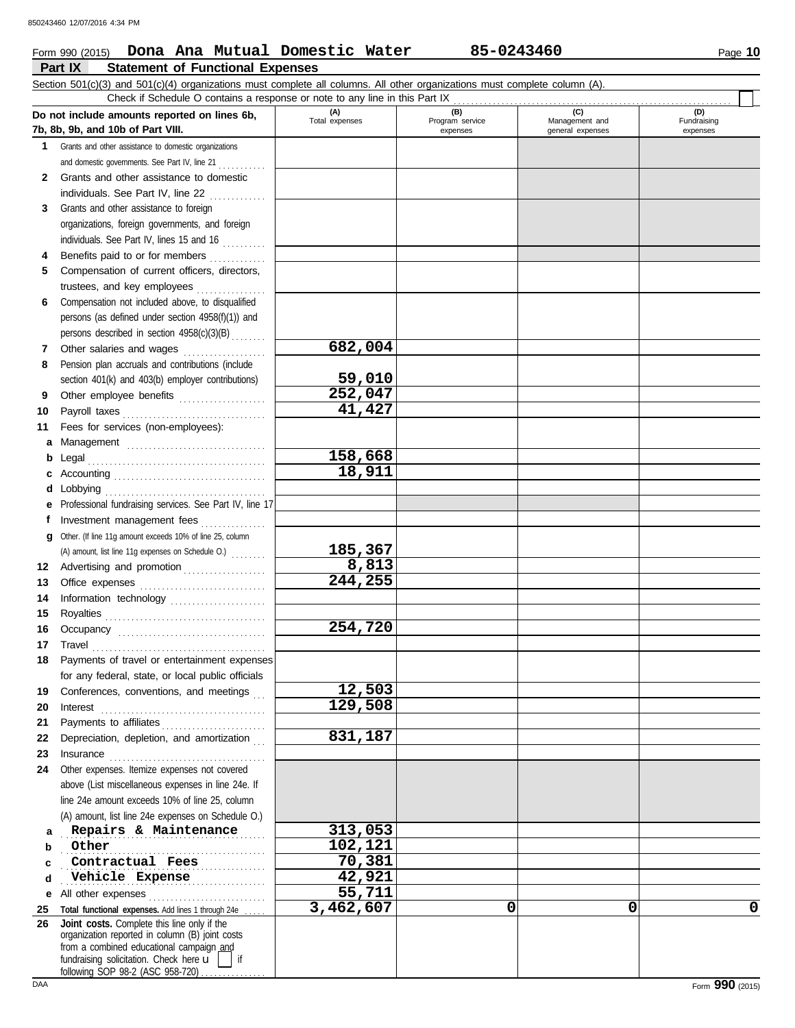850243460 12/07/2016 4:34 PM

Form 990 (2015) **Dona Ana Mutual Domestic Water** **85-0243460** Page **10**

## Part IX Statement of Functional Expenses

Section 501(c)(3) and 501(c)(4) organizations must complete all columns. All other organizations must complete column (A).

Check if Schedule O contains a response or note to any line in this Part IX ☐

| Do not include amounts reported on lines 6b, 7b, 8b, 9b, and 10b of Part VIII. | (A) Total expenses | (B) Program service expenses | (C) Management and general expenses | (D) Fundraising expenses |
|---|---|---|---|---|
| **1** Grants and other assistance to domestic organizations and domestic governments. See Part IV, line 21 | | | | |
| **2** Grants and other assistance to domestic individuals. See Part IV, line 22 | | | | |
| **3** Grants and other assistance to foreign organizations, foreign governments, and foreign individuals. See Part IV, lines 15 and 16 | | | | |
| **4** Benefits paid to or for members | | | | |
| **5** Compensation of current officers, directors, trustees, and key employees | | | | |
| **6** Compensation not included above, to disqualified persons (as defined under section 4958(f)(1)) and persons described in section 4958(c)(3)(B) | | | | |
| **7** Other salaries and wages | 682,004 | | | |
| **8** Pension plan accruals and contributions (include section 401(k) and 403(b) employer contributions) | 59,010 | | | |
| **9** Other employee benefits | 252,047 | | | |
| **10** Payroll taxes | 41,427 | | | |
| **11** Fees for services (non-employees): | | | | |
| **a** Management | | | | |
| **b** Legal | 158,668 | | | |
| **c** Accounting | 18,911 | | | |
| **d** Lobbying | | | | |
| **e** Professional fundraising services. See Part IV, line 17 | | | | |
| **f** Investment management fees | | | | |
| **g** Other. (If line 11g amount exceeds 10% of line 25, column (A) amount, list line 11g expenses on Schedule O.) | 185,367 | | | |
| **12** Advertising and promotion | 8,813 | | | |
| **13** Office expenses | 244,255 | | | |
| **14** Information technology | | | | |
| **15** Royalties | | | | |
| **16** Occupancy | 254,720 | | | |
| **17** Travel | | | | |
| **18** Payments of travel or entertainment expenses for any federal, state, or local public officials | | | | |
| **19** Conferences, conventions, and meetings | 12,503 | | | |
| **20** Interest | 129,508 | | | |
| **21** Payments to affiliates | | | | |
| **22** Depreciation, depletion, and amortization | 831,187 | | | |
| **23** Insurance | | | | |
| **24** Other expenses. Itemize expenses not covered above (List miscellaneous expenses in line 24e. If line 24e amount exceeds 10% of line 25, column (A) amount, list line 24e expenses on Schedule O.) | | | | |
| **a** Repairs & Maintenance | 313,053 | | | |
| **b** Other | 102,121 | | | |
| **c** Contractual Fees | 70,381 | | | |
| **d** Vehicle Expense | 42,921 | | | |
| **e** All other expenses | 55,711 | | | |
| **25 Total functional expenses.** Add lines 1 through 24e | 3,462,607 | 0 | 0 | 0 |
| **26 Joint costs.** Complete this line only if the organization reported in column (B) joint costs from a combined educational campaign and fundraising solicitation. Check here ☐ if following SOP 98-2 (ASC 958-720) | | | | |

DAA Form **990** (2015)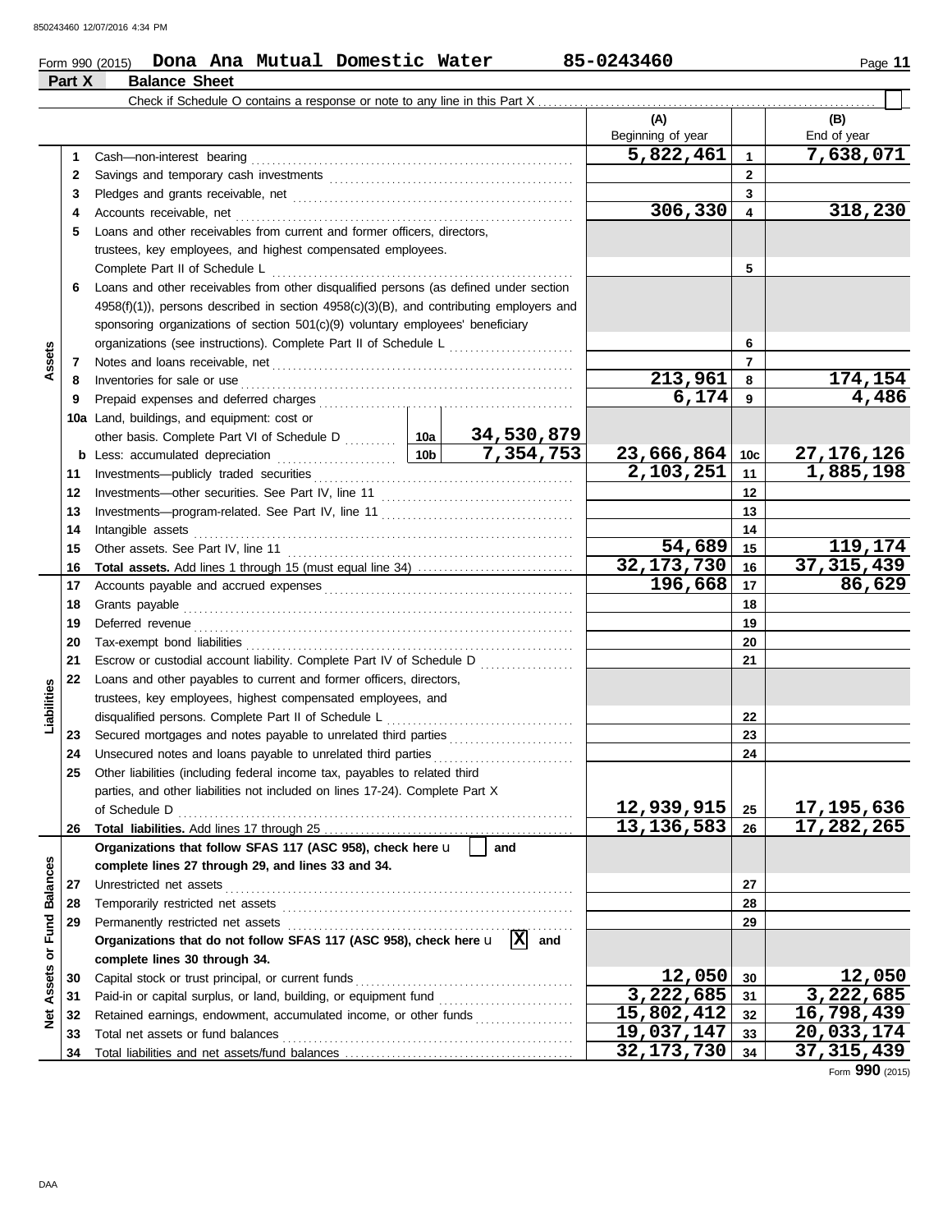Form 990 (2015) **Dona Ana Mutual Domestic Water** 85-0243460 Page **11**

## Part X Balance Sheet

Check if Schedule O contains a response or note to any line in this Part X ☐

| | | | | (A) Beginning of year | | (B) End of year |
|---|---|---|---|---|---|---|
| **Assets** | 1 | Cash—non-interest bearing | | 5,822,461 | 1 | 7,638,071 |
| | 2 | Savings and temporary cash investments | | | 2 | |
| | 3 | Pledges and grants receivable, net | | | 3 | |
| | 4 | Accounts receivable, net | | 306,330 | 4 | 318,230 |
| | 5 | Loans and other receivables from current and former officers, directors, trustees, key employees, and highest compensated employees. Complete Part II of Schedule L | | | 5 | |
| | 6 | Loans and other receivables from other disqualified persons (as defined under section 4958(f)(1)), persons described in section 4958(c)(3)(B), and contributing employers and sponsoring organizations of section 501(c)(9) voluntary employees' beneficiary organizations (see instructions). Complete Part II of Schedule L | | | 6 | |
| | 7 | Notes and loans receivable, net | | | 7 | |
| | 8 | Inventories for sale or use | | 213,961 | 8 | 174,154 |
| | 9 | Prepaid expenses and deferred charges | | 6,174 | 9 | 4,486 |
| | 10a | Land, buildings, and equipment: cost or other basis. Complete Part VI of Schedule D | 10a 34,530,879 | | | |
| | b | Less: accumulated depreciation | 10b 7,354,753 | 23,666,864 | 10c | 27,176,126 |
| | 11 | Investments—publicly traded securities | | 2,103,251 | 11 | 1,885,198 |
| | 12 | Investments—other securities. See Part IV, line 11 | | | 12 | |
| | 13 | Investments—program-related. See Part IV, line 11 | | | 13 | |
| | 14 | Intangible assets | | | 14 | |
| | 15 | Other assets. See Part IV, line 11 | | 54,689 | 15 | 119,174 |
| | 16 | **Total assets.** Add lines 1 through 15 (must equal line 34) | | 32,173,730 | 16 | 37,315,439 |
| **Liabilities** | 17 | Accounts payable and accrued expenses | | 196,668 | 17 | 86,629 |
| | 18 | Grants payable | | | 18 | |
| | 19 | Deferred revenue | | | 19 | |
| | 20 | Tax-exempt bond liabilities | | | 20 | |
| | 21 | Escrow or custodial account liability. Complete Part IV of Schedule D | | | 21 | |
| | 22 | Loans and other payables to current and former officers, directors, trustees, key employees, highest compensated employees, and disqualified persons. Complete Part II of Schedule L | | | 22 | |
| | 23 | Secured mortgages and notes payable to unrelated third parties | | | 23 | |
| | 24 | Unsecured notes and loans payable to unrelated third parties | | | 24 | |
| | 25 | Other liabilities (including federal income tax, payables to related third parties, and other liabilities not included on lines 17-24). Complete Part X of Schedule D | | 12,939,915 | 25 | 17,195,636 |
| | 26 | **Total liabilities.** Add lines 17 through 25 | | 13,136,583 | 26 | 17,282,265 |
| **Net Assets or Fund Balances** | | **Organizations that follow SFAS 117 (ASC 958), check here** ☐ **and complete lines 27 through 29, and lines 33 and 34.** | | | | |
| | 27 | Unrestricted net assets | | | 27 | |
| | 28 | Temporarily restricted net assets | | | 28 | |
| | 29 | Permanently restricted net assets | | | 29 | |
| | | **Organizations that do not follow SFAS 117 (ASC 958), check here** ☒ **and complete lines 30 through 34.** | | | | |
| | 30 | Capital stock or trust principal, or current funds | | 12,050 | 30 | 12,050 |
| | 31 | Paid-in or capital surplus, or land, building, or equipment fund | | 3,222,685 | 31 | 3,222,685 |
| | 32 | Retained earnings, endowment, accumulated income, or other funds | | 15,802,412 | 32 | 16,798,439 |
| | 33 | Total net assets or fund balances | | 19,037,147 | 33 | 20,033,174 |
| | 34 | Total liabilities and net assets/fund balances | | 32,173,730 | 34 | 37,315,439 |

Form **990** (2015)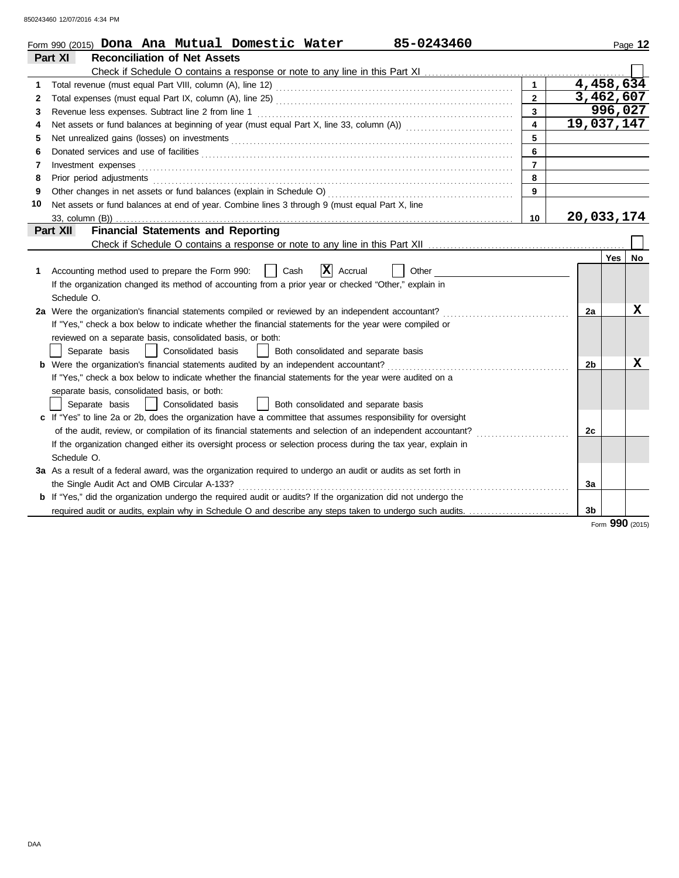Form 990 (2015) **Dona Ana Mutual Domestic Water** **85-0243460**

## Part XI Reconciliation of Net Assets

Check if Schedule O contains a response or note to any line in this Part XI . . . . . . . . . . . ☐

| | | | |
|---|---|---|---|
| 1 | Total revenue (must equal Part VIII, column (A), line 12) | 1 | 4,458,634 |
| 2 | Total expenses (must equal Part IX, column (A), line 25) | 2 | 3,462,607 |
| 3 | Revenue less expenses. Subtract line 2 from line 1 | 3 | 996,027 |
| 4 | Net assets or fund balances at beginning of year (must equal Part X, line 33, column (A)) | 4 | 19,037,147 |
| 5 | Net unrealized gains (losses) on investments | 5 | |
| 6 | Donated services and use of facilities | 6 | |
| 7 | Investment expenses | 7 | |
| 8 | Prior period adjustments | 8 | |
| 9 | Other changes in net assets or fund balances (explain in Schedule O) | 9 | |
| 10 | Net assets or fund balances at end of year. Combine lines 3 through 9 (must equal Part X, line 33, column (B)) | 10 | 20,033,174 |

## Part XII Financial Statements and Reporting

Check if Schedule O contains a response or note to any line in this Part XII . . . . . . . . . . . ☐

| | | | Yes | No |
|---|---|---|---|---|
| 1 | Accounting method used to prepare the Form 990: ☐ Cash ☒ Accrual ☐ Other<br>If the organization changed its method of accounting from a prior year or checked "Other," explain in Schedule O. | | | |
| 2a | Were the organization's financial statements compiled or reviewed by an independent accountant?<br>If "Yes," check a box below to indicate whether the financial statements for the year were compiled or reviewed on a separate basis, consolidated basis, or both:<br>☐ Separate basis ☐ Consolidated basis ☐ Both consolidated and separate basis | 2a | | X |
| b | Were the organization's financial statements audited by an independent accountant?<br>If "Yes," check a box below to indicate whether the financial statements for the year were audited on a separate basis, consolidated basis, or both:<br>☐ Separate basis ☐ Consolidated basis ☐ Both consolidated and separate basis | 2b | | X |
| c | If "Yes" to line 2a or 2b, does the organization have a committee that assumes responsibility for oversight of the audit, review, or compilation of its financial statements and selection of an independent accountant?<br>If the organization changed either its oversight process or selection process during the tax year, explain in Schedule O. | 2c | | |
| 3a | As a result of a federal award, was the organization required to undergo an audit or audits as set forth in the Single Audit Act and OMB Circular A-133? | 3a | | |
| b | If "Yes," did the organization undergo the required audit or audits? If the organization did not undergo the required audit or audits, explain why in Schedule O and describe any steps taken to undergo such audits. | 3b | | |

Form **990** (2015)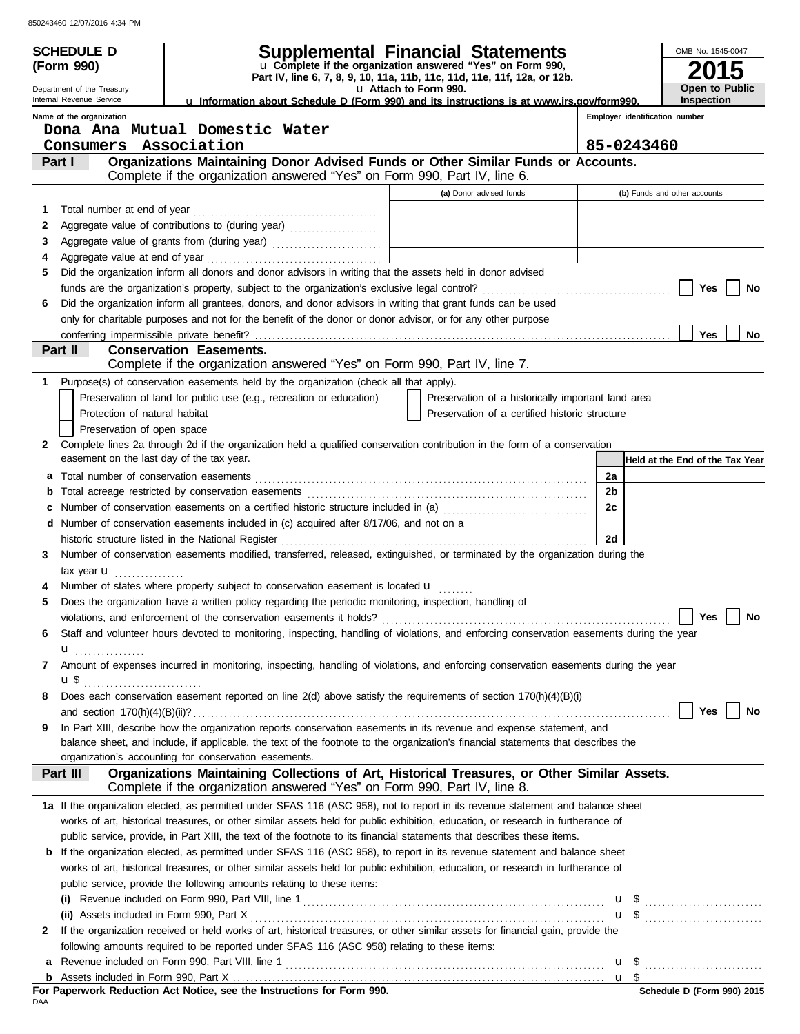# SCHEDULE D (Form 990)

Department of the Treasury
Internal Revenue Service

## Supplemental Financial Statements

u Complete if the organization answered "Yes" on Form 990, Part IV, line 6, 7, 8, 9, 10, 11a, 11b, 11c, 11d, 11e, 11f, 12a, or 12b.

u Attach to Form 990.

u Information about Schedule D (Form 990) and its instructions is at www.irs.gov/form990.

OMB No. 1545-0047

**2015**

**Open to Public Inspection**

**Name of the organization:** Dona Ana Mutual Domestic Water Consumers Association

**Employer identification number:** 85-0243460

## Part I Organizations Maintaining Donor Advised Funds or Other Similar Funds or Accounts.

Complete if the organization answered "Yes" on Form 990, Part IV, line 6.

| | | (a) Donor advised funds | (b) Funds and other accounts |
|---|---|---|---|
| 1 | Total number at end of year | | |
| 2 | Aggregate value of contributions to (during year) | | |
| 3 | Aggregate value of grants from (during year) | | |
| 4 | Aggregate value at end of year | | |

5 Did the organization inform all donors and donor advisors in writing that the assets held in donor advised funds are the organization's property, subject to the organization's exclusive legal control? ☐ Yes ☐ No

6 Did the organization inform all grantees, donors, and donor advisors in writing that grant funds can be used only for charitable purposes and not for the benefit of the donor or donor advisor, or for any other purpose conferring impermissible private benefit? ☐ Yes ☐ No

## Part II Conservation Easements.

Complete if the organization answered "Yes" on Form 990, Part IV, line 7.

1 Purpose(s) of conservation easements held by the organization (check all that apply).

- ☐ Preservation of land for public use (e.g., recreation or education)
- ☐ Protection of natural habitat
- ☐ Preservation of open space
- ☐ Preservation of a historically important land area
- ☐ Preservation of a certified historic structure

2 Complete lines 2a through 2d if the organization held a qualified conservation contribution in the form of a conservation easement on the last day of the tax year.

| | | | Held at the End of the Tax Year |
|---|---|---|---|
| a | Total number of conservation easements | 2a | |
| b | Total acreage restricted by conservation easements | 2b | |
| c | Number of conservation easements on a certified historic structure included in (a) | 2c | |
| d | Number of conservation easements included in (c) acquired after 8/17/06, and not on a historic structure listed in the National Register | 2d | |

3 Number of conservation easements modified, transferred, released, extinguished, or terminated by the organization during the tax year u

4 Number of states where property subject to conservation easement is located u

5 Does the organization have a written policy regarding the periodic monitoring, inspection, handling of violations, and enforcement of the conservation easements it holds? ☐ Yes ☐ No

6 Staff and volunteer hours devoted to monitoring, inspecting, handling of violations, and enforcing conservation easements during the year u

7 Amount of expenses incurred in monitoring, inspecting, handling of violations, and enforcing conservation easements during the year u $

8 Does each conservation easement reported on line 2(d) above satisfy the requirements of section 170(h)(4)(B)(i) and section 170(h)(4)(B)(ii)? ☐ Yes ☐ No

9 In Part XIII, describe how the organization reports conservation easements in its revenue and expense statement, and balance sheet, and include, if applicable, the text of the footnote to the organization's financial statements that describes the organization's accounting for conservation easements.

## Part III Organizations Maintaining Collections of Art, Historical Treasures, or Other Similar Assets.

Complete if the organization answered "Yes" on Form 990, Part IV, line 8.

1a If the organization elected, as permitted under SFAS 116 (ASC 958), not to report in its revenue statement and balance sheet works of art, historical treasures, or other similar assets held for public exhibition, education, or research in furtherance of public service, provide, in Part XIII, the text of the footnote to its financial statements that describes these items.

b If the organization elected, as permitted under SFAS 116 (ASC 958), to report in its revenue statement and balance sheet works of art, historical treasures, or other similar assets held for public exhibition, education, or research in furtherance of public service, provide the following amounts relating to these items:

(i) Revenue included on Form 990, Part VIII, line 1 u $

(ii) Assets included in Form 990, Part X u $

2 If the organization received or held works of art, historical treasures, or other similar assets for financial gain, provide the following amounts required to be reported under SFAS 116 (ASC 958) relating to these items:

a Revenue included on Form 990, Part VIII, line 1 u $

b Assets included in Form 990, Part X u $

**For Paperwork Reduction Act Notice, see the Instructions for Form 990.**

DAA

**Schedule D (Form 990) 2015**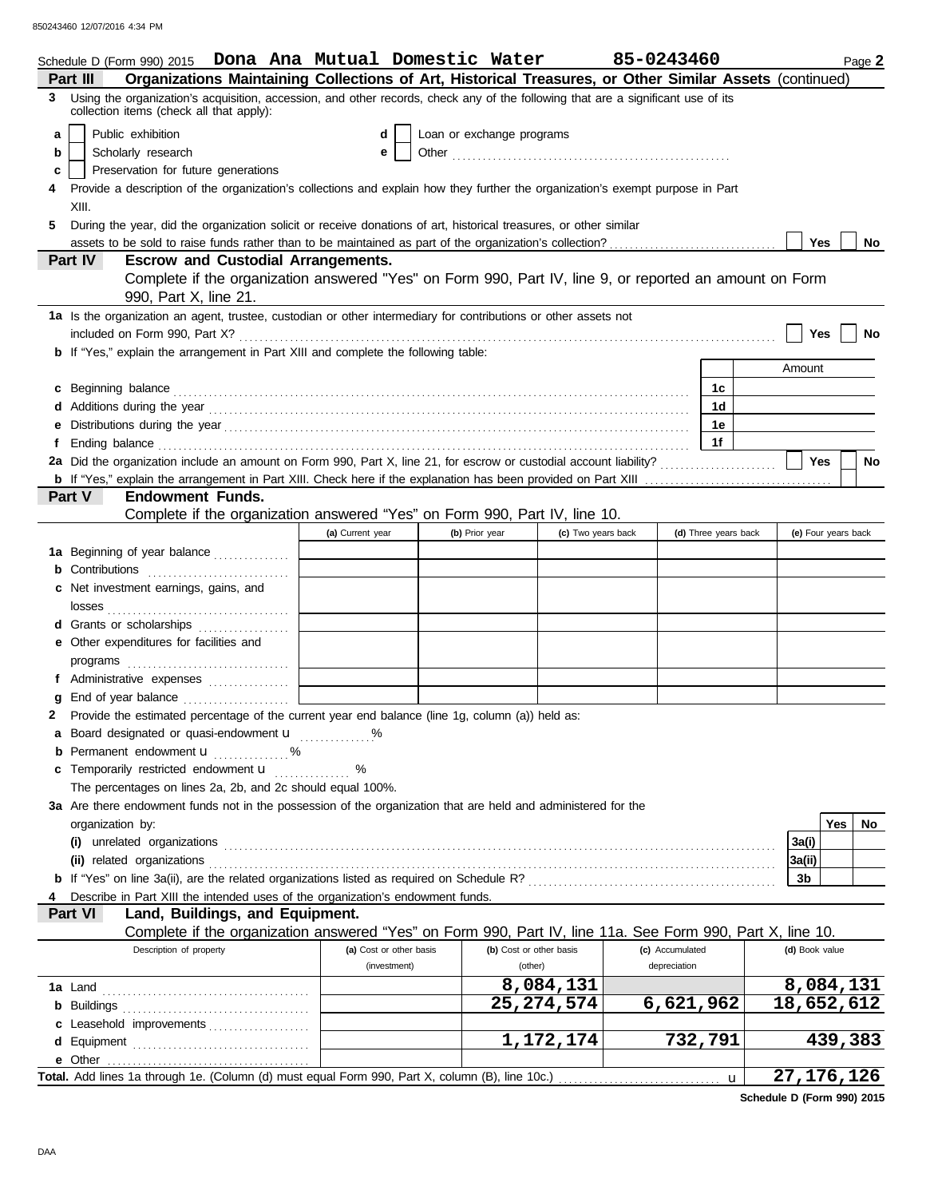850243460 12/07/2016 4:34 PM

Schedule D (Form 990) 2015 **Dona Ana Mutual Domestic Water** **85-0243460** Page **2**

## Part III Organizations Maintaining Collections of Art, Historical Treasures, or Other Similar Assets (continued)

**3** Using the organization's acquisition, accession, and other records, check any of the following that are a significant use of its collection items (check all that apply):

- **a** ☐ Public exhibition
- **b** ☐ Scholarly research
- **c** ☐ Preservation for future generations
- **d** ☐ Loan or exchange programs
- **e** ☐ Other

**4** Provide a description of the organization's collections and explain how they further the organization's exempt purpose in Part XIII.

**5** During the year, did the organization solicit or receive donations of art, historical treasures, or other similar assets to be sold to raise funds rather than to be maintained as part of the organization's collection? ☐ Yes ☐ No

## Part IV Escrow and Custodial Arrangements.

Complete if the organization answered "Yes" on Form 990, Part IV, line 9, or reported an amount on Form 990, Part X, line 21.

**1a** Is the organization an agent, trustee, custodian or other intermediary for contributions or other assets not included on Form 990, Part X? ☐ Yes ☐ No

**b** If "Yes," explain the arrangement in Part XIII and complete the following table:

| | | Amount |
|---|---|---|
| **c** Beginning balance | 1c | |
| **d** Additions during the year | 1d | |
| **e** Distributions during the year | 1e | |
| **f** Ending balance | 1f | |

**2a** Did the organization include an amount on Form 990, Part X, line 21, for escrow or custodial account liability? ☐ Yes ☐ No

**b** If "Yes," explain the arrangement in Part XIII. Check here if the explanation has been provided on Part XIII ☐

## Part V Endowment Funds.

Complete if the organization answered "Yes" on Form 990, Part IV, line 10.

| | (a) Current year | (b) Prior year | (c) Two years back | (d) Three years back | (e) Four years back |
|---|---|---|---|---|---|
| **1a** Beginning of year balance | | | | | |
| **b** Contributions | | | | | |
| **c** Net investment earnings, gains, and losses | | | | | |
| **d** Grants or scholarships | | | | | |
| **e** Other expenditures for facilities and programs | | | | | |
| **f** Administrative expenses | | | | | |
| **g** End of year balance | | | | | |

**2** Provide the estimated percentage of the current year end balance (line 1g, column (a)) held as:

- **a** Board designated or quasi-endowment u %
- **b** Permanent endowment u %
- **c** Temporarily restricted endowment u %

The percentages on lines 2a, 2b, and 2c should equal 100%.

**3a** Are there endowment funds not in the possession of the organization that are held and administered for the organization by:

| | | Yes | No |
|---|---|---|---|
| **(i)** unrelated organizations | 3a(i) | | |
| **(ii)** related organizations | 3a(ii) | | |
| **b** If "Yes" on line 3a(ii), are the related organizations listed as required on Schedule R? | 3b | | |

**4** Describe in Part XIII the intended uses of the organization's endowment funds.

## Part VI Land, Buildings, and Equipment.

Complete if the organization answered "Yes" on Form 990, Part IV, line 11a. See Form 990, Part X, line 10.

| Description of property | (a) Cost or other basis (investment) | (b) Cost or other basis (other) | (c) Accumulated depreciation | (d) Book value |
|---|---|---|---|---|
| **1a** Land | | 8,084,131 | | 8,084,131 |
| **b** Buildings | | 25,274,574 | 6,621,962 | 18,652,612 |
| **c** Leasehold improvements | | | | |
| **d** Equipment | | 1,172,174 | 732,791 | 439,383 |
| **e** Other | | | | |
| **Total.** Add lines 1a through 1e. (Column (d) must equal Form 990, Part X, column (B), line 10c.) u | | | | 27,176,126 |

**Schedule D (Form 990) 2015**

DAA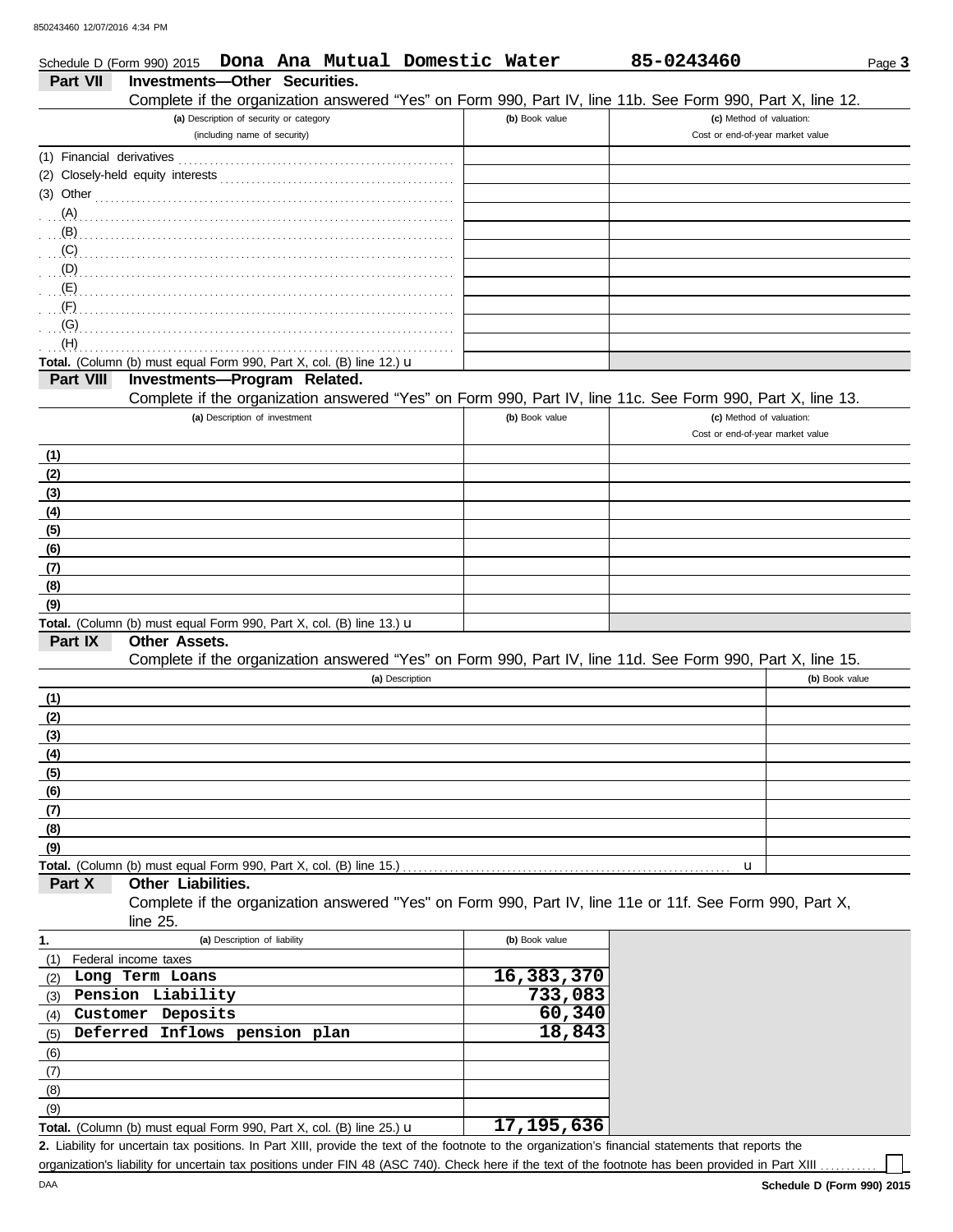Schedule D (Form 990) 2015 **Dona Ana Mutual Domestic Water** **85-0243460** Page **3**

## Part VII Investments—Other Securities.

Complete if the organization answered "Yes" on Form 990, Part IV, line 11b. See Form 990, Part X, line 12.

| (a) Description of security or category (including name of security) | (b) Book value | (c) Method of valuation: Cost or end-of-year market value |
|---|---|---|
| (1) Financial derivatives | | |
| (2) Closely-held equity interests | | |
| (3) Other | | |
| (A) | | |
| (B) | | |
| (C) | | |
| (D) | | |
| (E) | | |
| (F) | | |
| (G) | | |
| (H) | | |
| **Total.** (Column (b) must equal Form 990, Part X, col. (B) line 12.) u | | |

## Part VIII Investments—Program Related.

Complete if the organization answered "Yes" on Form 990, Part IV, line 11c. See Form 990, Part X, line 13.

| (a) Description of investment | (b) Book value | (c) Method of valuation: Cost or end-of-year market value |
|---|---|---|
| (1) | | |
| (2) | | |
| (3) | | |
| (4) | | |
| (5) | | |
| (6) | | |
| (7) | | |
| (8) | | |
| (9) | | |
| **Total.** (Column (b) must equal Form 990, Part X, col. (B) line 13.) u | | |

## Part IX Other Assets.

Complete if the organization answered "Yes" on Form 990, Part IV, line 11d. See Form 990, Part X, line 15.

| (a) Description | (b) Book value |
|---|---|
| (1) | |
| (2) | |
| (3) | |
| (4) | |
| (5) | |
| (6) | |
| (7) | |
| (8) | |
| (9) | |
| **Total.** (Column (b) must equal Form 990, Part X, col. (B) line 15.) u | |

## Part X Other Liabilities.

Complete if the organization answered "Yes" on Form 990, Part IV, line 11e or 11f. See Form 990, Part X, line 25.

| 1. (a) Description of liability | (b) Book value |
|---|---|
| (1) Federal income taxes | |
| (2) Long Term Loans | 16,383,370 |
| (3) Pension Liability | 733,083 |
| (4) Customer Deposits | 60,340 |
| (5) Deferred Inflows pension plan | 18,843 |
| (6) | |
| (7) | |
| (8) | |
| (9) | |
| **Total.** (Column (b) must equal Form 990, Part X, col. (B) line 25.) u | 17,195,636 |

**2.** Liability for uncertain tax positions. In Part XIII, provide the text of the footnote to the organization's financial statements that reports the organization's liability for uncertain tax positions under FIN 48 (ASC 740). Check here if the text of the footnote has been provided in Part XIII ☐

DAA **Schedule D (Form 990) 2015**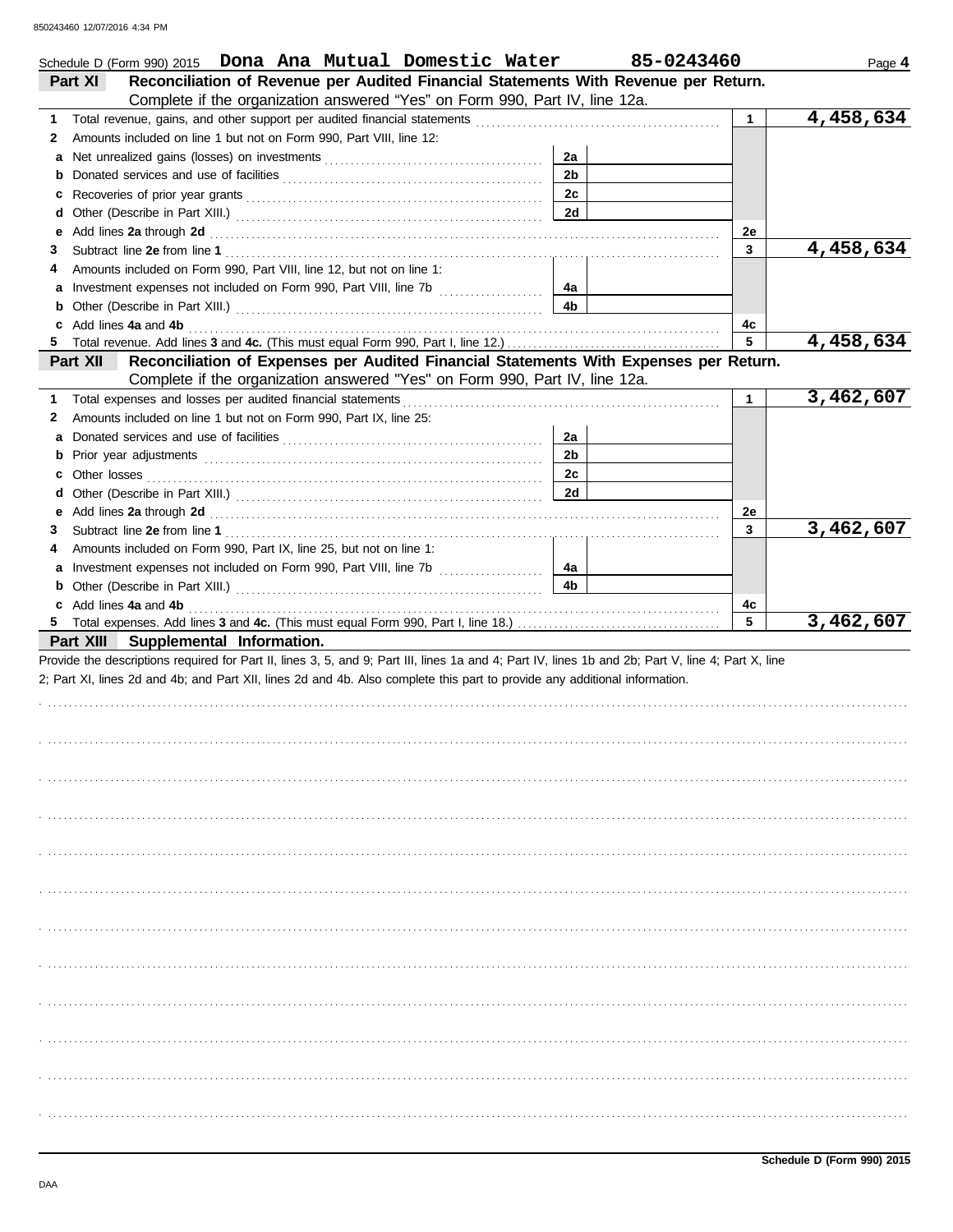Schedule D (Form 990) 2015 **Dona Ana Mutual Domestic Water** **85-0243460**

## Part XI Reconciliation of Revenue per Audited Financial Statements With Revenue per Return.

Complete if the organization answered "Yes" on Form 990, Part IV, line 12a.

| | | | | | |
|---|---|---|---|---|---|
| 1 | Total revenue, gains, and other support per audited financial statements | | | 1 | 4,458,634 |
| 2 | Amounts included on line 1 but not on Form 990, Part VIII, line 12: | | | | |
| a | Net unrealized gains (losses) on investments | 2a | | | |
| b | Donated services and use of facilities | 2b | | | |
| c | Recoveries of prior year grants | 2c | | | |
| d | Other (Describe in Part XIII.) | 2d | | | |
| e | Add lines **2a** through **2d** | | | 2e | |
| 3 | Subtract line **2e** from line **1** | | | 3 | 4,458,634 |
| 4 | Amounts included on Form 990, Part VIII, line 12, but not on line 1: | | | | |
| a | Investment expenses not included on Form 990, Part VIII, line 7b | 4a | | | |
| b | Other (Describe in Part XIII.) | 4b | | | |
| c | Add lines **4a** and **4b** | | | 4c | |
| 5 | Total revenue. Add lines **3** and **4c.** (This must equal Form 990, Part I, line 12.) | | | 5 | 4,458,634 |

## Part XII Reconciliation of Expenses per Audited Financial Statements With Expenses per Return.

Complete if the organization answered "Yes" on Form 990, Part IV, line 12a.

| | | | | | |
|---|---|---|---|---|---|
| 1 | Total expenses and losses per audited financial statements | | | 1 | 3,462,607 |
| 2 | Amounts included on line 1 but not on Form 990, Part IX, line 25: | | | | |
| a | Donated services and use of facilities | 2a | | | |
| b | Prior year adjustments | 2b | | | |
| c | Other losses | 2c | | | |
| d | Other (Describe in Part XIII.) | 2d | | | |
| e | Add lines **2a** through **2d** | | | 2e | |
| 3 | Subtract line **2e** from line **1** | | | 3 | 3,462,607 |
| 4 | Amounts included on Form 990, Part IX, line 25, but not on line 1: | | | | |
| a | Investment expenses not included on Form 990, Part VIII, line 7b | 4a | | | |
| b | Other (Describe in Part XIII.) | 4b | | | |
| c | Add lines **4a** and **4b** | | | 4c | |
| 5 | Total expenses. Add lines **3** and **4c.** (This must equal Form 990, Part I, line 18.) | | | 5 | 3,462,607 |

## Part XIII Supplemental Information.

Provide the descriptions required for Part II, lines 3, 5, and 9; Part III, lines 1a and 4; Part IV, lines 1b and 2b; Part V, line 4; Part X, line 2; Part XI, lines 2d and 4b; and Part XII, lines 2d and 4b. Also complete this part to provide any additional information.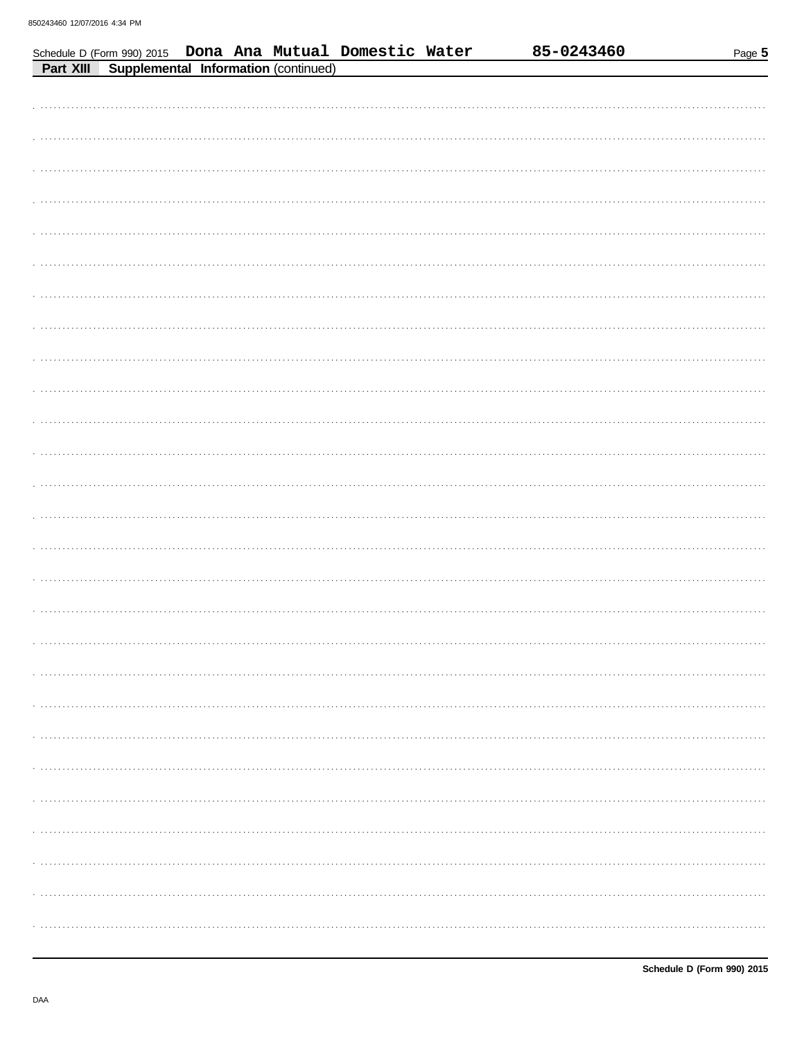Schedule D (Form 990) 2015 **Dona Ana Mutual Domestic Water** **85-0243460**

**Part XIII** **Supplemental Information** (continued)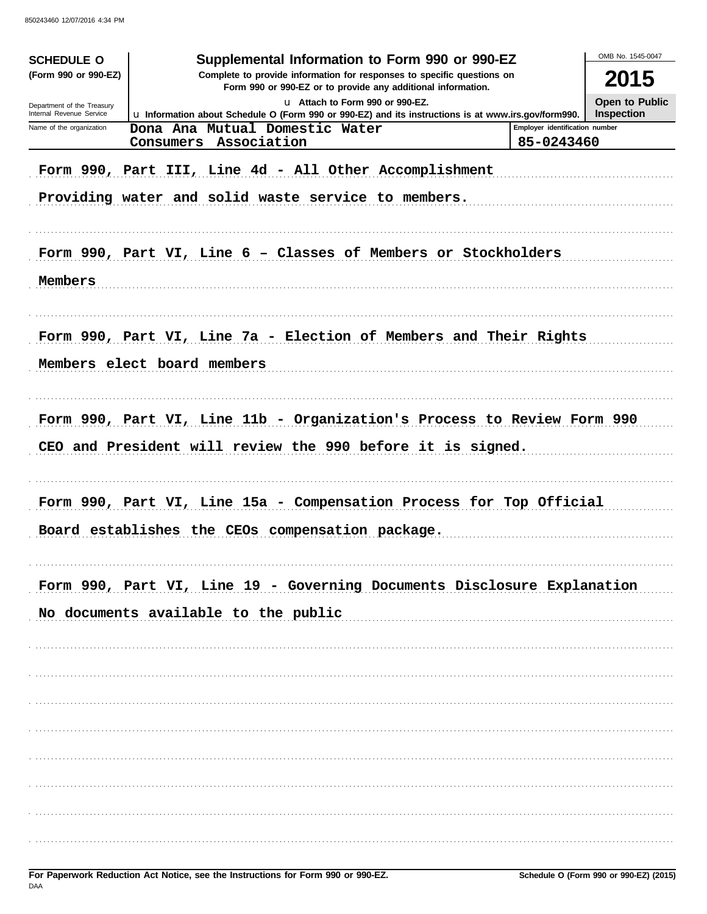**SCHEDULE O**
**(Form 990 or 990-EZ)**

Department of the Treasury
Internal Revenue Service

# Supplemental Information to Form 990 or 990-EZ

**Complete to provide information for responses to specific questions on Form 990 or 990-EZ or to provide any additional information.**

u Attach to Form 990 or 990-EZ.

u Information about Schedule O (Form 990 or 990-EZ) and its instructions is at www.irs.gov/form990.

OMB No. 1545-0047

**2015**

**Open to Public Inspection**

| Name of the organization | Employer identification number |
|---|---|
| Dona Ana Mutual Domestic Water Consumers Association | 85-0243460 |

Form 990, Part III, Line 4d - All Other Accomplishment

Providing water and solid waste service to members.

Form 990, Part VI, Line 6 – Classes of Members or Stockholders

Members

Form 990, Part VI, Line 7a - Election of Members and Their Rights

Members elect board members

Form 990, Part VI, Line 11b - Organization's Process to Review Form 990

CEO and President will review the 990 before it is signed.

Form 990, Part VI, Line 15a - Compensation Process for Top Official

Board establishes the CEOs compensation package.

Form 990, Part VI, Line 19 - Governing Documents Disclosure Explanation

No documents available to the public

**For Paperwork Reduction Act Notice, see the Instructions for Form 990 or 990-EZ.**

DAA

**Schedule O (Form 990 or 990-EZ) (2015)**